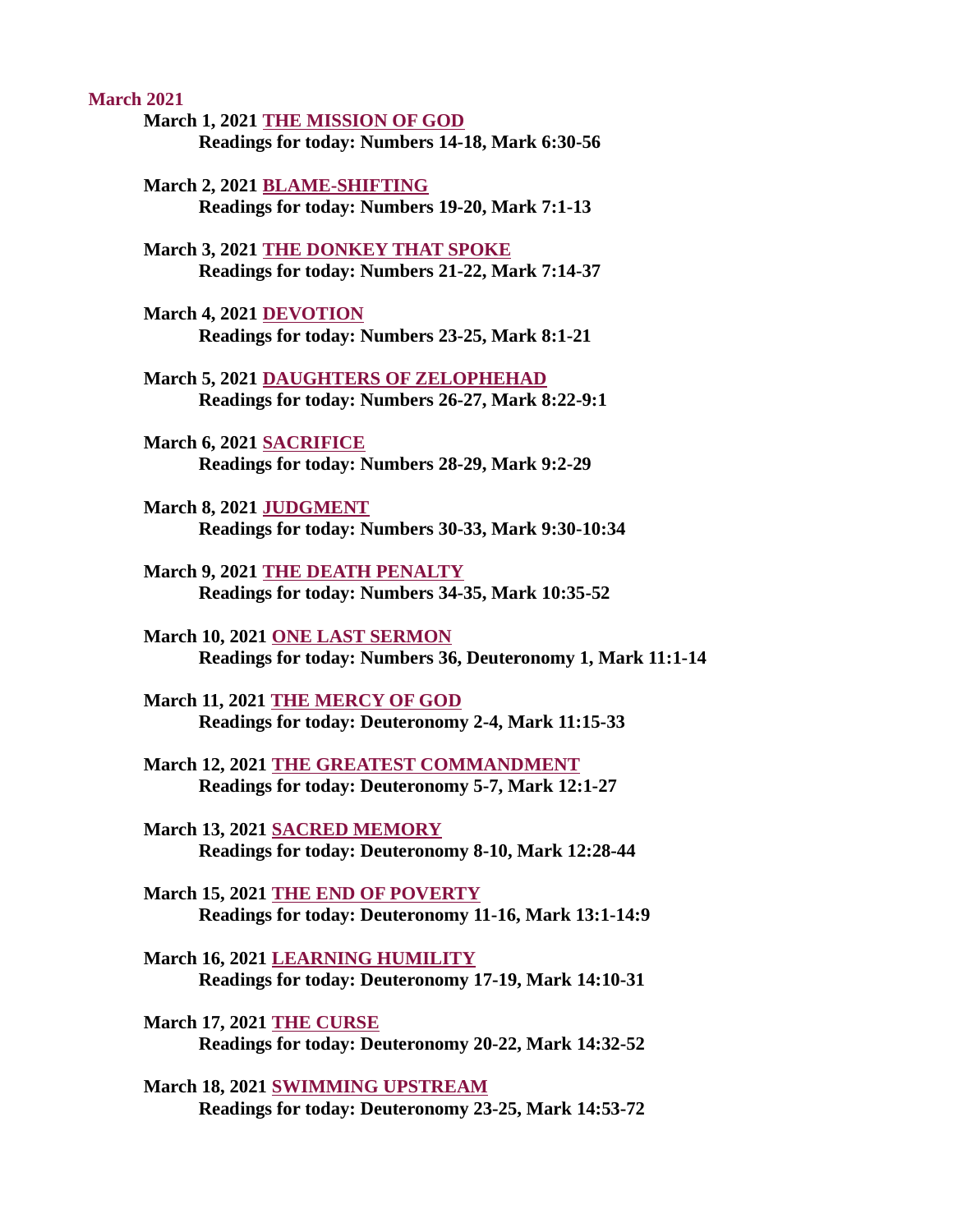## March 2021

**March 1, 2021 THE MISSION OF GOD**
**Readings for today: Numbers 14-18, Mark 6:30-56**

**March 2, 2021 BLAME-SHIFTING**
**Readings for today: Numbers 19-20, Mark 7:1-13**

**March 3, 2021 THE DONKEY THAT SPOKE**
**Readings for today: Numbers 21-22, Mark 7:14-37**

**March 4, 2021 DEVOTION**
**Readings for today: Numbers 23-25, Mark 8:1-21**

**March 5, 2021 DAUGHTERS OF ZELOPHEHAD**
**Readings for today: Numbers 26-27, Mark 8:22-9:1**

**March 6, 2021 SACRIFICE**
**Readings for today: Numbers 28-29, Mark 9:2-29**

**March 8, 2021 JUDGMENT**
**Readings for today: Numbers 30-33, Mark 9:30-10:34**

**March 9, 2021 THE DEATH PENALTY**
**Readings for today: Numbers 34-35, Mark 10:35-52**

**March 10, 2021 ONE LAST SERMON**
**Readings for today: Numbers 36, Deuteronomy 1, Mark 11:1-14**

**March 11, 2021 THE MERCY OF GOD**
**Readings for today: Deuteronomy 2-4, Mark 11:15-33**

**March 12, 2021 THE GREATEST COMMANDMENT**
**Readings for today: Deuteronomy 5-7, Mark 12:1-27**

**March 13, 2021 SACRED MEMORY**
**Readings for today: Deuteronomy 8-10, Mark 12:28-44**

**March 15, 2021 THE END OF POVERTY**
**Readings for today: Deuteronomy 11-16, Mark 13:1-14:9**

**March 16, 2021 LEARNING HUMILITY**
**Readings for today: Deuteronomy 17-19, Mark 14:10-31**

**March 17, 2021 THE CURSE**
**Readings for today: Deuteronomy 20-22, Mark 14:32-52**

**March 18, 2021 SWIMMING UPSTREAM**
**Readings for today: Deuteronomy 23-25, Mark 14:53-72**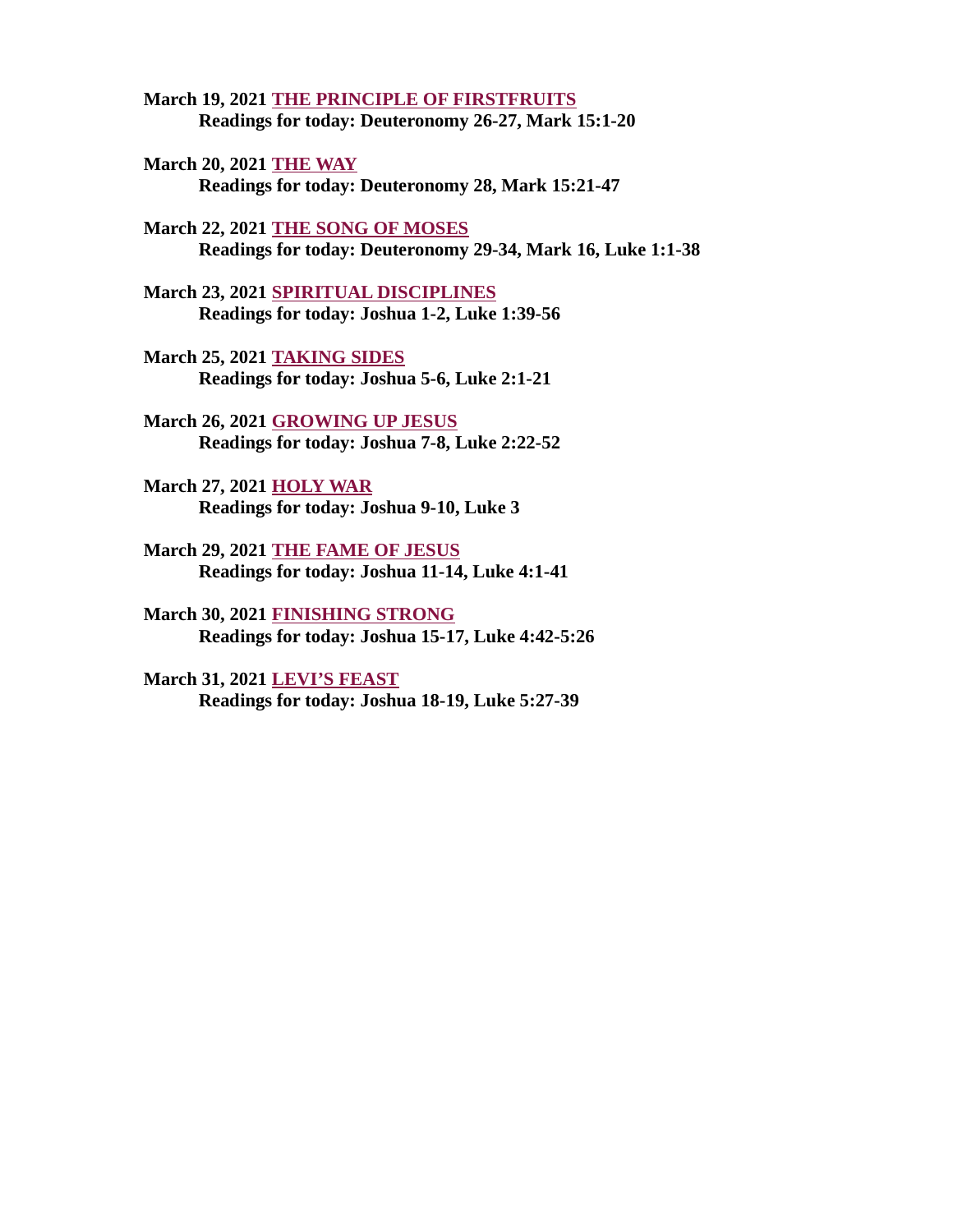**March 19, 2021 THE PRINCIPLE OF FIRSTFRUITS**
**Readings for today: Deuteronomy 26-27, Mark 15:1-20**

**March 20, 2021 THE WAY**
**Readings for today: Deuteronomy 28, Mark 15:21-47**

**March 22, 2021 THE SONG OF MOSES**
**Readings for today: Deuteronomy 29-34, Mark 16, Luke 1:1-38**

**March 23, 2021 SPIRITUAL DISCIPLINES**
**Readings for today: Joshua 1-2, Luke 1:39-56**

**March 25, 2021 TAKING SIDES**
**Readings for today: Joshua 5-6, Luke 2:1-21**

**March 26, 2021 GROWING UP JESUS**
**Readings for today: Joshua 7-8, Luke 2:22-52**

**March 27, 2021 HOLY WAR**
**Readings for today: Joshua 9-10, Luke 3**

**March 29, 2021 THE FAME OF JESUS**
**Readings for today: Joshua 11-14, Luke 4:1-41**

**March 30, 2021 FINISHING STRONG**
**Readings for today: Joshua 15-17, Luke 4:42-5:26**

**March 31, 2021 LEVI'S FEAST**
**Readings for today: Joshua 18-19, Luke 5:27-39**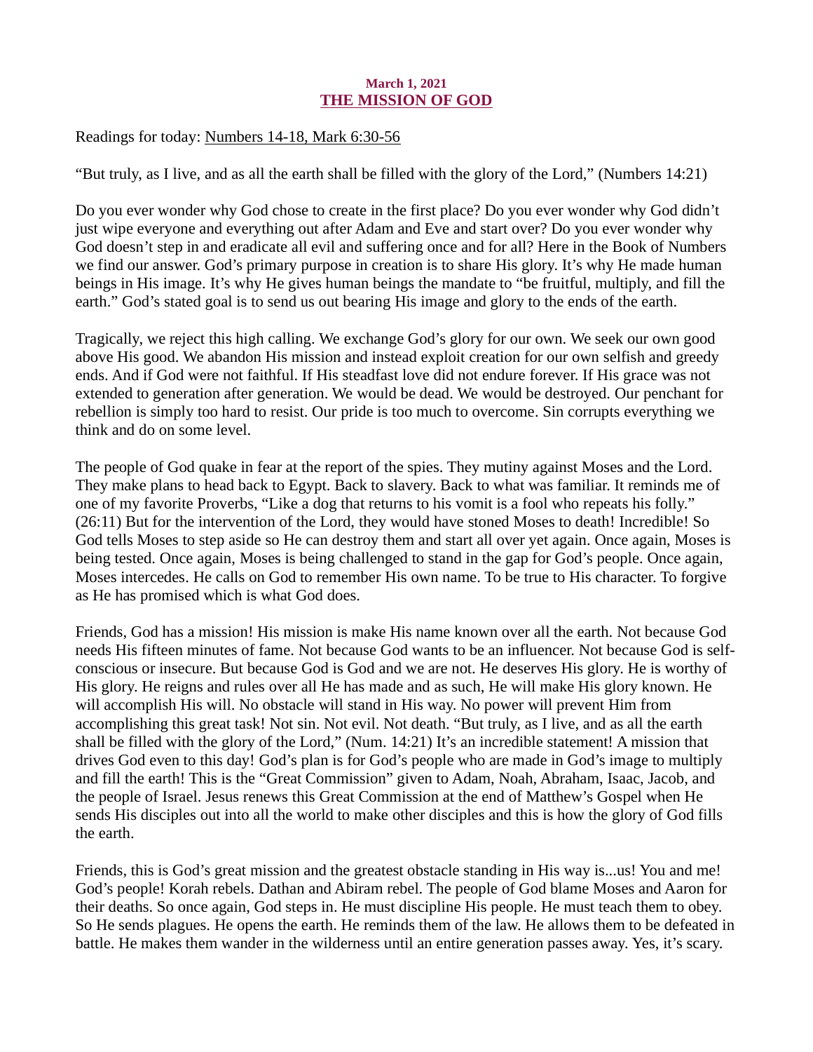**March 1, 2021**

## THE MISSION OF GOD

Readings for today: Numbers 14-18, Mark 6:30-56

"But truly, as I live, and as all the earth shall be filled with the glory of the Lord," (Numbers 14:21)

Do you ever wonder why God chose to create in the first place? Do you ever wonder why God didn't just wipe everyone and everything out after Adam and Eve and start over? Do you ever wonder why God doesn't step in and eradicate all evil and suffering once and for all? Here in the Book of Numbers we find our answer. God's primary purpose in creation is to share His glory. It's why He made human beings in His image. It's why He gives human beings the mandate to "be fruitful, multiply, and fill the earth." God's stated goal is to send us out bearing His image and glory to the ends of the earth.

Tragically, we reject this high calling. We exchange God's glory for our own. We seek our own good above His good. We abandon His mission and instead exploit creation for our own selfish and greedy ends. And if God were not faithful. If His steadfast love did not endure forever. If His grace was not extended to generation after generation. We would be dead. We would be destroyed. Our penchant for rebellion is simply too hard to resist. Our pride is too much to overcome. Sin corrupts everything we think and do on some level.

The people of God quake in fear at the report of the spies. They mutiny against Moses and the Lord. They make plans to head back to Egypt. Back to slavery. Back to what was familiar. It reminds me of one of my favorite Proverbs, "Like a dog that returns to his vomit is a fool who repeats his folly." (26:11) But for the intervention of the Lord, they would have stoned Moses to death! Incredible! So God tells Moses to step aside so He can destroy them and start all over yet again. Once again, Moses is being tested. Once again, Moses is being challenged to stand in the gap for God's people. Once again, Moses intercedes. He calls on God to remember His own name. To be true to His character. To forgive as He has promised which is what God does.

Friends, God has a mission! His mission is make His name known over all the earth. Not because God needs His fifteen minutes of fame. Not because God wants to be an influencer. Not because God is self-conscious or insecure. But because God is God and we are not. He deserves His glory. He is worthy of His glory. He reigns and rules over all He has made and as such, He will make His glory known. He will accomplish His will. No obstacle will stand in His way. No power will prevent Him from accomplishing this great task! Not sin. Not evil. Not death. "But truly, as I live, and as all the earth shall be filled with the glory of the Lord," (Num. 14:21) It's an incredible statement! A mission that drives God even to this day! God's plan is for God's people who are made in God's image to multiply and fill the earth! This is the "Great Commission" given to Adam, Noah, Abraham, Isaac, Jacob, and the people of Israel. Jesus renews this Great Commission at the end of Matthew's Gospel when He sends His disciples out into all the world to make other disciples and this is how the glory of God fills the earth.

Friends, this is God's great mission and the greatest obstacle standing in His way is...us! You and me! God's people! Korah rebels. Dathan and Abiram rebel. The people of God blame Moses and Aaron for their deaths. So once again, God steps in. He must discipline His people. He must teach them to obey. So He sends plagues. He opens the earth. He reminds them of the law. He allows them to be defeated in battle. He makes them wander in the wilderness until an entire generation passes away. Yes, it's scary.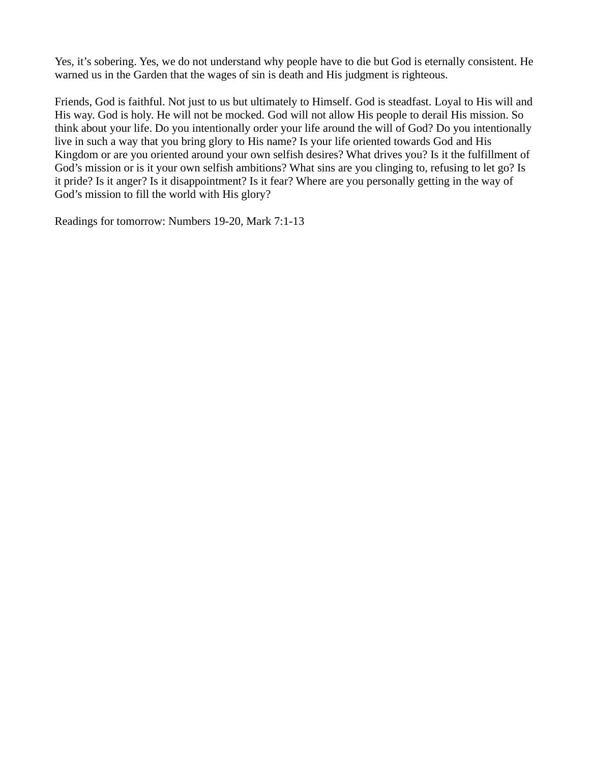Yes, it’s sobering. Yes, we do not understand why people have to die but God is eternally consistent. He warned us in the Garden that the wages of sin is death and His judgment is righteous.

Friends, God is faithful. Not just to us but ultimately to Himself. God is steadfast. Loyal to His will and His way. God is holy. He will not be mocked. God will not allow His people to derail His mission. So think about your life. Do you intentionally order your life around the will of God? Do you intentionally live in such a way that you bring glory to His name? Is your life oriented towards God and His Kingdom or are you oriented around your own selfish desires? What drives you? Is it the fulfillment of God’s mission or is it your own selfish ambitions? What sins are you clinging to, refusing to let go? Is it pride? Is it anger? Is it disappointment? Is it fear? Where are you personally getting in the way of God’s mission to fill the world with His glory?

Readings for tomorrow: Numbers 19-20, Mark 7:1-13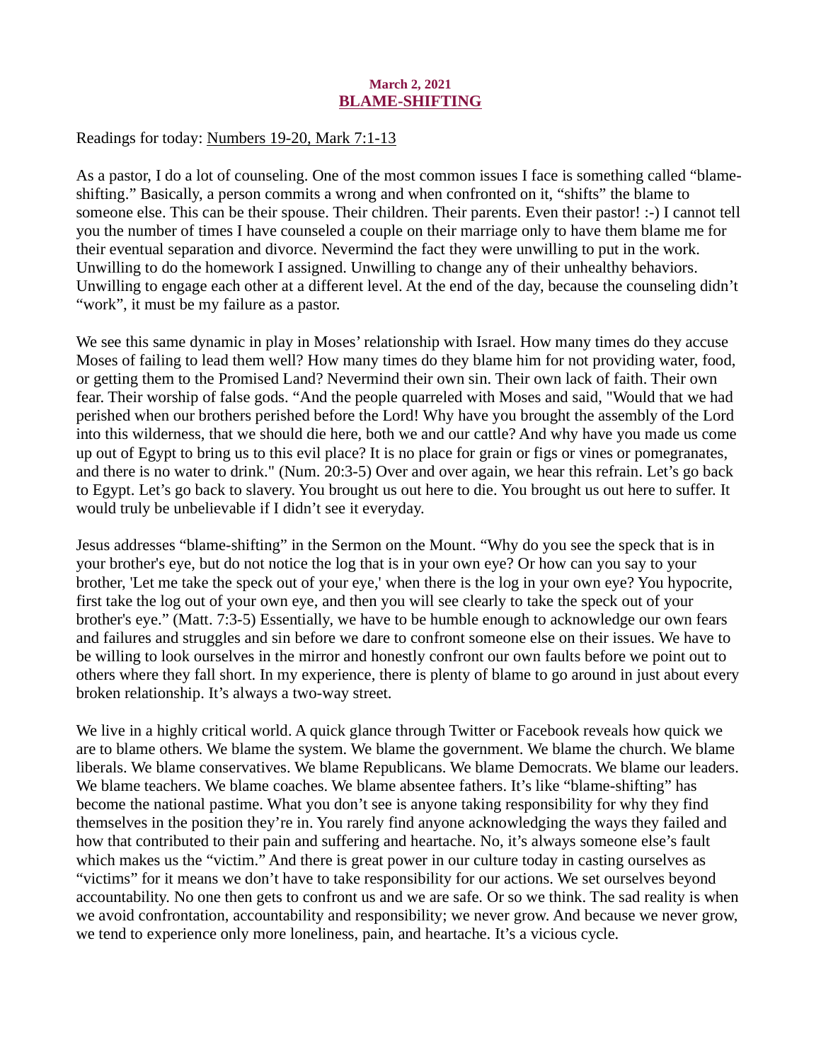**March 2, 2021**

## BLAME-SHIFTING

Readings for today: Numbers 19-20, Mark 7:1-13

As a pastor, I do a lot of counseling. One of the most common issues I face is something called "blame-shifting." Basically, a person commits a wrong and when confronted on it, "shifts" the blame to someone else. This can be their spouse. Their children. Their parents. Even their pastor! :-) I cannot tell you the number of times I have counseled a couple on their marriage only to have them blame me for their eventual separation and divorce. Nevermind the fact they were unwilling to put in the work. Unwilling to do the homework I assigned. Unwilling to change any of their unhealthy behaviors. Unwilling to engage each other at a different level. At the end of the day, because the counseling didn't "work", it must be my failure as a pastor.

We see this same dynamic in play in Moses' relationship with Israel. How many times do they accuse Moses of failing to lead them well? How many times do they blame him for not providing water, food, or getting them to the Promised Land? Nevermind their own sin. Their own lack of faith. Their own fear. Their worship of false gods. "And the people quarreled with Moses and said, "Would that we had perished when our brothers perished before the Lord! Why have you brought the assembly of the Lord into this wilderness, that we should die here, both we and our cattle? And why have you made us come up out of Egypt to bring us to this evil place? It is no place for grain or figs or vines or pomegranates, and there is no water to drink." (Num. 20:3-5) Over and over again, we hear this refrain. Let's go back to Egypt. Let's go back to slavery. You brought us out here to die. You brought us out here to suffer. It would truly be unbelievable if I didn't see it everyday.

Jesus addresses "blame-shifting" in the Sermon on the Mount. "Why do you see the speck that is in your brother's eye, but do not notice the log that is in your own eye? Or how can you say to your brother, 'Let me take the speck out of your eye,' when there is the log in your own eye? You hypocrite, first take the log out of your own eye, and then you will see clearly to take the speck out of your brother's eye." (Matt. 7:3-5) Essentially, we have to be humble enough to acknowledge our own fears and failures and struggles and sin before we dare to confront someone else on their issues. We have to be willing to look ourselves in the mirror and honestly confront our own faults before we point out to others where they fall short. In my experience, there is plenty of blame to go around in just about every broken relationship. It's always a two-way street.

We live in a highly critical world. A quick glance through Twitter or Facebook reveals how quick we are to blame others. We blame the system. We blame the government. We blame the church. We blame liberals. We blame conservatives. We blame Republicans. We blame Democrats. We blame our leaders. We blame teachers. We blame coaches. We blame absentee fathers. It's like "blame-shifting" has become the national pastime. What you don't see is anyone taking responsibility for why they find themselves in the position they're in. You rarely find anyone acknowledging the ways they failed and how that contributed to their pain and suffering and heartache. No, it's always someone else's fault which makes us the "victim." And there is great power in our culture today in casting ourselves as "victims" for it means we don't have to take responsibility for our actions. We set ourselves beyond accountability. No one then gets to confront us and we are safe. Or so we think. The sad reality is when we avoid confrontation, accountability and responsibility; we never grow. And because we never grow, we tend to experience only more loneliness, pain, and heartache. It's a vicious cycle.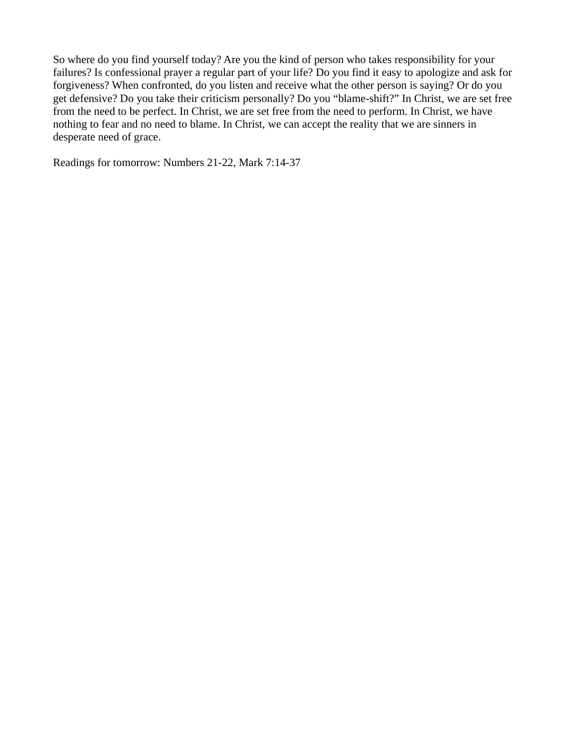So where do you find yourself today? Are you the kind of person who takes responsibility for your failures? Is confessional prayer a regular part of your life? Do you find it easy to apologize and ask for forgiveness? When confronted, do you listen and receive what the other person is saying? Or do you get defensive? Do you take their criticism personally? Do you "blame-shift?" In Christ, we are set free from the need to be perfect. In Christ, we are set free from the need to perform. In Christ, we have nothing to fear and no need to blame. In Christ, we can accept the reality that we are sinners in desperate need of grace.

Readings for tomorrow: Numbers 21-22, Mark 7:14-37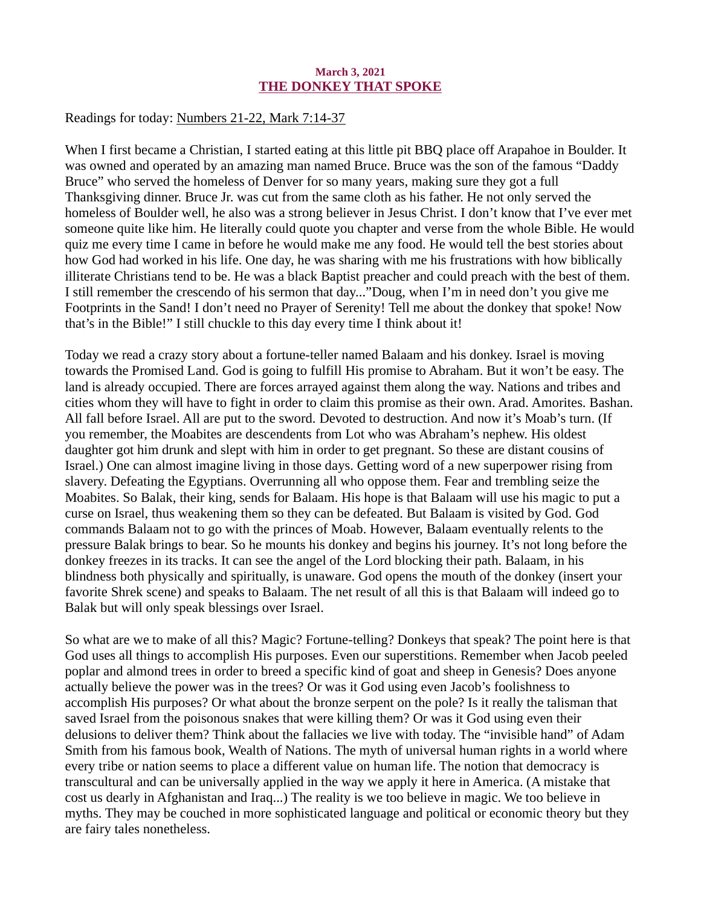March 3, 2021

## THE DONKEY THAT SPOKE

Readings for today: Numbers 21-22, Mark 7:14-37

When I first became a Christian, I started eating at this little pit BBQ place off Arapahoe in Boulder. It was owned and operated by an amazing man named Bruce. Bruce was the son of the famous "Daddy Bruce" who served the homeless of Denver for so many years, making sure they got a full Thanksgiving dinner. Bruce Jr. was cut from the same cloth as his father. He not only served the homeless of Boulder well, he also was a strong believer in Jesus Christ. I don't know that I've ever met someone quite like him. He literally could quote you chapter and verse from the whole Bible. He would quiz me every time I came in before he would make me any food. He would tell the best stories about how God had worked in his life. One day, he was sharing with me his frustrations with how biblically illiterate Christians tend to be. He was a black Baptist preacher and could preach with the best of them. I still remember the crescendo of his sermon that day..."Doug, when I'm in need don't you give me Footprints in the Sand! I don't need no Prayer of Serenity! Tell me about the donkey that spoke! Now that's in the Bible!" I still chuckle to this day every time I think about it!

Today we read a crazy story about a fortune-teller named Balaam and his donkey. Israel is moving towards the Promised Land. God is going to fulfill His promise to Abraham. But it won't be easy. The land is already occupied. There are forces arrayed against them along the way. Nations and tribes and cities whom they will have to fight in order to claim this promise as their own. Arad. Amorites. Bashan. All fall before Israel. All are put to the sword. Devoted to destruction. And now it's Moab's turn. (If you remember, the Moabites are descendents from Lot who was Abraham's nephew. His oldest daughter got him drunk and slept with him in order to get pregnant. So these are distant cousins of Israel.) One can almost imagine living in those days. Getting word of a new superpower rising from slavery. Defeating the Egyptians. Overrunning all who oppose them. Fear and trembling seize the Moabites. So Balak, their king, sends for Balaam. His hope is that Balaam will use his magic to put a curse on Israel, thus weakening them so they can be defeated. But Balaam is visited by God. God commands Balaam not to go with the princes of Moab. However, Balaam eventually relents to the pressure Balak brings to bear. So he mounts his donkey and begins his journey. It's not long before the donkey freezes in its tracks. It can see the angel of the Lord blocking their path. Balaam, in his blindness both physically and spiritually, is unaware. God opens the mouth of the donkey (insert your favorite Shrek scene) and speaks to Balaam. The net result of all this is that Balaam will indeed go to Balak but will only speak blessings over Israel.

So what are we to make of all this? Magic? Fortune-telling? Donkeys that speak? The point here is that God uses all things to accomplish His purposes. Even our superstitions. Remember when Jacob peeled poplar and almond trees in order to breed a specific kind of goat and sheep in Genesis? Does anyone actually believe the power was in the trees? Or was it God using even Jacob's foolishness to accomplish His purposes? Or what about the bronze serpent on the pole? Is it really the talisman that saved Israel from the poisonous snakes that were killing them? Or was it God using even their delusions to deliver them? Think about the fallacies we live with today. The "invisible hand" of Adam Smith from his famous book, Wealth of Nations. The myth of universal human rights in a world where every tribe or nation seems to place a different value on human life. The notion that democracy is transcultural and can be universally applied in the way we apply it here in America. (A mistake that cost us dearly in Afghanistan and Iraq...) The reality is we too believe in magic. We too believe in myths. They may be couched in more sophisticated language and political or economic theory but they are fairy tales nonetheless.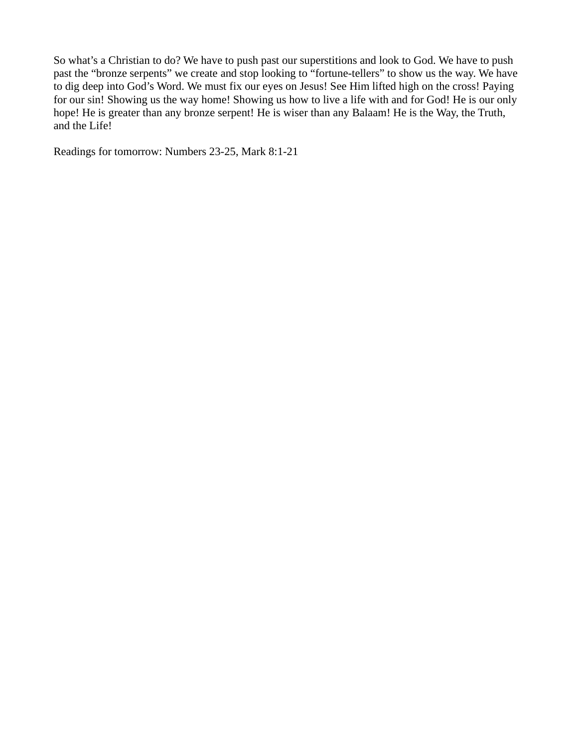So what's a Christian to do? We have to push past our superstitions and look to God. We have to push past the "bronze serpents" we create and stop looking to "fortune-tellers" to show us the way. We have to dig deep into God's Word. We must fix our eyes on Jesus! See Him lifted high on the cross! Paying for our sin! Showing us the way home! Showing us how to live a life with and for God! He is our only hope! He is greater than any bronze serpent! He is wiser than any Balaam! He is the Way, the Truth, and the Life!

Readings for tomorrow: Numbers 23-25, Mark 8:1-21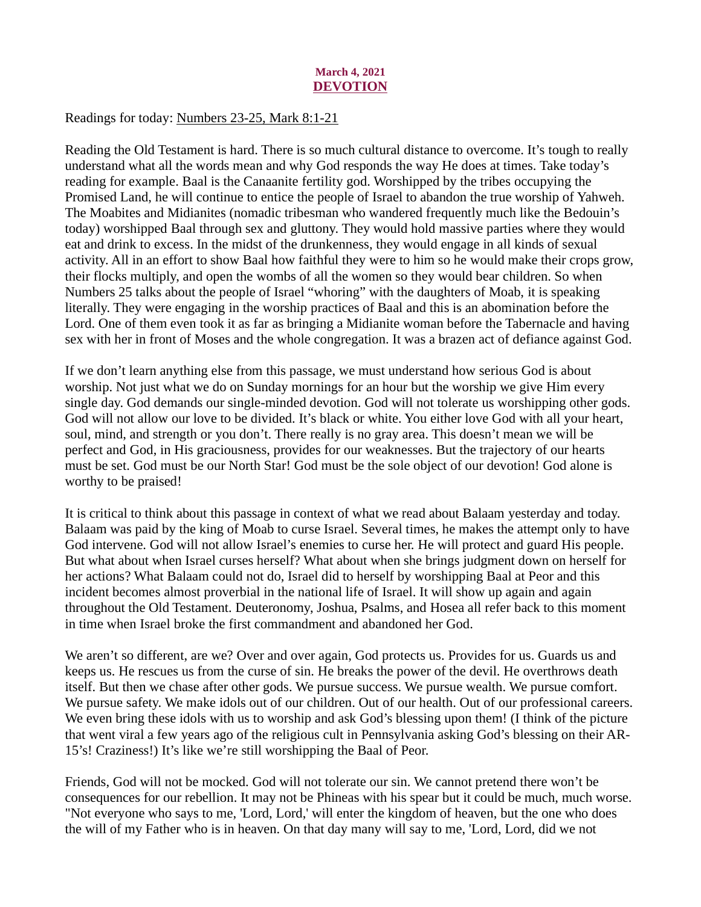**March 4, 2021**

## DEVOTION

Readings for today: Numbers 23-25, Mark 8:1-21

Reading the Old Testament is hard. There is so much cultural distance to overcome. It's tough to really understand what all the words mean and why God responds the way He does at times. Take today's reading for example. Baal is the Canaanite fertility god. Worshipped by the tribes occupying the Promised Land, he will continue to entice the people of Israel to abandon the true worship of Yahweh. The Moabites and Midianites (nomadic tribesman who wandered frequently much like the Bedouin's today) worshipped Baal through sex and gluttony. They would hold massive parties where they would eat and drink to excess. In the midst of the drunkenness, they would engage in all kinds of sexual activity. All in an effort to show Baal how faithful they were to him so he would make their crops grow, their flocks multiply, and open the wombs of all the women so they would bear children. So when Numbers 25 talks about the people of Israel "whoring" with the daughters of Moab, it is speaking literally. They were engaging in the worship practices of Baal and this is an abomination before the Lord. One of them even took it as far as bringing a Midianite woman before the Tabernacle and having sex with her in front of Moses and the whole congregation. It was a brazen act of defiance against God.

If we don't learn anything else from this passage, we must understand how serious God is about worship. Not just what we do on Sunday mornings for an hour but the worship we give Him every single day. God demands our single-minded devotion. God will not tolerate us worshipping other gods. God will not allow our love to be divided. It's black or white. You either love God with all your heart, soul, mind, and strength or you don't. There really is no gray area. This doesn't mean we will be perfect and God, in His graciousness, provides for our weaknesses. But the trajectory of our hearts must be set. God must be our North Star! God must be the sole object of our devotion! God alone is worthy to be praised!

It is critical to think about this passage in context of what we read about Balaam yesterday and today. Balaam was paid by the king of Moab to curse Israel. Several times, he makes the attempt only to have God intervene. God will not allow Israel's enemies to curse her. He will protect and guard His people. But what about when Israel curses herself? What about when she brings judgment down on herself for her actions? What Balaam could not do, Israel did to herself by worshipping Baal at Peor and this incident becomes almost proverbial in the national life of Israel. It will show up again and again throughout the Old Testament. Deuteronomy, Joshua, Psalms, and Hosea all refer back to this moment in time when Israel broke the first commandment and abandoned her God.

We aren't so different, are we? Over and over again, God protects us. Provides for us. Guards us and keeps us. He rescues us from the curse of sin. He breaks the power of the devil. He overthrows death itself. But then we chase after other gods. We pursue success. We pursue wealth. We pursue comfort. We pursue safety. We make idols out of our children. Out of our health. Out of our professional careers. We even bring these idols with us to worship and ask God's blessing upon them! (I think of the picture that went viral a few years ago of the religious cult in Pennsylvania asking God's blessing on their AR-15's! Craziness!) It's like we're still worshipping the Baal of Peor.

Friends, God will not be mocked. God will not tolerate our sin. We cannot pretend there won't be consequences for our rebellion. It may not be Phineas with his spear but it could be much, much worse. "Not everyone who says to me, 'Lord, Lord,' will enter the kingdom of heaven, but the one who does the will of my Father who is in heaven. On that day many will say to me, 'Lord, Lord, did we not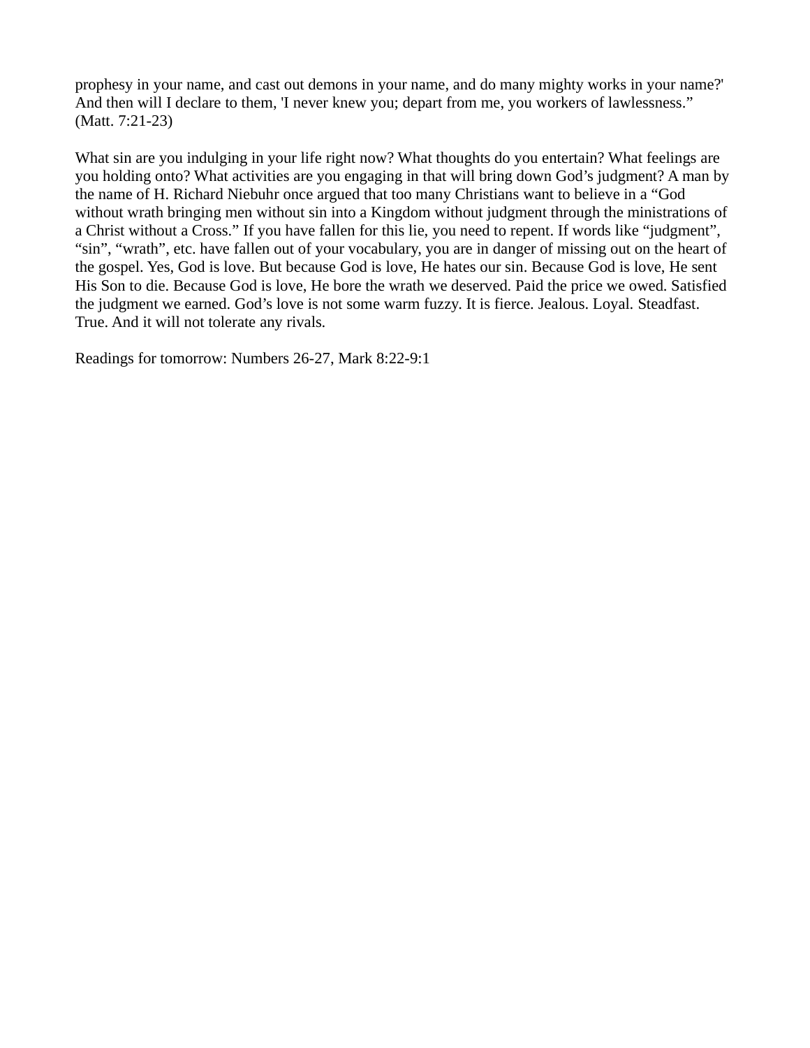prophesy in your name, and cast out demons in your name, and do many mighty works in your name?' And then will I declare to them, 'I never knew you; depart from me, you workers of lawlessness." (Matt. 7:21-23)

What sin are you indulging in your life right now? What thoughts do you entertain? What feelings are you holding onto? What activities are you engaging in that will bring down God's judgment? A man by the name of H. Richard Niebuhr once argued that too many Christians want to believe in a "God without wrath bringing men without sin into a Kingdom without judgment through the ministrations of a Christ without a Cross." If you have fallen for this lie, you need to repent. If words like "judgment", "sin", "wrath", etc. have fallen out of your vocabulary, you are in danger of missing out on the heart of the gospel. Yes, God is love. But because God is love, He hates our sin. Because God is love, He sent His Son to die. Because God is love, He bore the wrath we deserved. Paid the price we owed. Satisfied the judgment we earned. God's love is not some warm fuzzy. It is fierce. Jealous. Loyal. Steadfast. True. And it will not tolerate any rivals.

Readings for tomorrow: Numbers 26-27, Mark 8:22-9:1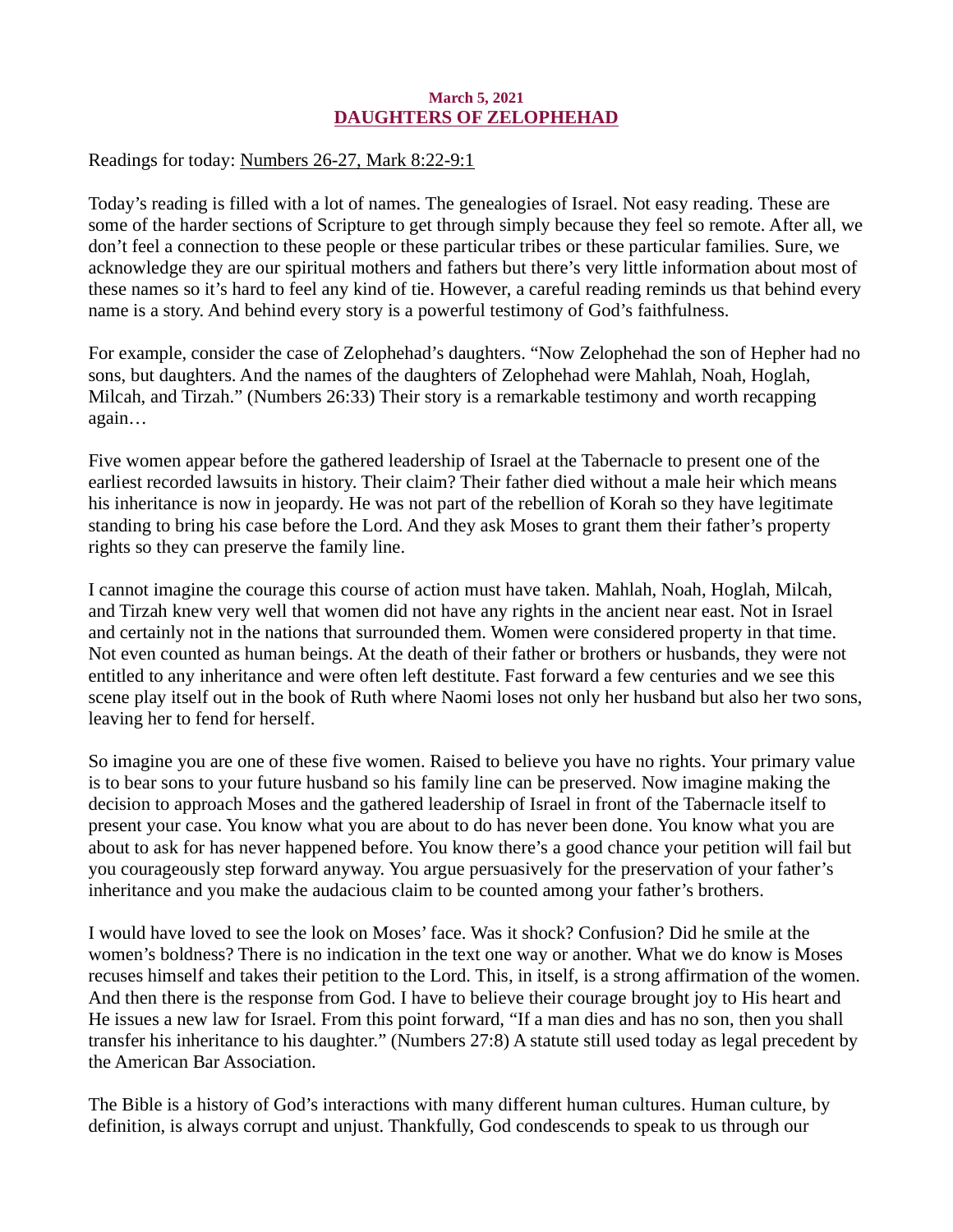**March 5, 2021**

## DAUGHTERS OF ZELOPHEHAD

Readings for today: Numbers 26-27, Mark 8:22-9:1

Today's reading is filled with a lot of names. The genealogies of Israel. Not easy reading. These are some of the harder sections of Scripture to get through simply because they feel so remote. After all, we don't feel a connection to these people or these particular tribes or these particular families. Sure, we acknowledge they are our spiritual mothers and fathers but there's very little information about most of these names so it's hard to feel any kind of tie. However, a careful reading reminds us that behind every name is a story. And behind every story is a powerful testimony of God's faithfulness.

For example, consider the case of Zelophehad's daughters. "Now Zelophehad the son of Hepher had no sons, but daughters. And the names of the daughters of Zelophehad were Mahlah, Noah, Hoglah, Milcah, and Tirzah." (Numbers 26:33) Their story is a remarkable testimony and worth recapping again…

Five women appear before the gathered leadership of Israel at the Tabernacle to present one of the earliest recorded lawsuits in history. Their claim? Their father died without a male heir which means his inheritance is now in jeopardy. He was not part of the rebellion of Korah so they have legitimate standing to bring his case before the Lord. And they ask Moses to grant them their father's property rights so they can preserve the family line.

I cannot imagine the courage this course of action must have taken. Mahlah, Noah, Hoglah, Milcah, and Tirzah knew very well that women did not have any rights in the ancient near east. Not in Israel and certainly not in the nations that surrounded them. Women were considered property in that time. Not even counted as human beings. At the death of their father or brothers or husbands, they were not entitled to any inheritance and were often left destitute. Fast forward a few centuries and we see this scene play itself out in the book of Ruth where Naomi loses not only her husband but also her two sons, leaving her to fend for herself.

So imagine you are one of these five women. Raised to believe you have no rights. Your primary value is to bear sons to your future husband so his family line can be preserved. Now imagine making the decision to approach Moses and the gathered leadership of Israel in front of the Tabernacle itself to present your case. You know what you are about to do has never been done. You know what you are about to ask for has never happened before. You know there's a good chance your petition will fail but you courageously step forward anyway. You argue persuasively for the preservation of your father's inheritance and you make the audacious claim to be counted among your father's brothers.

I would have loved to see the look on Moses' face. Was it shock? Confusion? Did he smile at the women's boldness? There is no indication in the text one way or another. What we do know is Moses recuses himself and takes their petition to the Lord. This, in itself, is a strong affirmation of the women. And then there is the response from God. I have to believe their courage brought joy to His heart and He issues a new law for Israel. From this point forward, "If a man dies and has no son, then you shall transfer his inheritance to his daughter." (Numbers 27:8) A statute still used today as legal precedent by the American Bar Association.

The Bible is a history of God's interactions with many different human cultures. Human culture, by definition, is always corrupt and unjust. Thankfully, God condescends to speak to us through our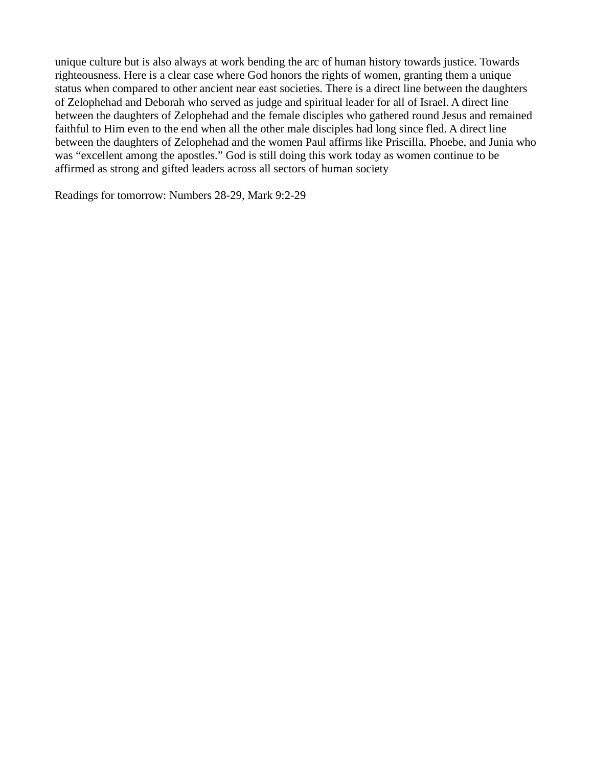unique culture but is also always at work bending the arc of human history towards justice. Towards righteousness. Here is a clear case where God honors the rights of women, granting them a unique status when compared to other ancient near east societies. There is a direct line between the daughters of Zelophehad and Deborah who served as judge and spiritual leader for all of Israel. A direct line between the daughters of Zelophehad and the female disciples who gathered round Jesus and remained faithful to Him even to the end when all the other male disciples had long since fled. A direct line between the daughters of Zelophehad and the women Paul affirms like Priscilla, Phoebe, and Junia who was “excellent among the apostles.” God is still doing this work today as women continue to be affirmed as strong and gifted leaders across all sectors of human society

Readings for tomorrow: Numbers 28-29, Mark 9:2-29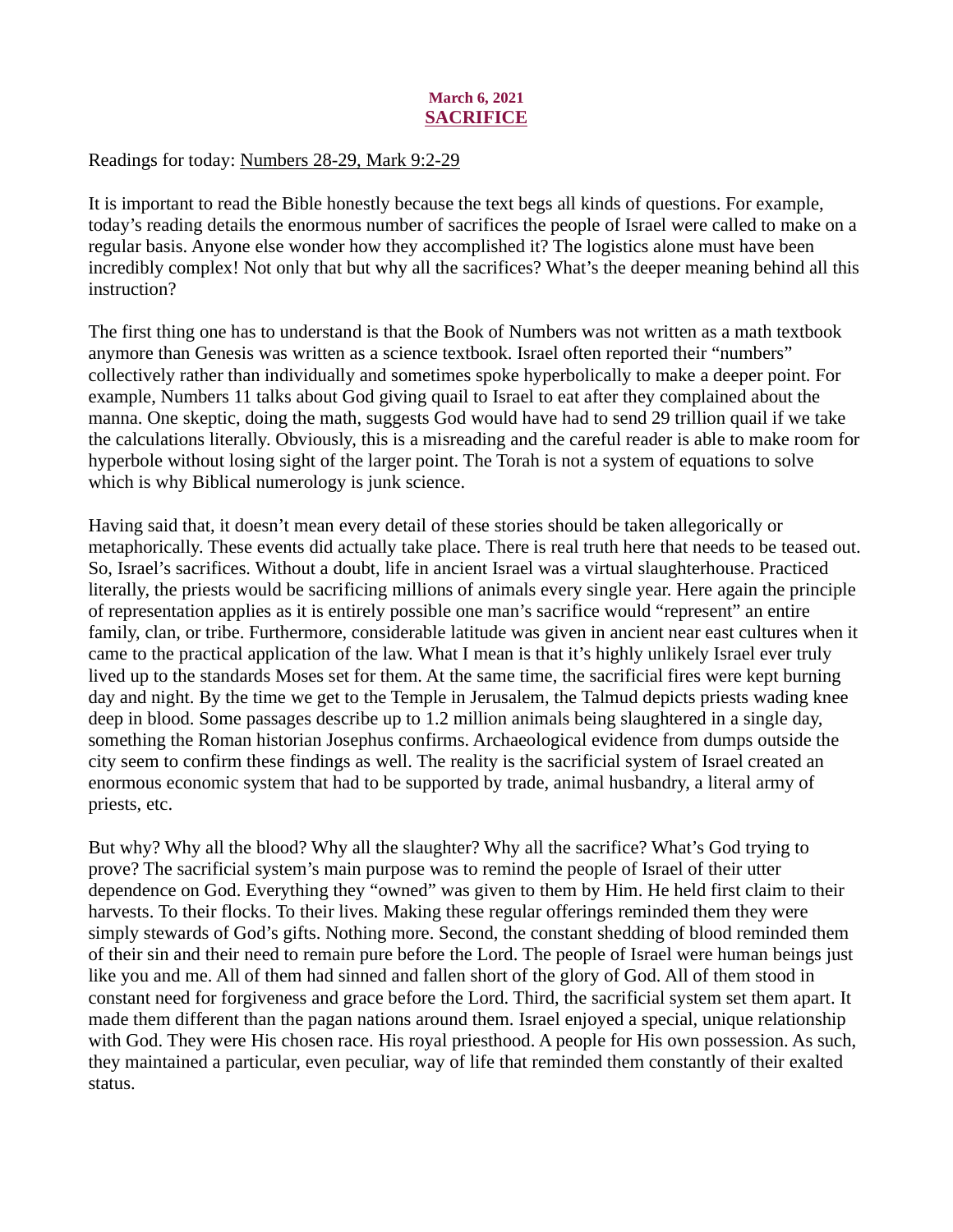**March 6, 2021**

## SACRIFICE

Readings for today: Numbers 28-29, Mark 9:2-29

It is important to read the Bible honestly because the text begs all kinds of questions. For example, today's reading details the enormous number of sacrifices the people of Israel were called to make on a regular basis. Anyone else wonder how they accomplished it? The logistics alone must have been incredibly complex! Not only that but why all the sacrifices? What's the deeper meaning behind all this instruction?

The first thing one has to understand is that the Book of Numbers was not written as a math textbook anymore than Genesis was written as a science textbook. Israel often reported their "numbers" collectively rather than individually and sometimes spoke hyperbolically to make a deeper point. For example, Numbers 11 talks about God giving quail to Israel to eat after they complained about the manna. One skeptic, doing the math, suggests God would have had to send 29 trillion quail if we take the calculations literally. Obviously, this is a misreading and the careful reader is able to make room for hyperbole without losing sight of the larger point. The Torah is not a system of equations to solve which is why Biblical numerology is junk science.

Having said that, it doesn't mean every detail of these stories should be taken allegorically or metaphorically. These events did actually take place. There is real truth here that needs to be teased out. So, Israel's sacrifices. Without a doubt, life in ancient Israel was a virtual slaughterhouse. Practiced literally, the priests would be sacrificing millions of animals every single year. Here again the principle of representation applies as it is entirely possible one man's sacrifice would "represent" an entire family, clan, or tribe. Furthermore, considerable latitude was given in ancient near east cultures when it came to the practical application of the law. What I mean is that it's highly unlikely Israel ever truly lived up to the standards Moses set for them. At the same time, the sacrificial fires were kept burning day and night. By the time we get to the Temple in Jerusalem, the Talmud depicts priests wading knee deep in blood. Some passages describe up to 1.2 million animals being slaughtered in a single day, something the Roman historian Josephus confirms. Archaeological evidence from dumps outside the city seem to confirm these findings as well. The reality is the sacrificial system of Israel created an enormous economic system that had to be supported by trade, animal husbandry, a literal army of priests, etc.

But why? Why all the blood? Why all the slaughter? Why all the sacrifice? What's God trying to prove? The sacrificial system's main purpose was to remind the people of Israel of their utter dependence on God. Everything they "owned" was given to them by Him. He held first claim to their harvests. To their flocks. To their lives. Making these regular offerings reminded them they were simply stewards of God's gifts. Nothing more. Second, the constant shedding of blood reminded them of their sin and their need to remain pure before the Lord. The people of Israel were human beings just like you and me. All of them had sinned and fallen short of the glory of God. All of them stood in constant need for forgiveness and grace before the Lord. Third, the sacrificial system set them apart. It made them different than the pagan nations around them. Israel enjoyed a special, unique relationship with God. They were His chosen race. His royal priesthood. A people for His own possession. As such, they maintained a particular, even peculiar, way of life that reminded them constantly of their exalted status.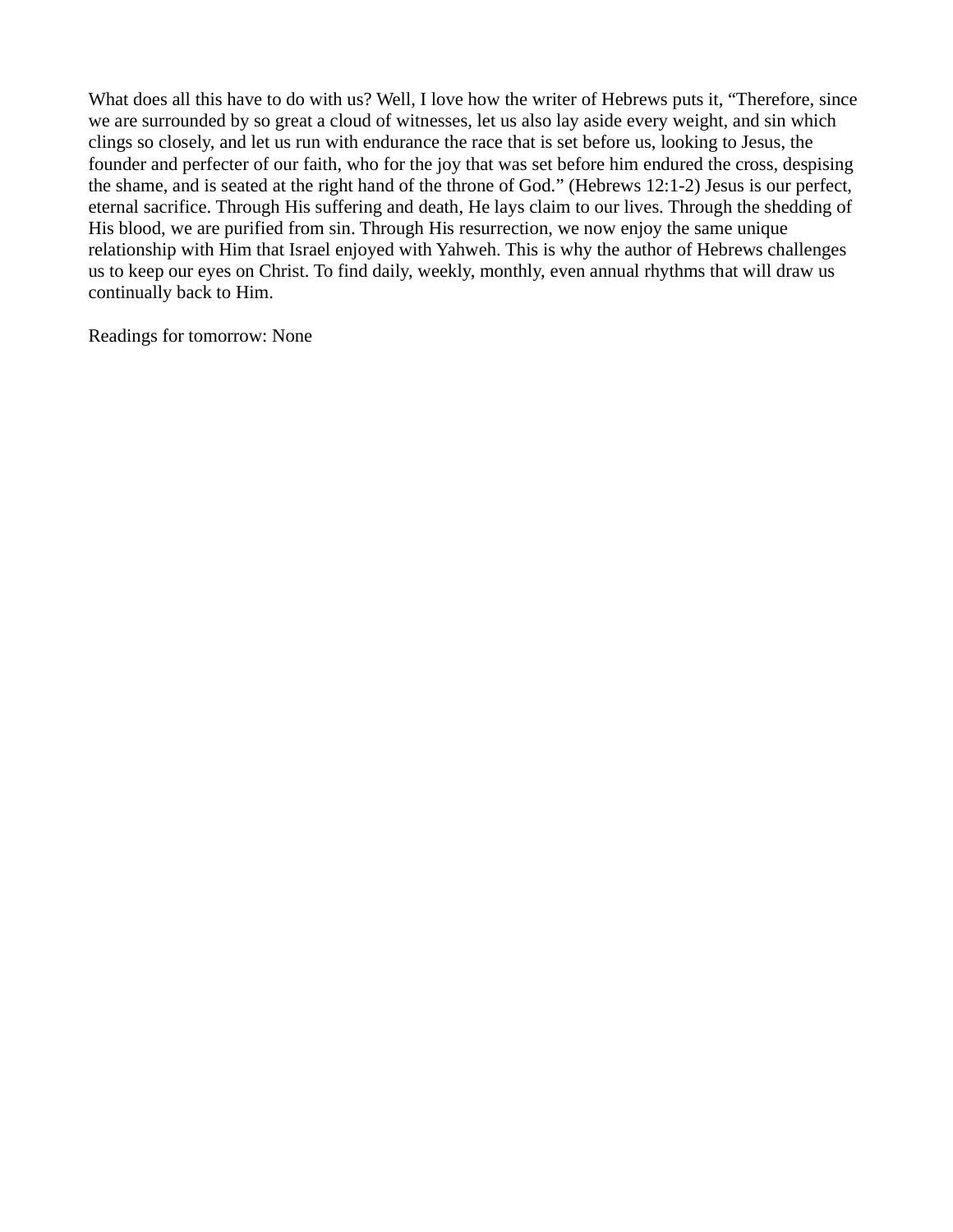What does all this have to do with us? Well, I love how the writer of Hebrews puts it, “Therefore, since we are surrounded by so great a cloud of witnesses, let us also lay aside every weight, and sin which clings so closely, and let us run with endurance the race that is set before us, looking to Jesus, the founder and perfecter of our faith, who for the joy that was set before him endured the cross, despising the shame, and is seated at the right hand of the throne of God.” (Hebrews 12:1-2) Jesus is our perfect, eternal sacrifice. Through His suffering and death, He lays claim to our lives. Through the shedding of His blood, we are purified from sin. Through His resurrection, we now enjoy the same unique relationship with Him that Israel enjoyed with Yahweh. This is why the author of Hebrews challenges us to keep our eyes on Christ. To find daily, weekly, monthly, even annual rhythms that will draw us continually back to Him.

Readings for tomorrow: None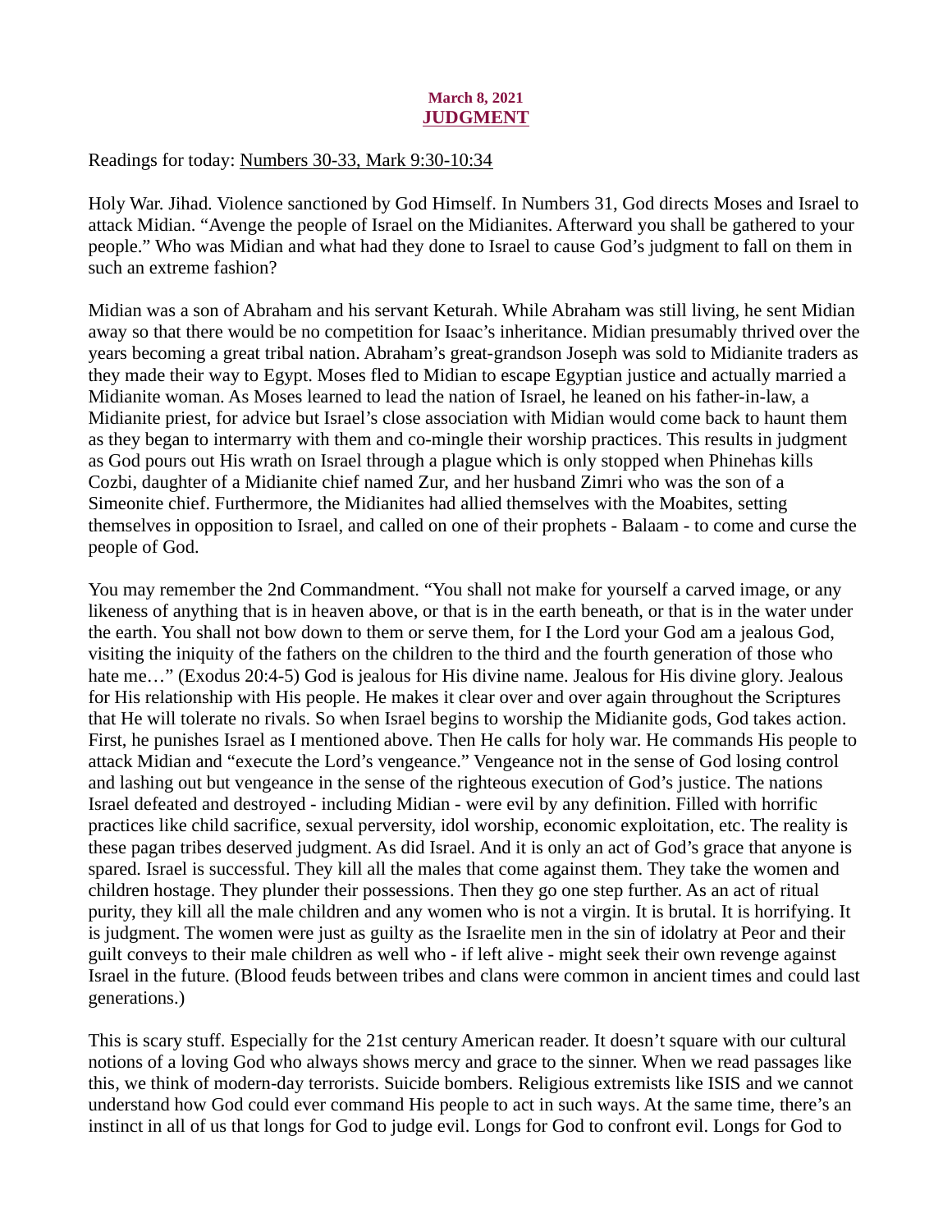**March 8, 2021**

## JUDGMENT

Readings for today: Numbers 30-33, Mark 9:30-10:34

Holy War. Jihad. Violence sanctioned by God Himself. In Numbers 31, God directs Moses and Israel to attack Midian. "Avenge the people of Israel on the Midianites. Afterward you shall be gathered to your people." Who was Midian and what had they done to Israel to cause God's judgment to fall on them in such an extreme fashion?

Midian was a son of Abraham and his servant Keturah. While Abraham was still living, he sent Midian away so that there would be no competition for Isaac's inheritance. Midian presumably thrived over the years becoming a great tribal nation. Abraham's great-grandson Joseph was sold to Midianite traders as they made their way to Egypt. Moses fled to Midian to escape Egyptian justice and actually married a Midianite woman. As Moses learned to lead the nation of Israel, he leaned on his father-in-law, a Midianite priest, for advice but Israel's close association with Midian would come back to haunt them as they began to intermarry with them and co-mingle their worship practices. This results in judgment as God pours out His wrath on Israel through a plague which is only stopped when Phinehas kills Cozbi, daughter of a Midianite chief named Zur, and her husband Zimri who was the son of a Simeonite chief. Furthermore, the Midianites had allied themselves with the Moabites, setting themselves in opposition to Israel, and called on one of their prophets - Balaam - to come and curse the people of God.

You may remember the 2nd Commandment. "You shall not make for yourself a carved image, or any likeness of anything that is in heaven above, or that is in the earth beneath, or that is in the water under the earth. You shall not bow down to them or serve them, for I the Lord your God am a jealous God, visiting the iniquity of the fathers on the children to the third and the fourth generation of those who hate me…" (Exodus 20:4-5) God is jealous for His divine name. Jealous for His divine glory. Jealous for His relationship with His people. He makes it clear over and over again throughout the Scriptures that He will tolerate no rivals. So when Israel begins to worship the Midianite gods, God takes action. First, he punishes Israel as I mentioned above. Then He calls for holy war. He commands His people to attack Midian and "execute the Lord's vengeance." Vengeance not in the sense of God losing control and lashing out but vengeance in the sense of the righteous execution of God's justice. The nations Israel defeated and destroyed - including Midian - were evil by any definition. Filled with horrific practices like child sacrifice, sexual perversity, idol worship, economic exploitation, etc. The reality is these pagan tribes deserved judgment. As did Israel. And it is only an act of God's grace that anyone is spared. Israel is successful. They kill all the males that come against them. They take the women and children hostage. They plunder their possessions. Then they go one step further. As an act of ritual purity, they kill all the male children and any women who is not a virgin. It is brutal. It is horrifying. It is judgment. The women were just as guilty as the Israelite men in the sin of idolatry at Peor and their guilt conveys to their male children as well who - if left alive - might seek their own revenge against Israel in the future. (Blood feuds between tribes and clans were common in ancient times and could last generations.)

This is scary stuff. Especially for the 21st century American reader. It doesn't square with our cultural notions of a loving God who always shows mercy and grace to the sinner. When we read passages like this, we think of modern-day terrorists. Suicide bombers. Religious extremists like ISIS and we cannot understand how God could ever command His people to act in such ways. At the same time, there's an instinct in all of us that longs for God to judge evil. Longs for God to confront evil. Longs for God to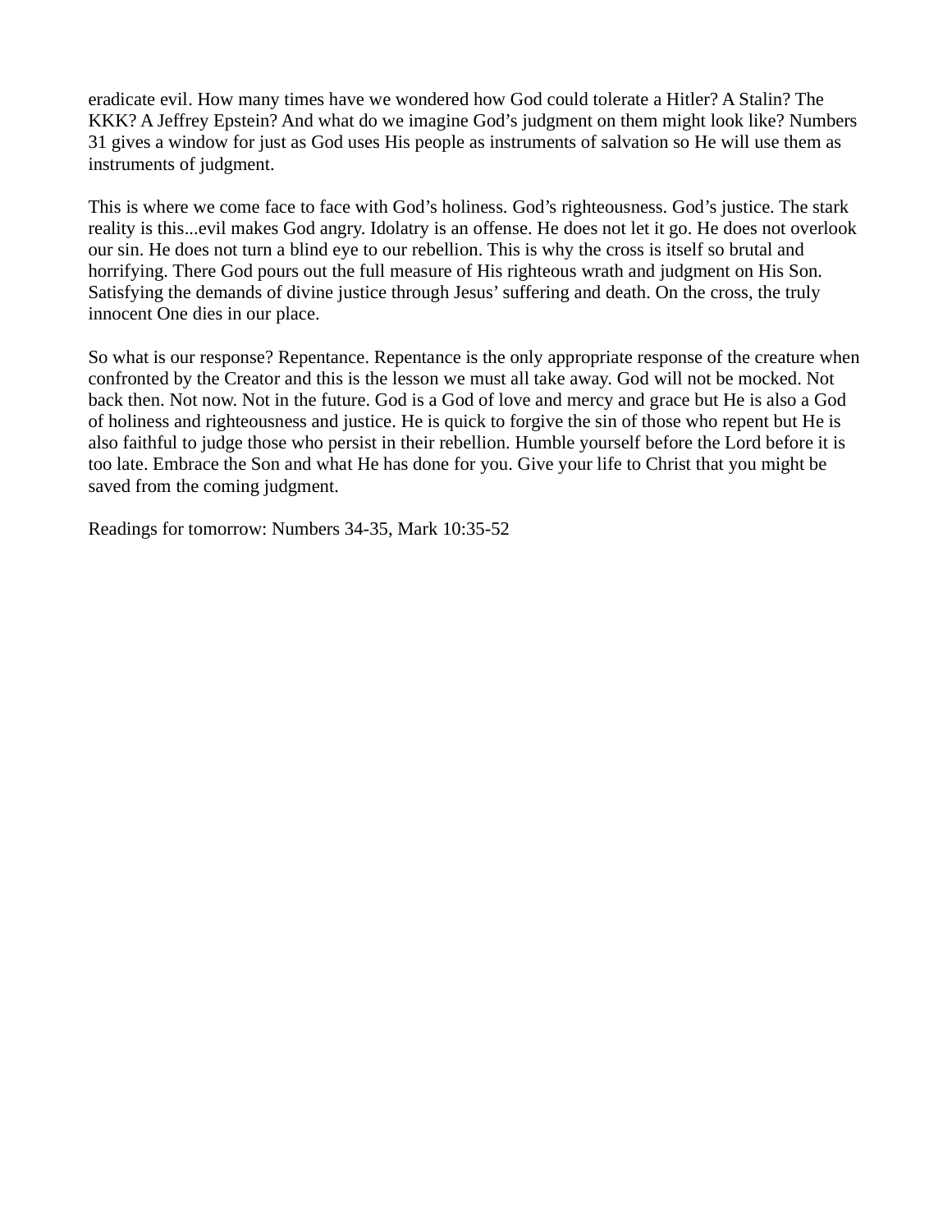eradicate evil. How many times have we wondered how God could tolerate a Hitler? A Stalin? The KKK? A Jeffrey Epstein? And what do we imagine God's judgment on them might look like? Numbers 31 gives a window for just as God uses His people as instruments of salvation so He will use them as instruments of judgment.

This is where we come face to face with God's holiness. God's righteousness. God's justice. The stark reality is this...evil makes God angry. Idolatry is an offense. He does not let it go. He does not overlook our sin. He does not turn a blind eye to our rebellion. This is why the cross is itself so brutal and horrifying. There God pours out the full measure of His righteous wrath and judgment on His Son. Satisfying the demands of divine justice through Jesus' suffering and death. On the cross, the truly innocent One dies in our place.

So what is our response? Repentance. Repentance is the only appropriate response of the creature when confronted by the Creator and this is the lesson we must all take away. God will not be mocked. Not back then. Not now. Not in the future. God is a God of love and mercy and grace but He is also a God of holiness and righteousness and justice. He is quick to forgive the sin of those who repent but He is also faithful to judge those who persist in their rebellion. Humble yourself before the Lord before it is too late. Embrace the Son and what He has done for you. Give your life to Christ that you might be saved from the coming judgment.

Readings for tomorrow: Numbers 34-35, Mark 10:35-52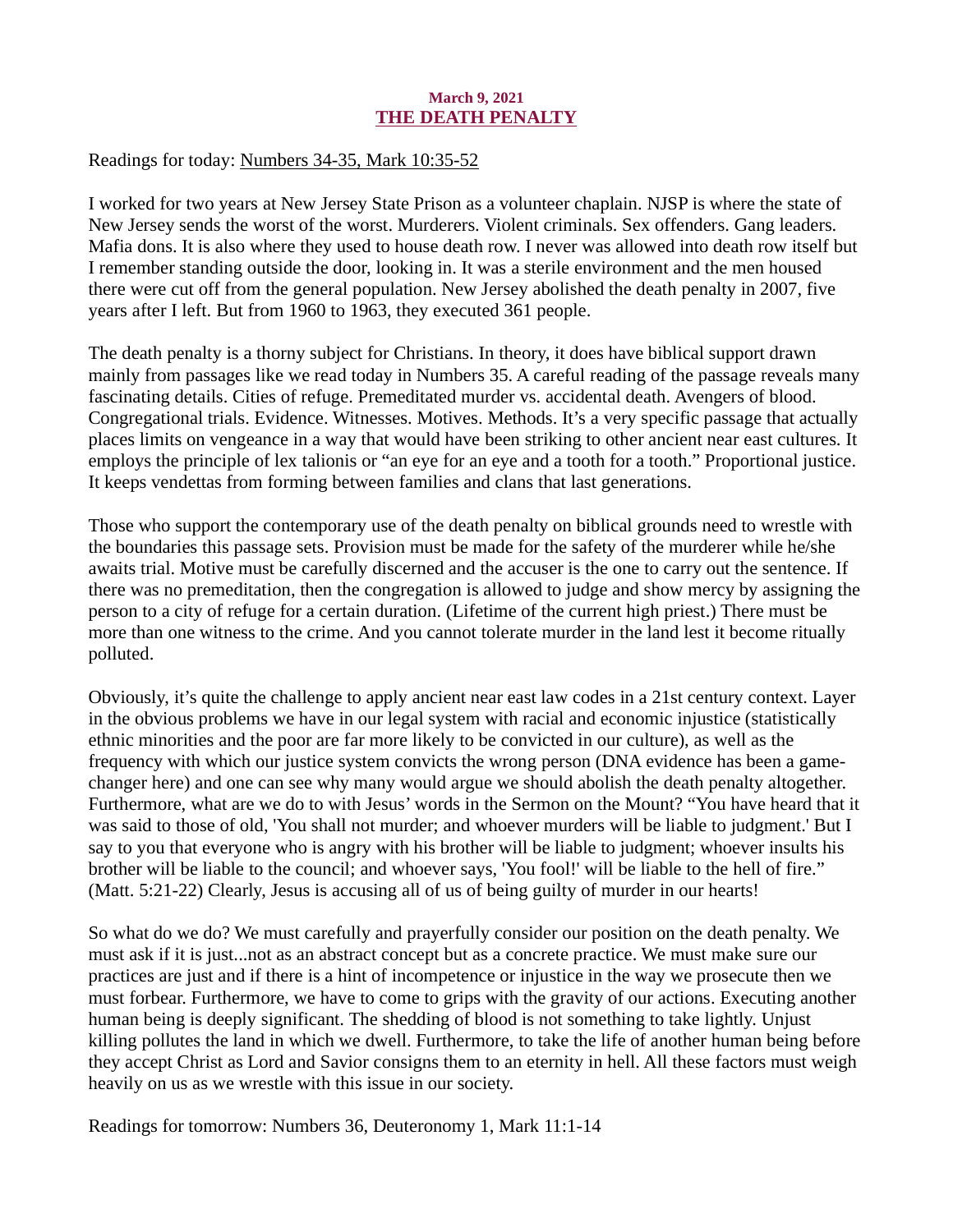**March 9, 2021**

# THE DEATH PENALTY

Readings for today: Numbers 34-35, Mark 10:35-52

I worked for two years at New Jersey State Prison as a volunteer chaplain. NJSP is where the state of New Jersey sends the worst of the worst. Murderers. Violent criminals. Sex offenders. Gang leaders. Mafia dons. It is also where they used to house death row. I never was allowed into death row itself but I remember standing outside the door, looking in. It was a sterile environment and the men housed there were cut off from the general population. New Jersey abolished the death penalty in 2007, five years after I left. But from 1960 to 1963, they executed 361 people.

The death penalty is a thorny subject for Christians. In theory, it does have biblical support drawn mainly from passages like we read today in Numbers 35. A careful reading of the passage reveals many fascinating details. Cities of refuge. Premeditated murder vs. accidental death. Avengers of blood. Congregational trials. Evidence. Witnesses. Motives. Methods. It's a very specific passage that actually places limits on vengeance in a way that would have been striking to other ancient near east cultures. It employs the principle of lex talionis or "an eye for an eye and a tooth for a tooth." Proportional justice. It keeps vendettas from forming between families and clans that last generations.

Those who support the contemporary use of the death penalty on biblical grounds need to wrestle with the boundaries this passage sets. Provision must be made for the safety of the murderer while he/she awaits trial. Motive must be carefully discerned and the accuser is the one to carry out the sentence. If there was no premeditation, then the congregation is allowed to judge and show mercy by assigning the person to a city of refuge for a certain duration. (Lifetime of the current high priest.) There must be more than one witness to the crime. And you cannot tolerate murder in the land lest it become ritually polluted.

Obviously, it's quite the challenge to apply ancient near east law codes in a 21st century context. Layer in the obvious problems we have in our legal system with racial and economic injustice (statistically ethnic minorities and the poor are far more likely to be convicted in our culture), as well as the frequency with which our justice system convicts the wrong person (DNA evidence has been a game-changer here) and one can see why many would argue we should abolish the death penalty altogether. Furthermore, what are we do to with Jesus' words in the Sermon on the Mount? "You have heard that it was said to those of old, 'You shall not murder; and whoever murders will be liable to judgment.' But I say to you that everyone who is angry with his brother will be liable to judgment; whoever insults his brother will be liable to the council; and whoever says, 'You fool!' will be liable to the hell of fire." (Matt. 5:21-22) Clearly, Jesus is accusing all of us of being guilty of murder in our hearts!

So what do we do? We must carefully and prayerfully consider our position on the death penalty. We must ask if it is just...not as an abstract concept but as a concrete practice. We must make sure our practices are just and if there is a hint of incompetence or injustice in the way we prosecute then we must forbear. Furthermore, we have to come to grips with the gravity of our actions. Executing another human being is deeply significant. The shedding of blood is not something to take lightly. Unjust killing pollutes the land in which we dwell. Furthermore, to take the life of another human being before they accept Christ as Lord and Savior consigns them to an eternity in hell. All these factors must weigh heavily on us as we wrestle with this issue in our society.

Readings for tomorrow: Numbers 36, Deuteronomy 1, Mark 11:1-14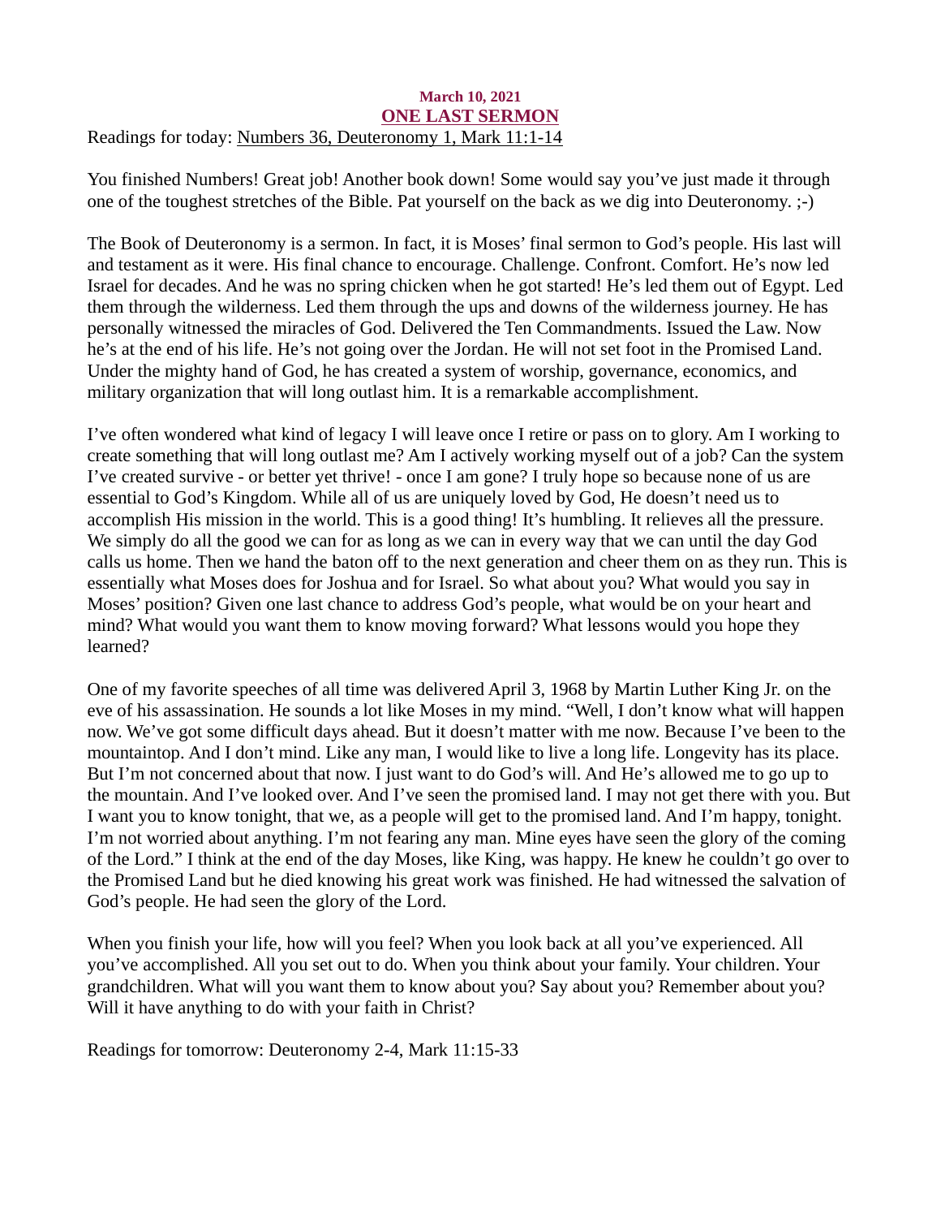**March 10, 2021**

# ONE LAST SERMON

Readings for today: Numbers 36, Deuteronomy 1, Mark 11:1-14

You finished Numbers! Great job! Another book down! Some would say you've just made it through one of the toughest stretches of the Bible. Pat yourself on the back as we dig into Deuteronomy. ;-)

The Book of Deuteronomy is a sermon. In fact, it is Moses' final sermon to God's people. His last will and testament as it were. His final chance to encourage. Challenge. Confront. Comfort. He's now led Israel for decades. And he was no spring chicken when he got started! He's led them out of Egypt. Led them through the wilderness. Led them through the ups and downs of the wilderness journey. He has personally witnessed the miracles of God. Delivered the Ten Commandments. Issued the Law. Now he's at the end of his life. He's not going over the Jordan. He will not set foot in the Promised Land. Under the mighty hand of God, he has created a system of worship, governance, economics, and military organization that will long outlast him. It is a remarkable accomplishment.

I've often wondered what kind of legacy I will leave once I retire or pass on to glory. Am I working to create something that will long outlast me? Am I actively working myself out of a job? Can the system I've created survive - or better yet thrive! - once I am gone? I truly hope so because none of us are essential to God's Kingdom. While all of us are uniquely loved by God, He doesn't need us to accomplish His mission in the world. This is a good thing! It's humbling. It relieves all the pressure. We simply do all the good we can for as long as we can in every way that we can until the day God calls us home. Then we hand the baton off to the next generation and cheer them on as they run. This is essentially what Moses does for Joshua and for Israel. So what about you? What would you say in Moses' position? Given one last chance to address God's people, what would be on your heart and mind? What would you want them to know moving forward? What lessons would you hope they learned?

One of my favorite speeches of all time was delivered April 3, 1968 by Martin Luther King Jr. on the eve of his assassination. He sounds a lot like Moses in my mind. "Well, I don't know what will happen now. We've got some difficult days ahead. But it doesn't matter with me now. Because I've been to the mountaintop. And I don't mind. Like any man, I would like to live a long life. Longevity has its place. But I'm not concerned about that now. I just want to do God's will. And He's allowed me to go up to the mountain. And I've looked over. And I've seen the promised land. I may not get there with you. But I want you to know tonight, that we, as a people will get to the promised land. And I'm happy, tonight. I'm not worried about anything. I'm not fearing any man. Mine eyes have seen the glory of the coming of the Lord." I think at the end of the day Moses, like King, was happy. He knew he couldn't go over to the Promised Land but he died knowing his great work was finished. He had witnessed the salvation of God's people. He had seen the glory of the Lord.

When you finish your life, how will you feel? When you look back at all you've experienced. All you've accomplished. All you set out to do. When you think about your family. Your children. Your grandchildren. What will you want them to know about you? Say about you? Remember about you? Will it have anything to do with your faith in Christ?

Readings for tomorrow: Deuteronomy 2-4, Mark 11:15-33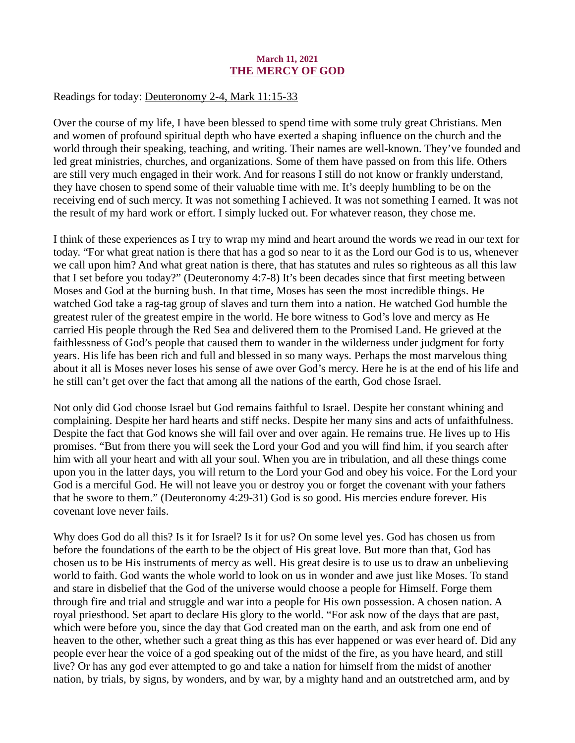March 11, 2021

# THE MERCY OF GOD

Readings for today: Deuteronomy 2-4, Mark 11:15-33

Over the course of my life, I have been blessed to spend time with some truly great Christians. Men and women of profound spiritual depth who have exerted a shaping influence on the church and the world through their speaking, teaching, and writing. Their names are well-known. They've founded and led great ministries, churches, and organizations. Some of them have passed on from this life. Others are still very much engaged in their work. And for reasons I still do not know or frankly understand, they have chosen to spend some of their valuable time with me. It's deeply humbling to be on the receiving end of such mercy. It was not something I achieved. It was not something I earned. It was not the result of my hard work or effort. I simply lucked out. For whatever reason, they chose me.

I think of these experiences as I try to wrap my mind and heart around the words we read in our text for today. "For what great nation is there that has a god so near to it as the Lord our God is to us, whenever we call upon him? And what great nation is there, that has statutes and rules so righteous as all this law that I set before you today?" (Deuteronomy 4:7-8) It's been decades since that first meeting between Moses and God at the burning bush. In that time, Moses has seen the most incredible things. He watched God take a rag-tag group of slaves and turn them into a nation. He watched God humble the greatest ruler of the greatest empire in the world. He bore witness to God's love and mercy as He carried His people through the Red Sea and delivered them to the Promised Land. He grieved at the faithlessness of God's people that caused them to wander in the wilderness under judgment for forty years. His life has been rich and full and blessed in so many ways. Perhaps the most marvelous thing about it all is Moses never loses his sense of awe over God's mercy. Here he is at the end of his life and he still can't get over the fact that among all the nations of the earth, God chose Israel.

Not only did God choose Israel but God remains faithful to Israel. Despite her constant whining and complaining. Despite her hard hearts and stiff necks. Despite her many sins and acts of unfaithfulness. Despite the fact that God knows she will fail over and over again. He remains true. He lives up to His promises. "But from there you will seek the Lord your God and you will find him, if you search after him with all your heart and with all your soul. When you are in tribulation, and all these things come upon you in the latter days, you will return to the Lord your God and obey his voice. For the Lord your God is a merciful God. He will not leave you or destroy you or forget the covenant with your fathers that he swore to them." (Deuteronomy 4:29-31) God is so good. His mercies endure forever. His covenant love never fails.

Why does God do all this? Is it for Israel? Is it for us? On some level yes. God has chosen us from before the foundations of the earth to be the object of His great love. But more than that, God has chosen us to be His instruments of mercy as well. His great desire is to use us to draw an unbelieving world to faith. God wants the whole world to look on us in wonder and awe just like Moses. To stand and stare in disbelief that the God of the universe would choose a people for Himself. Forge them through fire and trial and struggle and war into a people for His own possession. A chosen nation. A royal priesthood. Set apart to declare His glory to the world. "For ask now of the days that are past, which were before you, since the day that God created man on the earth, and ask from one end of heaven to the other, whether such a great thing as this has ever happened or was ever heard of. Did any people ever hear the voice of a god speaking out of the midst of the fire, as you have heard, and still live? Or has any god ever attempted to go and take a nation for himself from the midst of another nation, by trials, by signs, by wonders, and by war, by a mighty hand and an outstretched arm, and by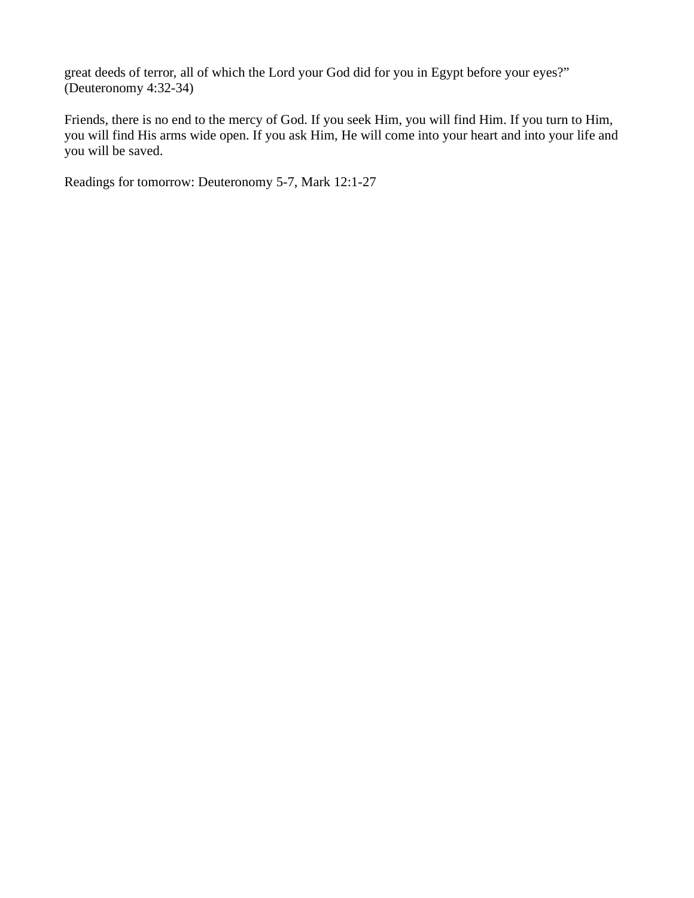great deeds of terror, all of which the Lord your God did for you in Egypt before your eyes?” (Deuteronomy 4:32-34)

Friends, there is no end to the mercy of God. If you seek Him, you will find Him. If you turn to Him, you will find His arms wide open. If you ask Him, He will come into your heart and into your life and you will be saved.

Readings for tomorrow: Deuteronomy 5-7, Mark 12:1-27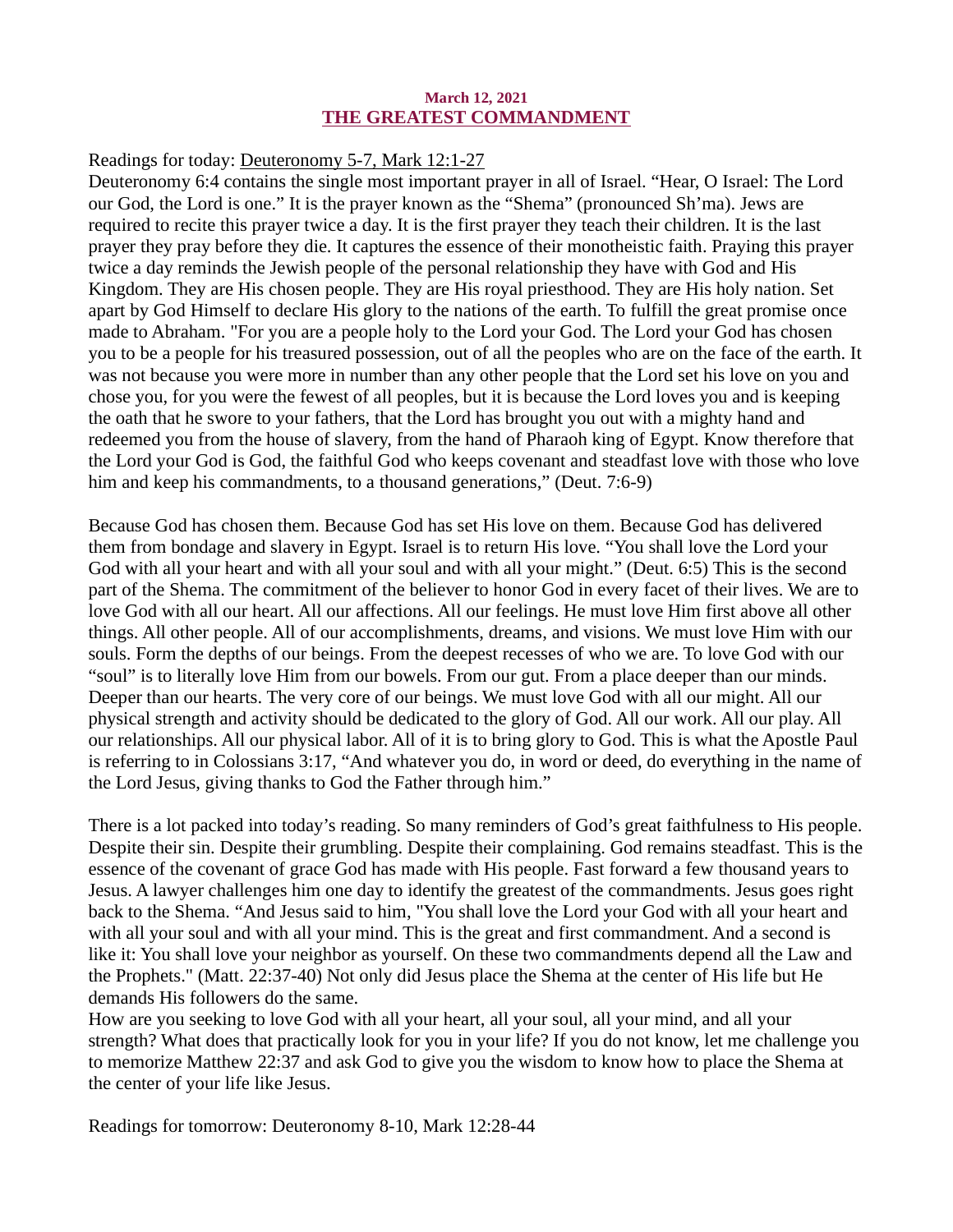**March 12, 2021**

## THE GREATEST COMMANDMENT

Readings for today: Deuteronomy 5-7, Mark 12:1-27

Deuteronomy 6:4 contains the single most important prayer in all of Israel. "Hear, O Israel: The Lord our God, the Lord is one." It is the prayer known as the "Shema" (pronounced Sh'ma). Jews are required to recite this prayer twice a day. It is the first prayer they teach their children. It is the last prayer they pray before they die. It captures the essence of their monotheistic faith. Praying this prayer twice a day reminds the Jewish people of the personal relationship they have with God and His Kingdom. They are His chosen people. They are His royal priesthood. They are His holy nation. Set apart by God Himself to declare His glory to the nations of the earth. To fulfill the great promise once made to Abraham. "For you are a people holy to the Lord your God. The Lord your God has chosen you to be a people for his treasured possession, out of all the peoples who are on the face of the earth. It was not because you were more in number than any other people that the Lord set his love on you and chose you, for you were the fewest of all peoples, but it is because the Lord loves you and is keeping the oath that he swore to your fathers, that the Lord has brought you out with a mighty hand and redeemed you from the house of slavery, from the hand of Pharaoh king of Egypt. Know therefore that the Lord your God is God, the faithful God who keeps covenant and steadfast love with those who love him and keep his commandments, to a thousand generations," (Deut. 7:6-9)

Because God has chosen them. Because God has set His love on them. Because God has delivered them from bondage and slavery in Egypt. Israel is to return His love. "You shall love the Lord your God with all your heart and with all your soul and with all your might." (Deut. 6:5) This is the second part of the Shema. The commitment of the believer to honor God in every facet of their lives. We are to love God with all our heart. All our affections. All our feelings. He must love Him first above all other things. All other people. All of our accomplishments, dreams, and visions. We must love Him with our souls. Form the depths of our beings. From the deepest recesses of who we are. To love God with our "soul" is to literally love Him from our bowels. From our gut. From a place deeper than our minds. Deeper than our hearts. The very core of our beings. We must love God with all our might. All our physical strength and activity should be dedicated to the glory of God. All our work. All our play. All our relationships. All our physical labor. All of it is to bring glory to God. This is what the Apostle Paul is referring to in Colossians 3:17, "And whatever you do, in word or deed, do everything in the name of the Lord Jesus, giving thanks to God the Father through him."

There is a lot packed into today's reading. So many reminders of God's great faithfulness to His people. Despite their sin. Despite their grumbling. Despite their complaining. God remains steadfast. This is the essence of the covenant of grace God has made with His people. Fast forward a few thousand years to Jesus. A lawyer challenges him one day to identify the greatest of the commandments. Jesus goes right back to the Shema. "And Jesus said to him, "You shall love the Lord your God with all your heart and with all your soul and with all your mind. This is the great and first commandment. And a second is like it: You shall love your neighbor as yourself. On these two commandments depend all the Law and the Prophets." (Matt. 22:37-40) Not only did Jesus place the Shema at the center of His life but He demands His followers do the same.

How are you seeking to love God with all your heart, all your soul, all your mind, and all your strength? What does that practically look for you in your life? If you do not know, let me challenge you to memorize Matthew 22:37 and ask God to give you the wisdom to know how to place the Shema at the center of your life like Jesus.

Readings for tomorrow: Deuteronomy 8-10, Mark 12:28-44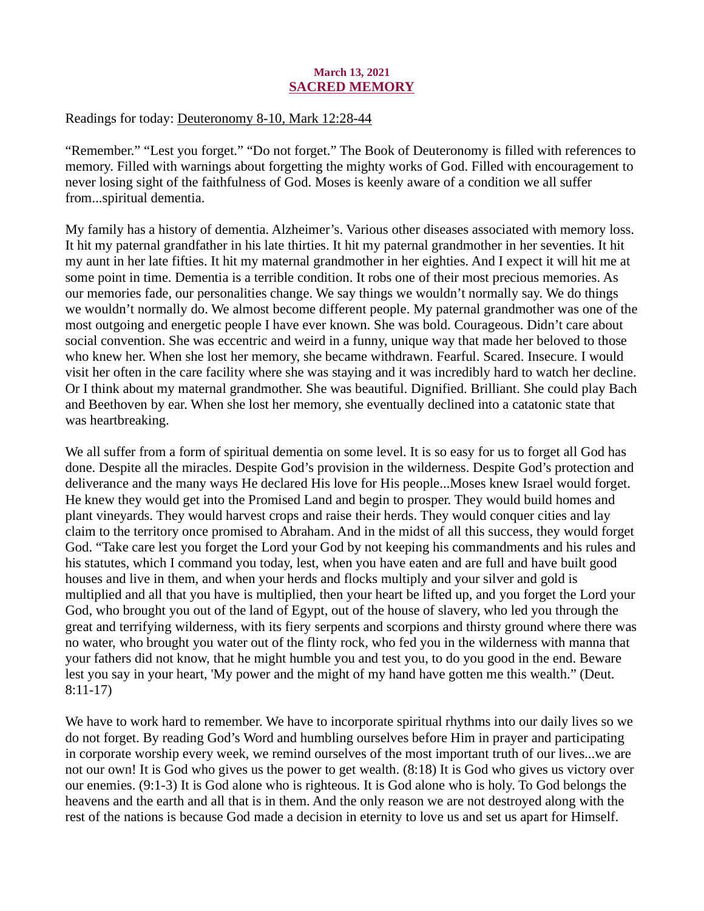March 13, 2021

## SACRED MEMORY

Readings for today: Deuteronomy 8-10, Mark 12:28-44

“Remember.” “Lest you forget.” “Do not forget.” The Book of Deuteronomy is filled with references to memory. Filled with warnings about forgetting the mighty works of God. Filled with encouragement to never losing sight of the faithfulness of God. Moses is keenly aware of a condition we all suffer from...spiritual dementia.

My family has a history of dementia. Alzheimer’s. Various other diseases associated with memory loss. It hit my paternal grandfather in his late thirties. It hit my paternal grandmother in her seventies. It hit my aunt in her late fifties. It hit my maternal grandmother in her eighties. And I expect it will hit me at some point in time. Dementia is a terrible condition. It robs one of their most precious memories. As our memories fade, our personalities change. We say things we wouldn’t normally say. We do things we wouldn’t normally do. We almost become different people. My paternal grandmother was one of the most outgoing and energetic people I have ever known. She was bold. Courageous. Didn’t care about social convention. She was eccentric and weird in a funny, unique way that made her beloved to those who knew her. When she lost her memory, she became withdrawn. Fearful. Scared. Insecure. I would visit her often in the care facility where she was staying and it was incredibly hard to watch her decline. Or I think about my maternal grandmother. She was beautiful. Dignified. Brilliant. She could play Bach and Beethoven by ear. When she lost her memory, she eventually declined into a catatonic state that was heartbreaking.

We all suffer from a form of spiritual dementia on some level. It is so easy for us to forget all God has done. Despite all the miracles. Despite God’s provision in the wilderness. Despite God’s protection and deliverance and the many ways He declared His love for His people...Moses knew Israel would forget. He knew they would get into the Promised Land and begin to prosper. They would build homes and plant vineyards. They would harvest crops and raise their herds. They would conquer cities and lay claim to the territory once promised to Abraham. And in the midst of all this success, they would forget God. “Take care lest you forget the Lord your God by not keeping his commandments and his rules and his statutes, which I command you today, lest, when you have eaten and are full and have built good houses and live in them, and when your herds and flocks multiply and your silver and gold is multiplied and all that you have is multiplied, then your heart be lifted up, and you forget the Lord your God, who brought you out of the land of Egypt, out of the house of slavery, who led you through the great and terrifying wilderness, with its fiery serpents and scorpions and thirsty ground where there was no water, who brought you water out of the flinty rock, who fed you in the wilderness with manna that your fathers did not know, that he might humble you and test you, to do you good in the end. Beware lest you say in your heart, 'My power and the might of my hand have gotten me this wealth.” (Deut. 8:11-17)

We have to work hard to remember. We have to incorporate spiritual rhythms into our daily lives so we do not forget. By reading God’s Word and humbling ourselves before Him in prayer and participating in corporate worship every week, we remind ourselves of the most important truth of our lives...we are not our own! It is God who gives us the power to get wealth. (8:18) It is God who gives us victory over our enemies. (9:1-3) It is God alone who is righteous. It is God alone who is holy. To God belongs the heavens and the earth and all that is in them. And the only reason we are not destroyed along with the rest of the nations is because God made a decision in eternity to love us and set us apart for Himself.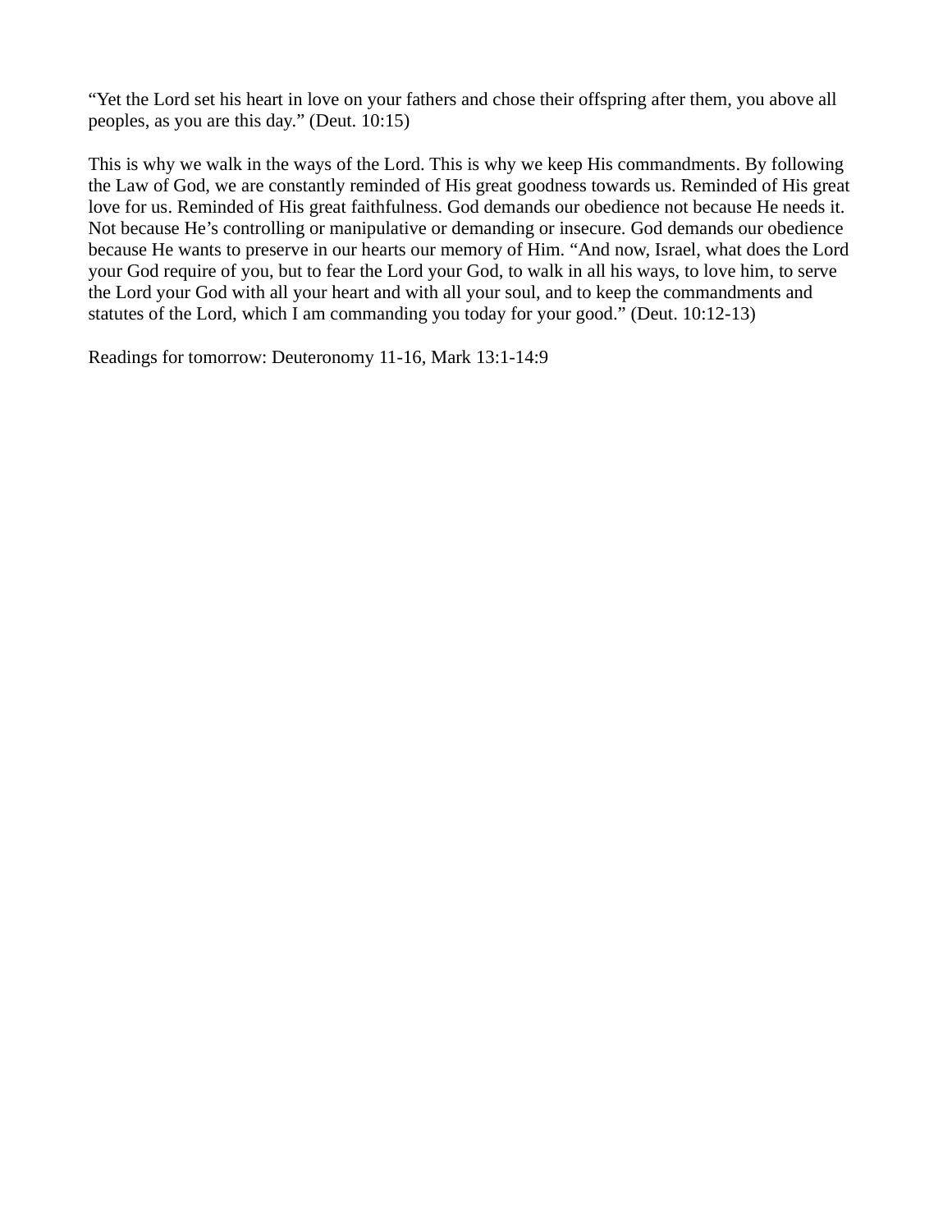"Yet the Lord set his heart in love on your fathers and chose their offspring after them, you above all peoples, as you are this day." (Deut. 10:15)

This is why we walk in the ways of the Lord. This is why we keep His commandments. By following the Law of God, we are constantly reminded of His great goodness towards us. Reminded of His great love for us. Reminded of His great faithfulness. God demands our obedience not because He needs it. Not because He's controlling or manipulative or demanding or insecure. God demands our obedience because He wants to preserve in our hearts our memory of Him. "And now, Israel, what does the Lord your God require of you, but to fear the Lord your God, to walk in all his ways, to love him, to serve the Lord your God with all your heart and with all your soul, and to keep the commandments and statutes of the Lord, which I am commanding you today for your good." (Deut. 10:12-13)

Readings for tomorrow: Deuteronomy 11-16, Mark 13:1-14:9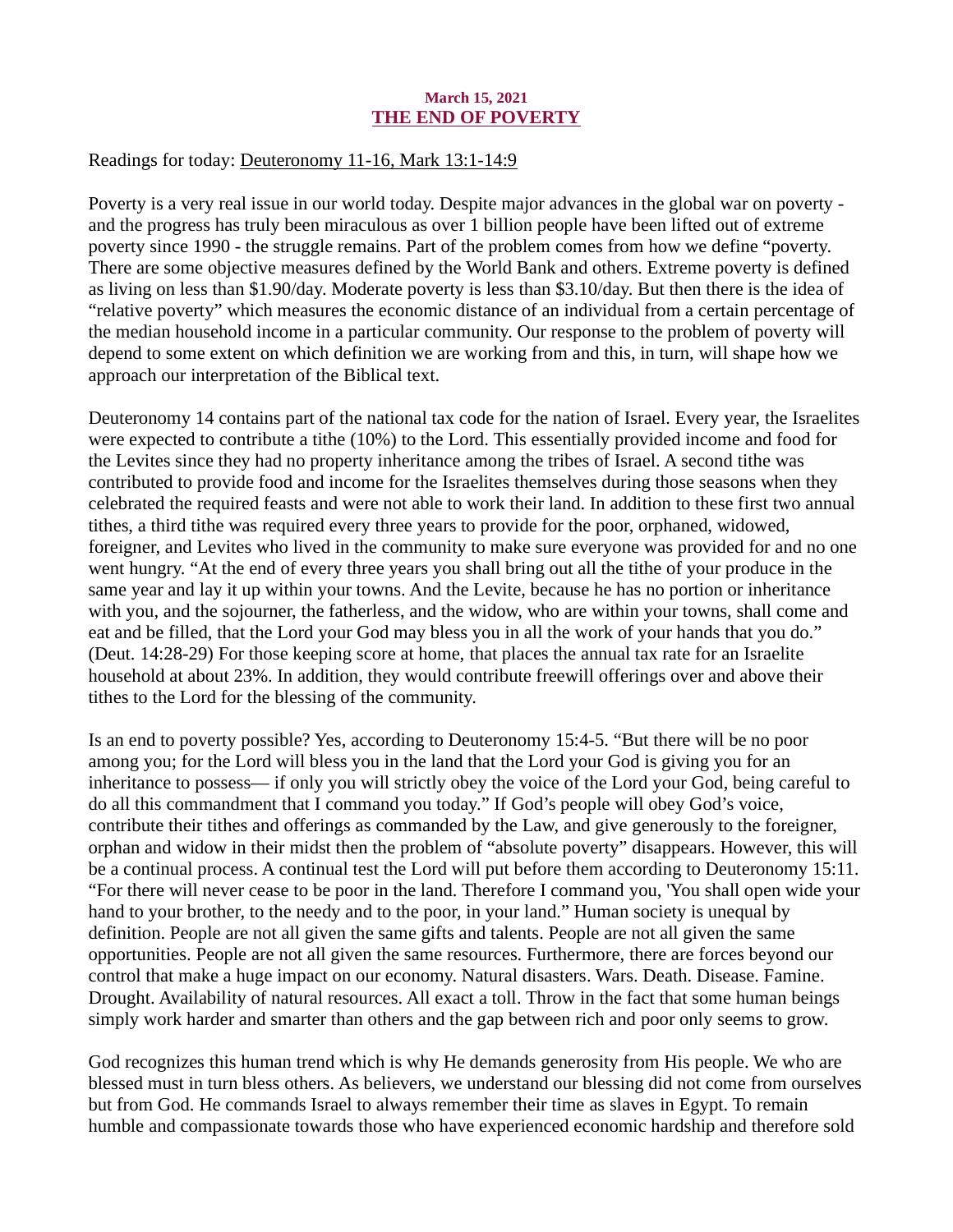March 15, 2021

# THE END OF POVERTY

Readings for today: Deuteronomy 11-16, Mark 13:1-14:9

Poverty is a very real issue in our world today. Despite major advances in the global war on poverty - and the progress has truly been miraculous as over 1 billion people have been lifted out of extreme poverty since 1990 - the struggle remains. Part of the problem comes from how we define "poverty. There are some objective measures defined by the World Bank and others. Extreme poverty is defined as living on less than $1.90/day. Moderate poverty is less than $3.10/day. But then there is the idea of "relative poverty" which measures the economic distance of an individual from a certain percentage of the median household income in a particular community. Our response to the problem of poverty will depend to some extent on which definition we are working from and this, in turn, will shape how we approach our interpretation of the Biblical text.

Deuteronomy 14 contains part of the national tax code for the nation of Israel. Every year, the Israelites were expected to contribute a tithe (10%) to the Lord. This essentially provided income and food for the Levites since they had no property inheritance among the tribes of Israel. A second tithe was contributed to provide food and income for the Israelites themselves during those seasons when they celebrated the required feasts and were not able to work their land. In addition to these first two annual tithes, a third tithe was required every three years to provide for the poor, orphaned, widowed, foreigner, and Levites who lived in the community to make sure everyone was provided for and no one went hungry. "At the end of every three years you shall bring out all the tithe of your produce in the same year and lay it up within your towns. And the Levite, because he has no portion or inheritance with you, and the sojourner, the fatherless, and the widow, who are within your towns, shall come and eat and be filled, that the Lord your God may bless you in all the work of your hands that you do." (Deut. 14:28-29) For those keeping score at home, that places the annual tax rate for an Israelite household at about 23%. In addition, they would contribute freewill offerings over and above their tithes to the Lord for the blessing of the community.

Is an end to poverty possible? Yes, according to Deuteronomy 15:4-5. "But there will be no poor among you; for the Lord will bless you in the land that the Lord your God is giving you for an inheritance to possess— if only you will strictly obey the voice of the Lord your God, being careful to do all this commandment that I command you today." If God's people will obey God's voice, contribute their tithes and offerings as commanded by the Law, and give generously to the foreigner, orphan and widow in their midst then the problem of "absolute poverty" disappears. However, this will be a continual process. A continual test the Lord will put before them according to Deuteronomy 15:11. "For there will never cease to be poor in the land. Therefore I command you, 'You shall open wide your hand to your brother, to the needy and to the poor, in your land." Human society is unequal by definition. People are not all given the same gifts and talents. People are not all given the same opportunities. People are not all given the same resources. Furthermore, there are forces beyond our control that make a huge impact on our economy. Natural disasters. Wars. Death. Disease. Famine. Drought. Availability of natural resources. All exact a toll. Throw in the fact that some human beings simply work harder and smarter than others and the gap between rich and poor only seems to grow.

God recognizes this human trend which is why He demands generosity from His people. We who are blessed must in turn bless others. As believers, we understand our blessing did not come from ourselves but from God. He commands Israel to always remember their time as slaves in Egypt. To remain humble and compassionate towards those who have experienced economic hardship and therefore sold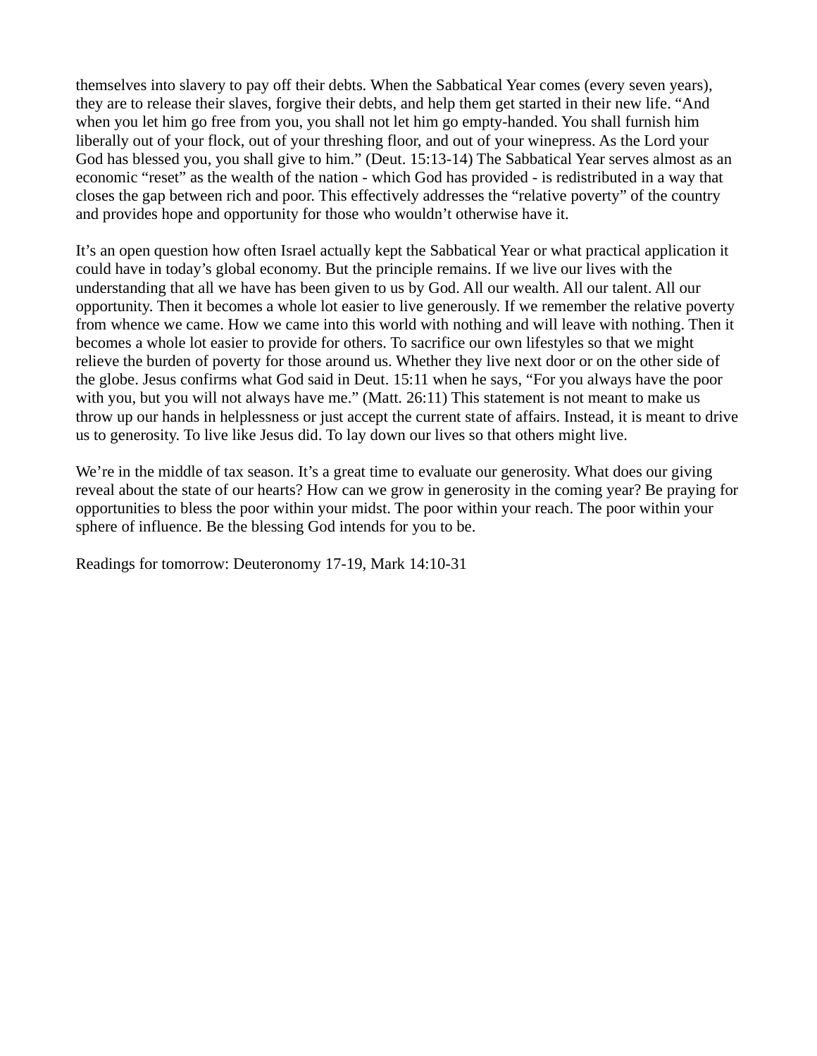themselves into slavery to pay off their debts. When the Sabbatical Year comes (every seven years), they are to release their slaves, forgive their debts, and help them get started in their new life. “And when you let him go free from you, you shall not let him go empty-handed. You shall furnish him liberally out of your flock, out of your threshing floor, and out of your winepress. As the Lord your God has blessed you, you shall give to him.” (Deut. 15:13-14) The Sabbatical Year serves almost as an economic “reset” as the wealth of the nation - which God has provided - is redistributed in a way that closes the gap between rich and poor. This effectively addresses the “relative poverty” of the country and provides hope and opportunity for those who wouldn’t otherwise have it.

It’s an open question how often Israel actually kept the Sabbatical Year or what practical application it could have in today’s global economy. But the principle remains. If we live our lives with the understanding that all we have has been given to us by God. All our wealth. All our talent. All our opportunity. Then it becomes a whole lot easier to live generously. If we remember the relative poverty from whence we came. How we came into this world with nothing and will leave with nothing. Then it becomes a whole lot easier to provide for others. To sacrifice our own lifestyles so that we might relieve the burden of poverty for those around us. Whether they live next door or on the other side of the globe. Jesus confirms what God said in Deut. 15:11 when he says, “For you always have the poor with you, but you will not always have me.” (Matt. 26:11) This statement is not meant to make us throw up our hands in helplessness or just accept the current state of affairs. Instead, it is meant to drive us to generosity. To live like Jesus did. To lay down our lives so that others might live.

We’re in the middle of tax season. It’s a great time to evaluate our generosity. What does our giving reveal about the state of our hearts? How can we grow in generosity in the coming year? Be praying for opportunities to bless the poor within your midst. The poor within your reach. The poor within your sphere of influence. Be the blessing God intends for you to be.

Readings for tomorrow: Deuteronomy 17-19, Mark 14:10-31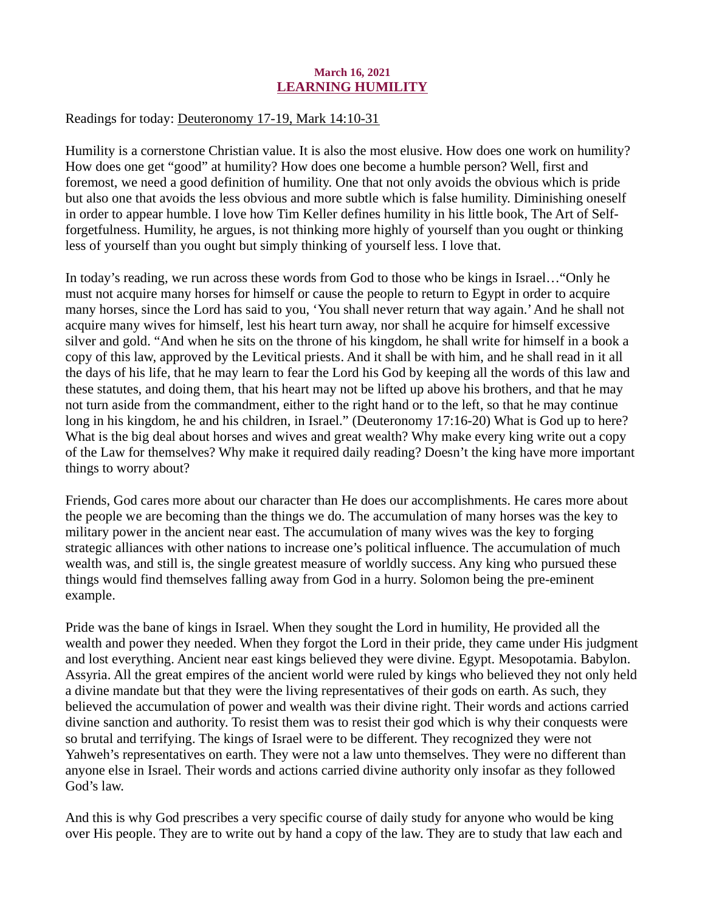**March 16, 2021**

## LEARNING HUMILITY

Readings for today: Deuteronomy 17-19, Mark 14:10-31

Humility is a cornerstone Christian value. It is also the most elusive. How does one work on humility? How does one get "good" at humility? How does one become a humble person? Well, first and foremost, we need a good definition of humility. One that not only avoids the obvious which is pride but also one that avoids the less obvious and more subtle which is false humility. Diminishing oneself in order to appear humble. I love how Tim Keller defines humility in his little book, The Art of Self-forgetfulness. Humility, he argues, is not thinking more highly of yourself than you ought or thinking less of yourself than you ought but simply thinking of yourself less. I love that.

In today's reading, we run across these words from God to those who be kings in Israel…"Only he must not acquire many horses for himself or cause the people to return to Egypt in order to acquire many horses, since the Lord has said to you, 'You shall never return that way again.' And he shall not acquire many wives for himself, lest his heart turn away, nor shall he acquire for himself excessive silver and gold. "And when he sits on the throne of his kingdom, he shall write for himself in a book a copy of this law, approved by the Levitical priests. And it shall be with him, and he shall read in it all the days of his life, that he may learn to fear the Lord his God by keeping all the words of this law and these statutes, and doing them, that his heart may not be lifted up above his brothers, and that he may not turn aside from the commandment, either to the right hand or to the left, so that he may continue long in his kingdom, he and his children, in Israel." (Deuteronomy 17:16-20) What is God up to here? What is the big deal about horses and wives and great wealth? Why make every king write out a copy of the Law for themselves? Why make it required daily reading? Doesn't the king have more important things to worry about?

Friends, God cares more about our character than He does our accomplishments. He cares more about the people we are becoming than the things we do. The accumulation of many horses was the key to military power in the ancient near east. The accumulation of many wives was the key to forging strategic alliances with other nations to increase one's political influence. The accumulation of much wealth was, and still is, the single greatest measure of worldly success. Any king who pursued these things would find themselves falling away from God in a hurry. Solomon being the pre-eminent example.

Pride was the bane of kings in Israel. When they sought the Lord in humility, He provided all the wealth and power they needed. When they forgot the Lord in their pride, they came under His judgment and lost everything. Ancient near east kings believed they were divine. Egypt. Mesopotamia. Babylon. Assyria. All the great empires of the ancient world were ruled by kings who believed they not only held a divine mandate but that they were the living representatives of their gods on earth. As such, they believed the accumulation of power and wealth was their divine right. Their words and actions carried divine sanction and authority. To resist them was to resist their god which is why their conquests were so brutal and terrifying. The kings of Israel were to be different. They recognized they were not Yahweh's representatives on earth. They were not a law unto themselves. They were no different than anyone else in Israel. Their words and actions carried divine authority only insofar as they followed God's law.

And this is why God prescribes a very specific course of daily study for anyone who would be king over His people. They are to write out by hand a copy of the law. They are to study that law each and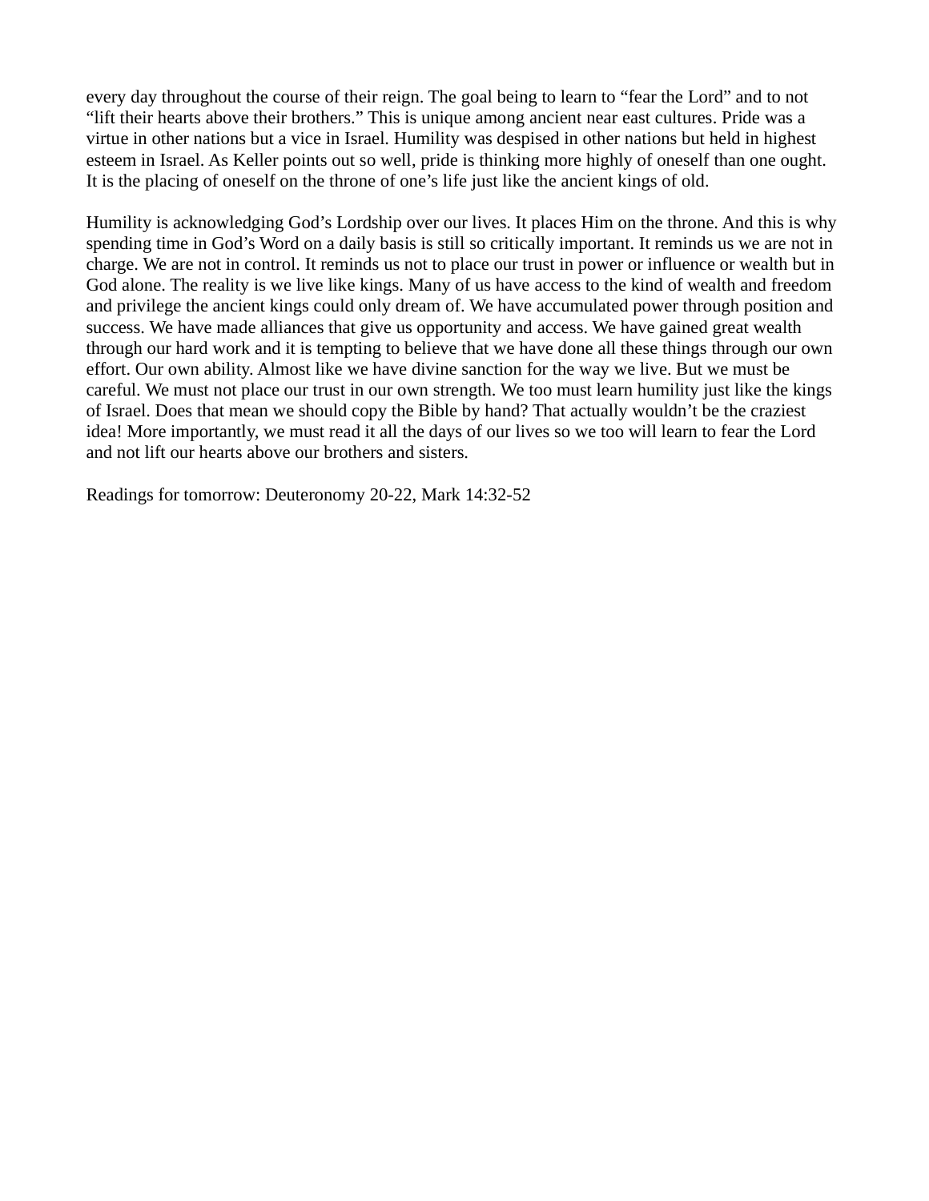every day throughout the course of their reign. The goal being to learn to “fear the Lord” and to not “lift their hearts above their brothers.” This is unique among ancient near east cultures. Pride was a virtue in other nations but a vice in Israel. Humility was despised in other nations but held in highest esteem in Israel. As Keller points out so well, pride is thinking more highly of oneself than one ought. It is the placing of oneself on the throne of one’s life just like the ancient kings of old.

Humility is acknowledging God’s Lordship over our lives. It places Him on the throne. And this is why spending time in God’s Word on a daily basis is still so critically important. It reminds us we are not in charge. We are not in control. It reminds us not to place our trust in power or influence or wealth but in God alone. The reality is we live like kings. Many of us have access to the kind of wealth and freedom and privilege the ancient kings could only dream of. We have accumulated power through position and success. We have made alliances that give us opportunity and access. We have gained great wealth through our hard work and it is tempting to believe that we have done all these things through our own effort. Our own ability. Almost like we have divine sanction for the way we live. But we must be careful. We must not place our trust in our own strength. We too must learn humility just like the kings of Israel. Does that mean we should copy the Bible by hand? That actually wouldn’t be the craziest idea! More importantly, we must read it all the days of our lives so we too will learn to fear the Lord and not lift our hearts above our brothers and sisters.

Readings for tomorrow: Deuteronomy 20-22, Mark 14:32-52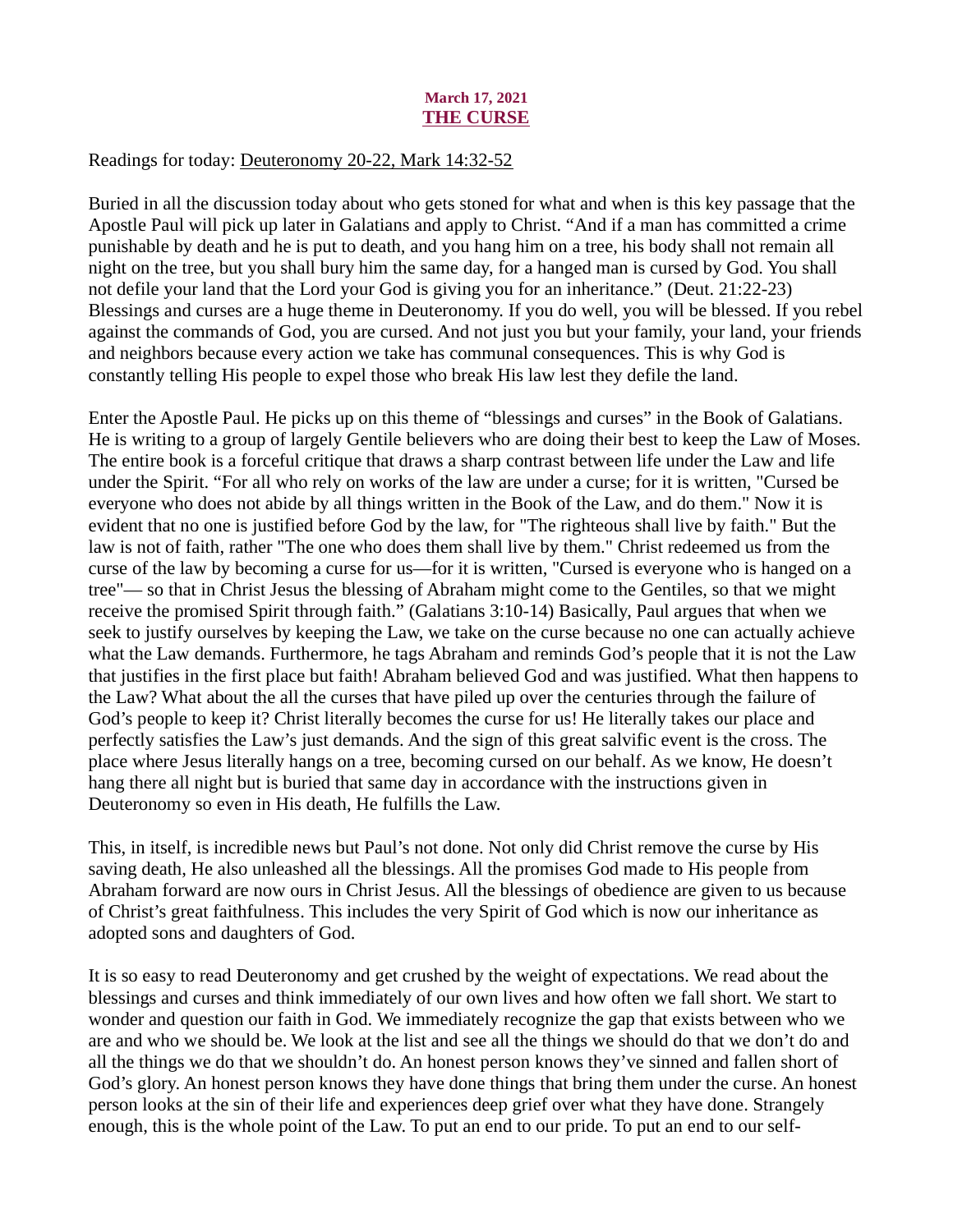**March 17, 2021**
## THE CURSE

Readings for today: Deuteronomy 20-22, Mark 14:32-52

Buried in all the discussion today about who gets stoned for what and when is this key passage that the Apostle Paul will pick up later in Galatians and apply to Christ. "And if a man has committed a crime punishable by death and he is put to death, and you hang him on a tree, his body shall not remain all night on the tree, but you shall bury him the same day, for a hanged man is cursed by God. You shall not defile your land that the Lord your God is giving you for an inheritance." (Deut. 21:22-23) Blessings and curses are a huge theme in Deuteronomy. If you do well, you will be blessed. If you rebel against the commands of God, you are cursed. And not just you but your family, your land, your friends and neighbors because every action we take has communal consequences. This is why God is constantly telling His people to expel those who break His law lest they defile the land.

Enter the Apostle Paul. He picks up on this theme of "blessings and curses" in the Book of Galatians. He is writing to a group of largely Gentile believers who are doing their best to keep the Law of Moses. The entire book is a forceful critique that draws a sharp contrast between life under the Law and life under the Spirit. "For all who rely on works of the law are under a curse; for it is written, "Cursed be everyone who does not abide by all things written in the Book of the Law, and do them." Now it is evident that no one is justified before God by the law, for "The righteous shall live by faith." But the law is not of faith, rather "The one who does them shall live by them." Christ redeemed us from the curse of the law by becoming a curse for us—for it is written, "Cursed is everyone who is hanged on a tree"— so that in Christ Jesus the blessing of Abraham might come to the Gentiles, so that we might receive the promised Spirit through faith." (Galatians 3:10-14) Basically, Paul argues that when we seek to justify ourselves by keeping the Law, we take on the curse because no one can actually achieve what the Law demands. Furthermore, he tags Abraham and reminds God's people that it is not the Law that justifies in the first place but faith! Abraham believed God and was justified. What then happens to the Law? What about the all the curses that have piled up over the centuries through the failure of God's people to keep it? Christ literally becomes the curse for us! He literally takes our place and perfectly satisfies the Law's just demands. And the sign of this great salvific event is the cross. The place where Jesus literally hangs on a tree, becoming cursed on our behalf. As we know, He doesn't hang there all night but is buried that same day in accordance with the instructions given in Deuteronomy so even in His death, He fulfills the Law.

This, in itself, is incredible news but Paul's not done. Not only did Christ remove the curse by His saving death, He also unleashed all the blessings. All the promises God made to His people from Abraham forward are now ours in Christ Jesus. All the blessings of obedience are given to us because of Christ's great faithfulness. This includes the very Spirit of God which is now our inheritance as adopted sons and daughters of God.

It is so easy to read Deuteronomy and get crushed by the weight of expectations. We read about the blessings and curses and think immediately of our own lives and how often we fall short. We start to wonder and question our faith in God. We immediately recognize the gap that exists between who we are and who we should be. We look at the list and see all the things we should do that we don't do and all the things we do that we shouldn't do. An honest person knows they've sinned and fallen short of God's glory. An honest person knows they have done things that bring them under the curse. An honest person looks at the sin of their life and experiences deep grief over what they have done. Strangely enough, this is the whole point of the Law. To put an end to our pride. To put an end to our self-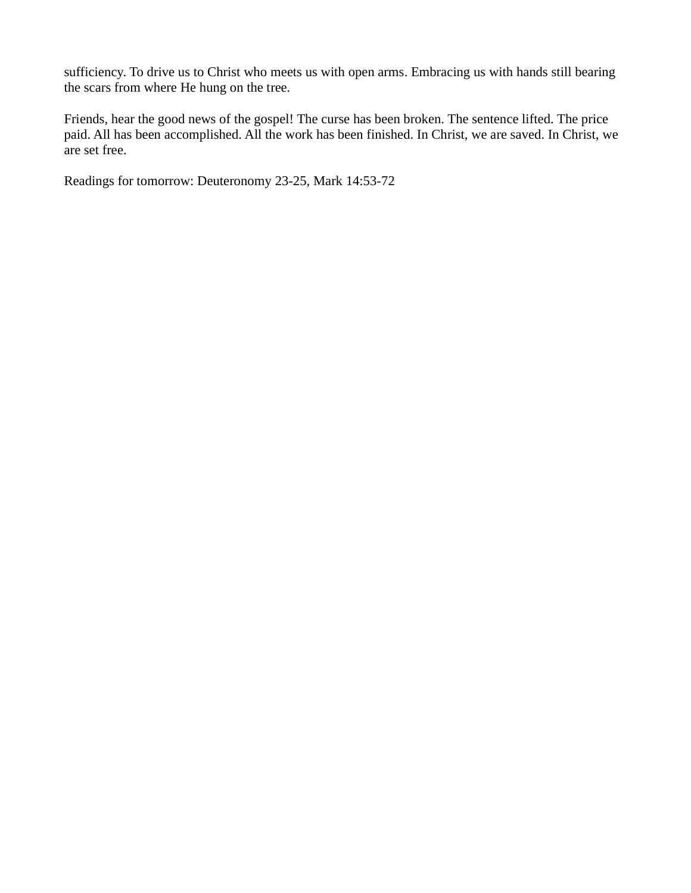sufficiency. To drive us to Christ who meets us with open arms. Embracing us with hands still bearing the scars from where He hung on the tree.

Friends, hear the good news of the gospel! The curse has been broken. The sentence lifted. The price paid. All has been accomplished. All the work has been finished. In Christ, we are saved. In Christ, we are set free.

Readings for tomorrow: Deuteronomy 23-25, Mark 14:53-72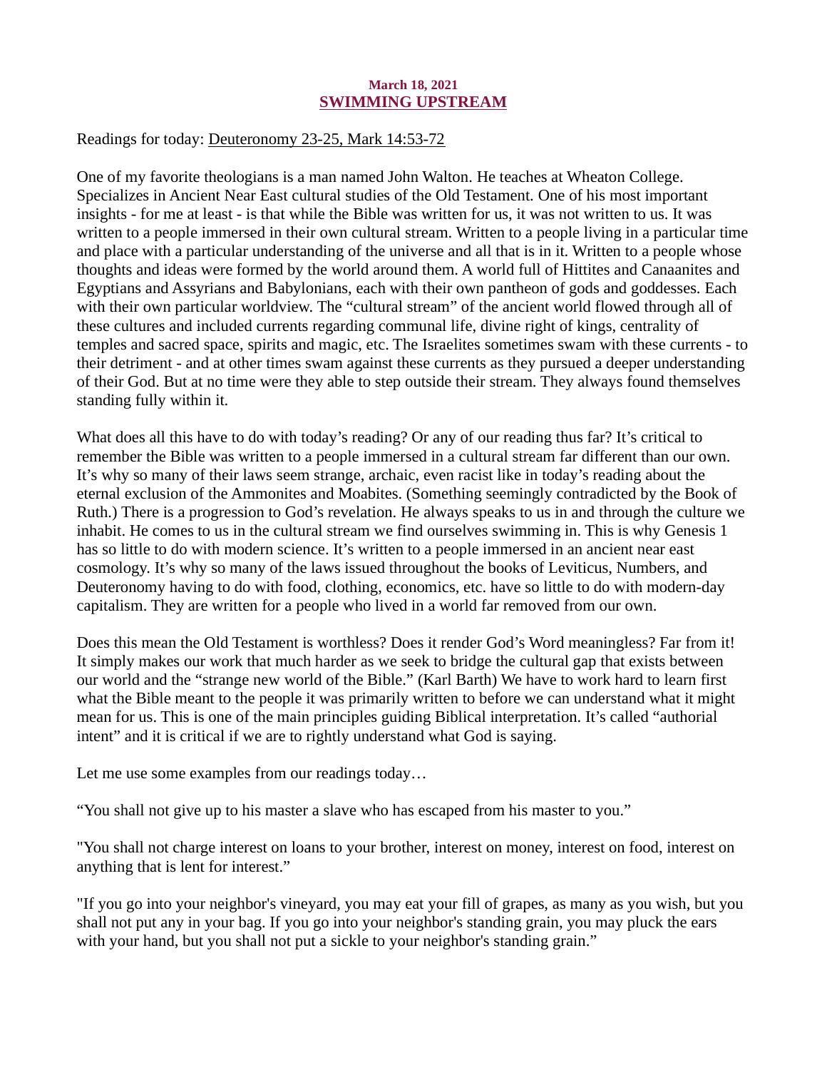**March 18, 2021**

## SWIMMING UPSTREAM

Readings for today: Deuteronomy 23-25, Mark 14:53-72

One of my favorite theologians is a man named John Walton. He teaches at Wheaton College. Specializes in Ancient Near East cultural studies of the Old Testament. One of his most important insights - for me at least - is that while the Bible was written for us, it was not written to us. It was written to a people immersed in their own cultural stream. Written to a people living in a particular time and place with a particular understanding of the universe and all that is in it. Written to a people whose thoughts and ideas were formed by the world around them. A world full of Hittites and Canaanites and Egyptians and Assyrians and Babylonians, each with their own pantheon of gods and goddesses. Each with their own particular worldview. The "cultural stream" of the ancient world flowed through all of these cultures and included currents regarding communal life, divine right of kings, centrality of temples and sacred space, spirits and magic, etc. The Israelites sometimes swam with these currents - to their detriment - and at other times swam against these currents as they pursued a deeper understanding of their God. But at no time were they able to step outside their stream. They always found themselves standing fully within it.

What does all this have to do with today's reading? Or any of our reading thus far? It's critical to remember the Bible was written to a people immersed in a cultural stream far different than our own. It's why so many of their laws seem strange, archaic, even racist like in today's reading about the eternal exclusion of the Ammonites and Moabites. (Something seemingly contradicted by the Book of Ruth.) There is a progression to God's revelation. He always speaks to us in and through the culture we inhabit. He comes to us in the cultural stream we find ourselves swimming in. This is why Genesis 1 has so little to do with modern science. It's written to a people immersed in an ancient near east cosmology. It's why so many of the laws issued throughout the books of Leviticus, Numbers, and Deuteronomy having to do with food, clothing, economics, etc. have so little to do with modern-day capitalism. They are written for a people who lived in a world far removed from our own.

Does this mean the Old Testament is worthless? Does it render God's Word meaningless? Far from it! It simply makes our work that much harder as we seek to bridge the cultural gap that exists between our world and the "strange new world of the Bible." (Karl Barth) We have to work hard to learn first what the Bible meant to the people it was primarily written to before we can understand what it might mean for us. This is one of the main principles guiding Biblical interpretation. It's called "authorial intent" and it is critical if we are to rightly understand what God is saying.

Let me use some examples from our readings today…

"You shall not give up to his master a slave who has escaped from his master to you."

"You shall not charge interest on loans to your brother, interest on money, interest on food, interest on anything that is lent for interest."

"If you go into your neighbor's vineyard, you may eat your fill of grapes, as many as you wish, but you shall not put any in your bag. If you go into your neighbor's standing grain, you may pluck the ears with your hand, but you shall not put a sickle to your neighbor's standing grain."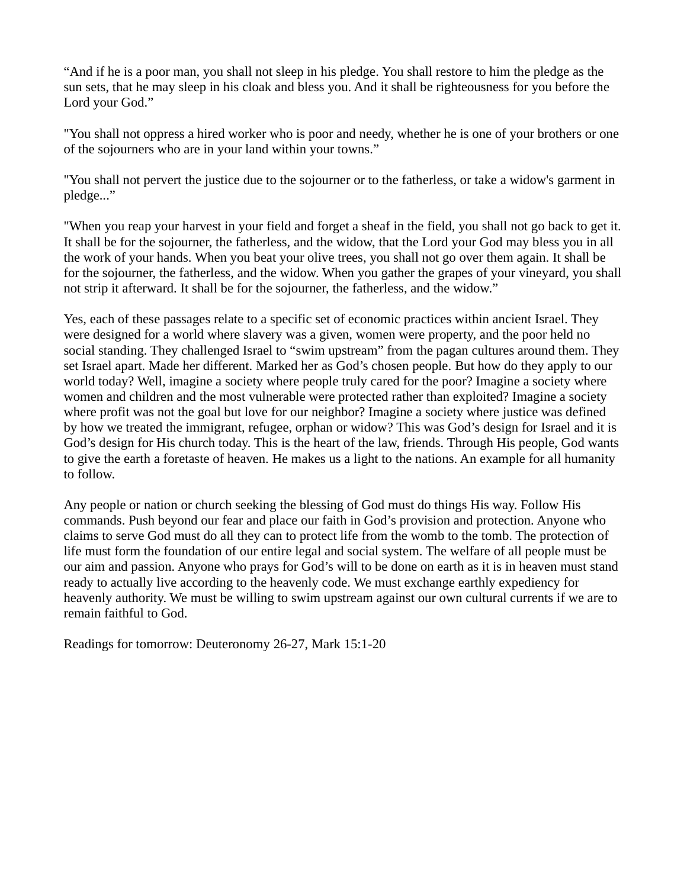“And if he is a poor man, you shall not sleep in his pledge. You shall restore to him the pledge as the sun sets, that he may sleep in his cloak and bless you. And it shall be righteousness for you before the Lord your God.”

"You shall not oppress a hired worker who is poor and needy, whether he is one of your brothers or one of the sojourners who are in your land within your towns.”

"You shall not pervert the justice due to the sojourner or to the fatherless, or take a widow's garment in pledge...”

"When you reap your harvest in your field and forget a sheaf in the field, you shall not go back to get it. It shall be for the sojourner, the fatherless, and the widow, that the Lord your God may bless you in all the work of your hands. When you beat your olive trees, you shall not go over them again. It shall be for the sojourner, the fatherless, and the widow. When you gather the grapes of your vineyard, you shall not strip it afterward. It shall be for the sojourner, the fatherless, and the widow.”

Yes, each of these passages relate to a specific set of economic practices within ancient Israel. They were designed for a world where slavery was a given, women were property, and the poor held no social standing. They challenged Israel to “swim upstream” from the pagan cultures around them. They set Israel apart. Made her different. Marked her as God’s chosen people. But how do they apply to our world today? Well, imagine a society where people truly cared for the poor? Imagine a society where women and children and the most vulnerable were protected rather than exploited? Imagine a society where profit was not the goal but love for our neighbor? Imagine a society where justice was defined by how we treated the immigrant, refugee, orphan or widow? This was God’s design for Israel and it is God’s design for His church today. This is the heart of the law, friends. Through His people, God wants to give the earth a foretaste of heaven. He makes us a light to the nations. An example for all humanity to follow.

Any people or nation or church seeking the blessing of God must do things His way. Follow His commands. Push beyond our fear and place our faith in God’s provision and protection. Anyone who claims to serve God must do all they can to protect life from the womb to the tomb. The protection of life must form the foundation of our entire legal and social system. The welfare of all people must be our aim and passion. Anyone who prays for God’s will to be done on earth as it is in heaven must stand ready to actually live according to the heavenly code. We must exchange earthly expediency for heavenly authority. We must be willing to swim upstream against our own cultural currents if we are to remain faithful to God.

Readings for tomorrow: Deuteronomy 26-27, Mark 15:1-20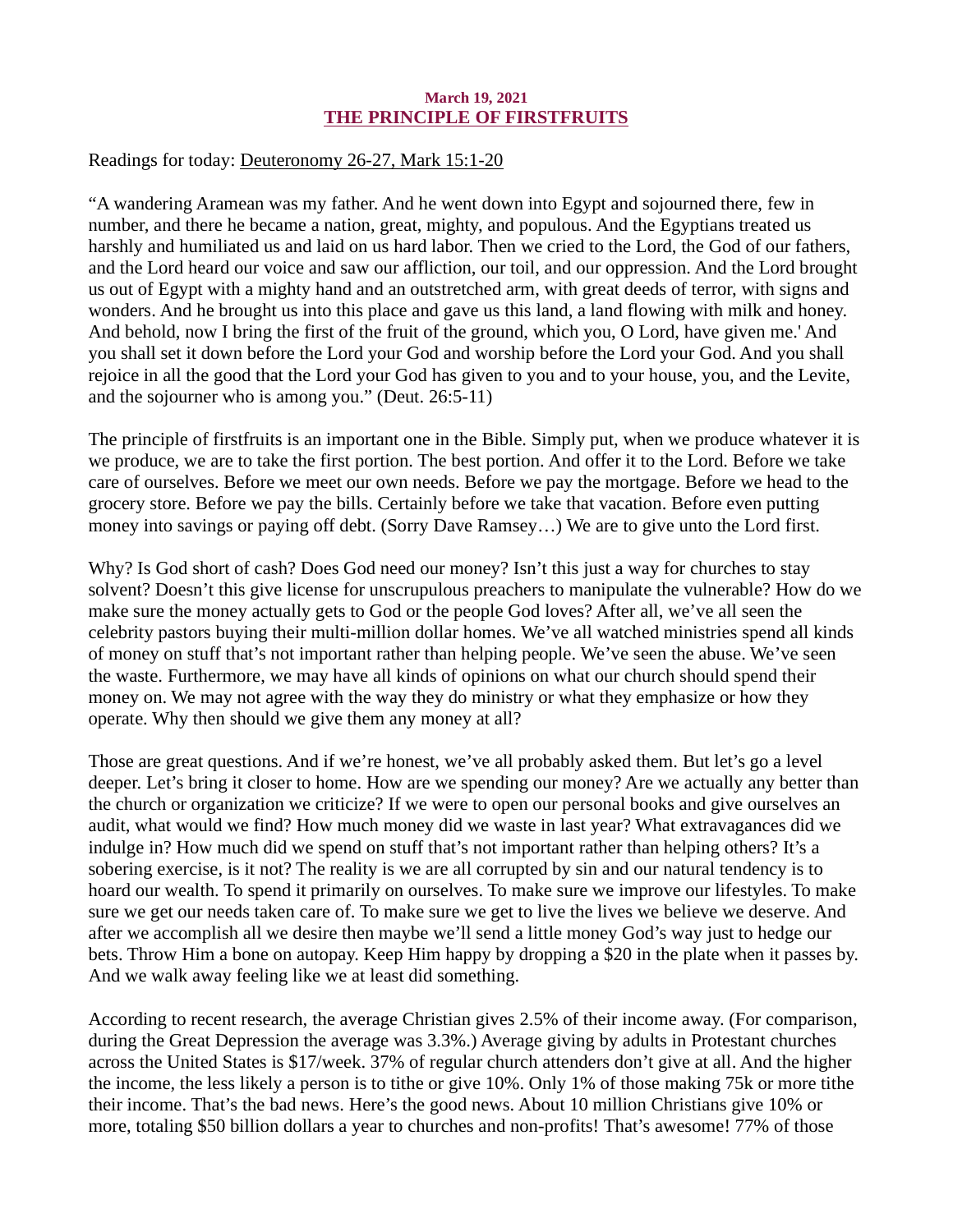**March 19, 2021**

## THE PRINCIPLE OF FIRSTFRUITS

Readings for today: Deuteronomy 26-27, Mark 15:1-20

"A wandering Aramean was my father. And he went down into Egypt and sojourned there, few in number, and there he became a nation, great, mighty, and populous. And the Egyptians treated us harshly and humiliated us and laid on us hard labor. Then we cried to the Lord, the God of our fathers, and the Lord heard our voice and saw our affliction, our toil, and our oppression. And the Lord brought us out of Egypt with a mighty hand and an outstretched arm, with great deeds of terror, with signs and wonders. And he brought us into this place and gave us this land, a land flowing with milk and honey. And behold, now I bring the first of the fruit of the ground, which you, O Lord, have given me.' And you shall set it down before the Lord your God and worship before the Lord your God. And you shall rejoice in all the good that the Lord your God has given to you and to your house, you, and the Levite, and the sojourner who is among you." (Deut. 26:5-11)

The principle of firstfruits is an important one in the Bible. Simply put, when we produce whatever it is we produce, we are to take the first portion. The best portion. And offer it to the Lord. Before we take care of ourselves. Before we meet our own needs. Before we pay the mortgage. Before we head to the grocery store. Before we pay the bills. Certainly before we take that vacation. Before even putting money into savings or paying off debt. (Sorry Dave Ramsey…) We are to give unto the Lord first.

Why? Is God short of cash? Does God need our money? Isn't this just a way for churches to stay solvent? Doesn't this give license for unscrupulous preachers to manipulate the vulnerable? How do we make sure the money actually gets to God or the people God loves? After all, we've all seen the celebrity pastors buying their multi-million dollar homes. We've all watched ministries spend all kinds of money on stuff that's not important rather than helping people. We've seen the abuse. We've seen the waste. Furthermore, we may have all kinds of opinions on what our church should spend their money on. We may not agree with the way they do ministry or what they emphasize or how they operate. Why then should we give them any money at all?

Those are great questions. And if we're honest, we've all probably asked them. But let's go a level deeper. Let's bring it closer to home. How are we spending our money? Are we actually any better than the church or organization we criticize? If we were to open our personal books and give ourselves an audit, what would we find? How much money did we waste in last year? What extravagances did we indulge in? How much did we spend on stuff that's not important rather than helping others? It's a sobering exercise, is it not? The reality is we are all corrupted by sin and our natural tendency is to hoard our wealth. To spend it primarily on ourselves. To make sure we improve our lifestyles. To make sure we get our needs taken care of. To make sure we get to live the lives we believe we deserve. And after we accomplish all we desire then maybe we'll send a little money God's way just to hedge our bets. Throw Him a bone on autopay. Keep Him happy by dropping a $20 in the plate when it passes by. And we walk away feeling like we at least did something.

According to recent research, the average Christian gives 2.5% of their income away. (For comparison, during the Great Depression the average was 3.3%.) Average giving by adults in Protestant churches across the United States is $17/week. 37% of regular church attenders don't give at all. And the higher the income, the less likely a person is to tithe or give 10%. Only 1% of those making 75k or more tithe their income. That's the bad news. Here's the good news. About 10 million Christians give 10% or more, totaling $50 billion dollars a year to churches and non-profits! That's awesome! 77% of those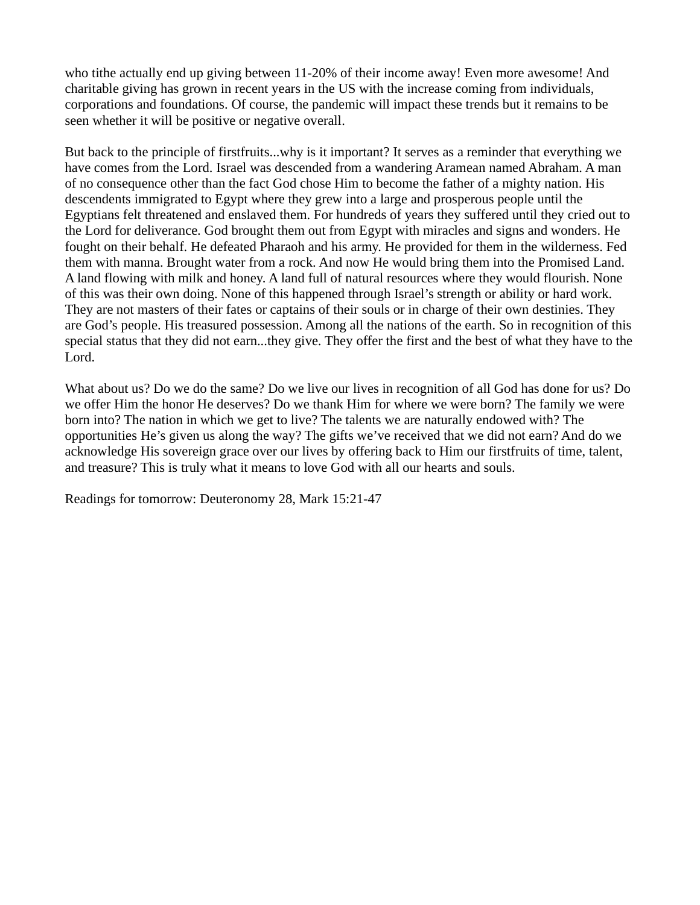who tithe actually end up giving between 11-20% of their income away! Even more awesome! And charitable giving has grown in recent years in the US with the increase coming from individuals, corporations and foundations. Of course, the pandemic will impact these trends but it remains to be seen whether it will be positive or negative overall.

But back to the principle of firstfruits...why is it important? It serves as a reminder that everything we have comes from the Lord. Israel was descended from a wandering Aramean named Abraham. A man of no consequence other than the fact God chose Him to become the father of a mighty nation. His descendents immigrated to Egypt where they grew into a large and prosperous people until the Egyptians felt threatened and enslaved them. For hundreds of years they suffered until they cried out to the Lord for deliverance. God brought them out from Egypt with miracles and signs and wonders. He fought on their behalf. He defeated Pharaoh and his army. He provided for them in the wilderness. Fed them with manna. Brought water from a rock. And now He would bring them into the Promised Land. A land flowing with milk and honey. A land full of natural resources where they would flourish. None of this was their own doing. None of this happened through Israel's strength or ability or hard work. They are not masters of their fates or captains of their souls or in charge of their own destinies. They are God's people. His treasured possession. Among all the nations of the earth. So in recognition of this special status that they did not earn...they give. They offer the first and the best of what they have to the Lord.

What about us? Do we do the same? Do we live our lives in recognition of all God has done for us? Do we offer Him the honor He deserves? Do we thank Him for where we were born? The family we were born into? The nation in which we get to live? The talents we are naturally endowed with? The opportunities He's given us along the way? The gifts we've received that we did not earn? And do we acknowledge His sovereign grace over our lives by offering back to Him our firstfruits of time, talent, and treasure? This is truly what it means to love God with all our hearts and souls.

Readings for tomorrow: Deuteronomy 28, Mark 15:21-47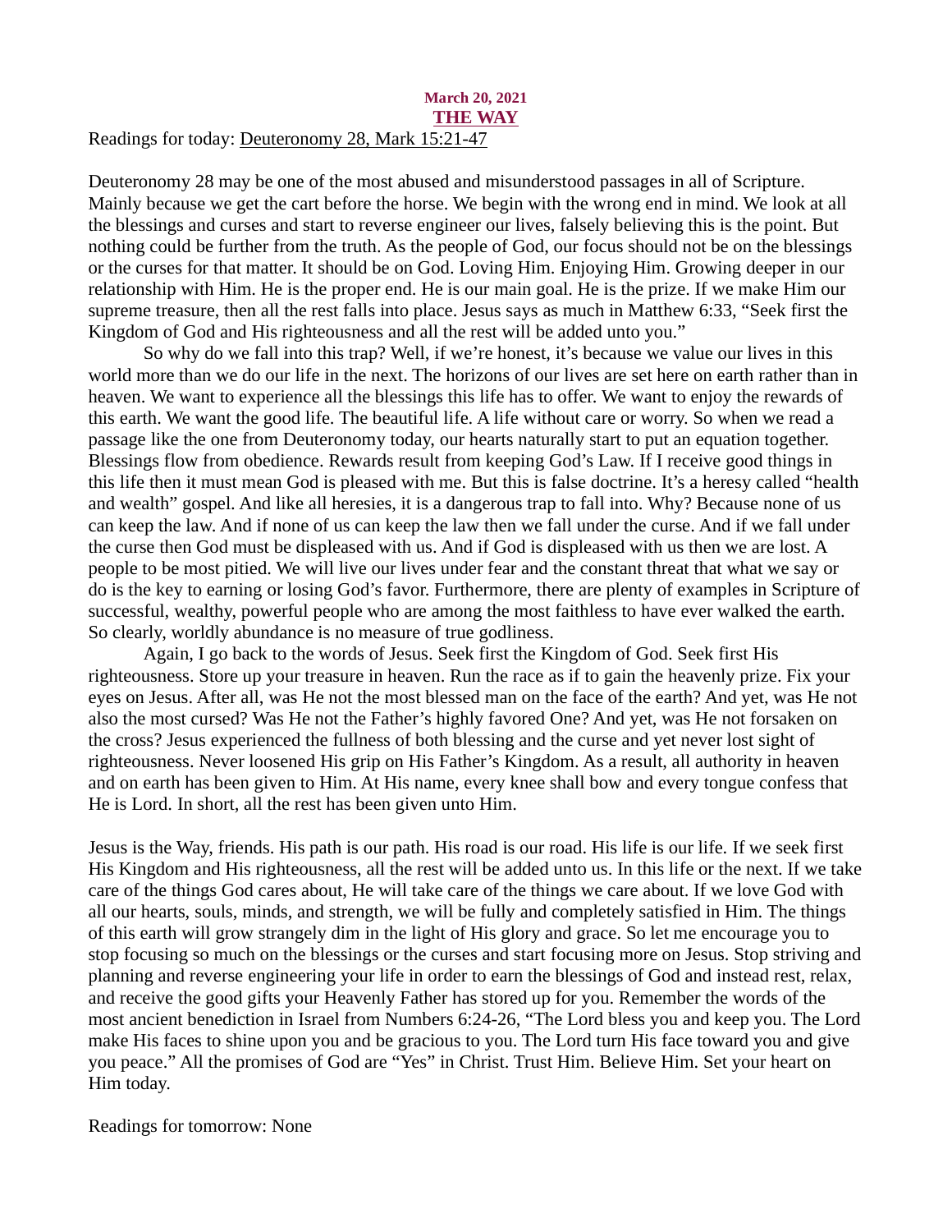**March 20, 2021**

# THE WAY

Readings for today: Deuteronomy 28, Mark 15:21-47

Deuteronomy 28 may be one of the most abused and misunderstood passages in all of Scripture. Mainly because we get the cart before the horse. We begin with the wrong end in mind. We look at all the blessings and curses and start to reverse engineer our lives, falsely believing this is the point. But nothing could be further from the truth. As the people of God, our focus should not be on the blessings or the curses for that matter. It should be on God. Loving Him. Enjoying Him. Growing deeper in our relationship with Him. He is the proper end. He is our main goal. He is the prize. If we make Him our supreme treasure, then all the rest falls into place. Jesus says as much in Matthew 6:33, "Seek first the Kingdom of God and His righteousness and all the rest will be added unto you."

So why do we fall into this trap? Well, if we're honest, it's because we value our lives in this world more than we do our life in the next. The horizons of our lives are set here on earth rather than in heaven. We want to experience all the blessings this life has to offer. We want to enjoy the rewards of this earth. We want the good life. The beautiful life. A life without care or worry. So when we read a passage like the one from Deuteronomy today, our hearts naturally start to put an equation together. Blessings flow from obedience. Rewards result from keeping God's Law. If I receive good things in this life then it must mean God is pleased with me. But this is false doctrine. It's a heresy called "health and wealth" gospel. And like all heresies, it is a dangerous trap to fall into. Why? Because none of us can keep the law. And if none of us can keep the law then we fall under the curse. And if we fall under the curse then God must be displeased with us. And if God is displeased with us then we are lost. A people to be most pitied. We will live our lives under fear and the constant threat that what we say or do is the key to earning or losing God's favor. Furthermore, there are plenty of examples in Scripture of successful, wealthy, powerful people who are among the most faithless to have ever walked the earth. So clearly, worldly abundance is no measure of true godliness.

Again, I go back to the words of Jesus. Seek first the Kingdom of God. Seek first His righteousness. Store up your treasure in heaven. Run the race as if to gain the heavenly prize. Fix your eyes on Jesus. After all, was He not the most blessed man on the face of the earth? And yet, was He not also the most cursed? Was He not the Father's highly favored One? And yet, was He not forsaken on the cross? Jesus experienced the fullness of both blessing and the curse and yet never lost sight of righteousness. Never loosened His grip on His Father's Kingdom. As a result, all authority in heaven and on earth has been given to Him. At His name, every knee shall bow and every tongue confess that He is Lord. In short, all the rest has been given unto Him.

Jesus is the Way, friends. His path is our path. His road is our road. His life is our life. If we seek first His Kingdom and His righteousness, all the rest will be added unto us. In this life or the next. If we take care of the things God cares about, He will take care of the things we care about. If we love God with all our hearts, souls, minds, and strength, we will be fully and completely satisfied in Him. The things of this earth will grow strangely dim in the light of His glory and grace. So let me encourage you to stop focusing so much on the blessings or the curses and start focusing more on Jesus. Stop striving and planning and reverse engineering your life in order to earn the blessings of God and instead rest, relax, and receive the good gifts your Heavenly Father has stored up for you. Remember the words of the most ancient benediction in Israel from Numbers 6:24-26, "The Lord bless you and keep you. The Lord make His faces to shine upon you and be gracious to you. The Lord turn His face toward you and give you peace." All the promises of God are "Yes" in Christ. Trust Him. Believe Him. Set your heart on Him today.

Readings for tomorrow: None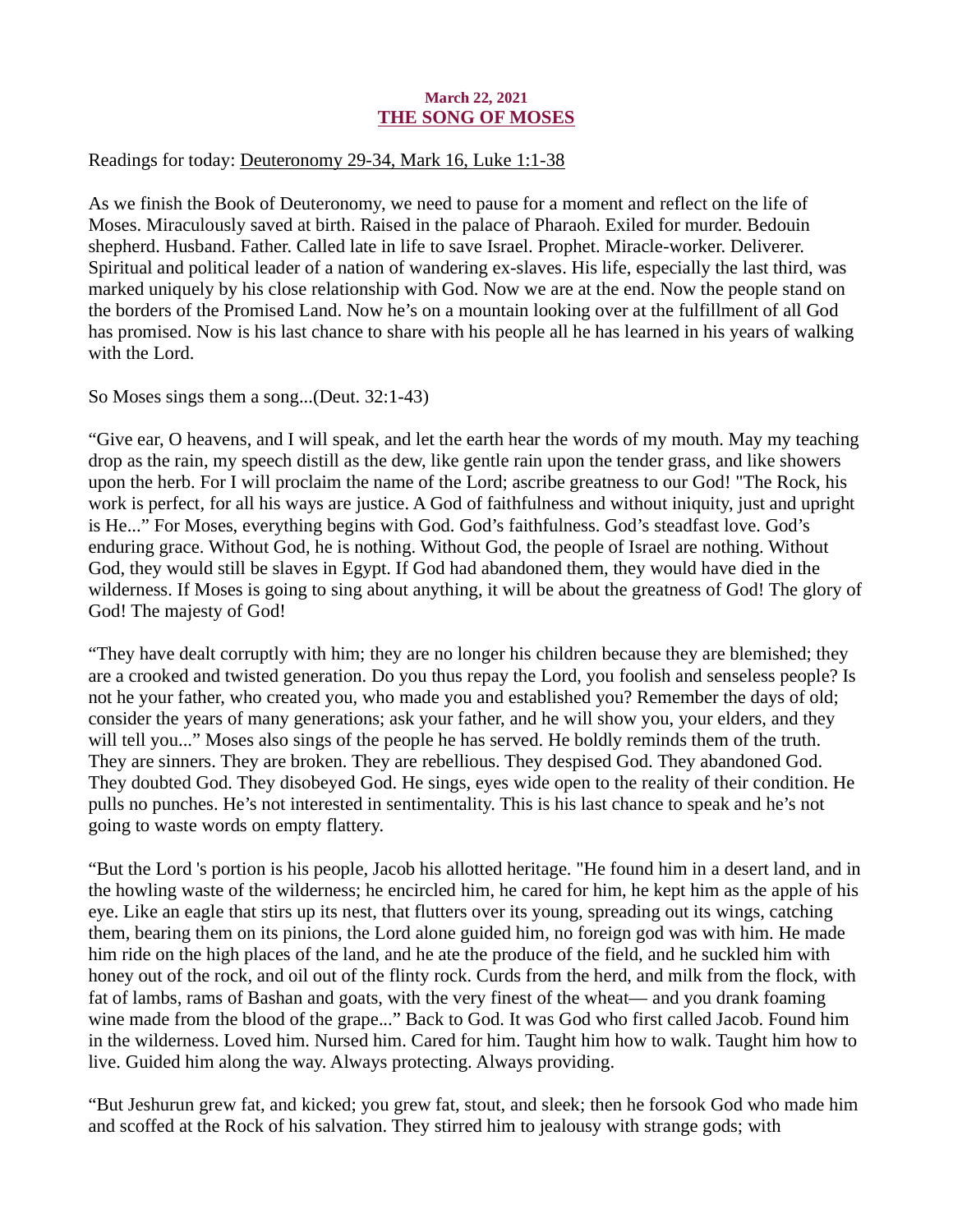**March 22, 2021**

# THE SONG OF MOSES

Readings for today: Deuteronomy 29-34, Mark 16, Luke 1:1-38

As we finish the Book of Deuteronomy, we need to pause for a moment and reflect on the life of Moses. Miraculously saved at birth. Raised in the palace of Pharaoh. Exiled for murder. Bedouin shepherd. Husband. Father. Called late in life to save Israel. Prophet. Miracle-worker. Deliverer. Spiritual and political leader of a nation of wandering ex-slaves. His life, especially the last third, was marked uniquely by his close relationship with God. Now we are at the end. Now the people stand on the borders of the Promised Land. Now he's on a mountain looking over at the fulfillment of all God has promised. Now is his last chance to share with his people all he has learned in his years of walking with the Lord.

So Moses sings them a song...(Deut. 32:1-43)

"Give ear, O heavens, and I will speak, and let the earth hear the words of my mouth. May my teaching drop as the rain, my speech distill as the dew, like gentle rain upon the tender grass, and like showers upon the herb. For I will proclaim the name of the Lord; ascribe greatness to our God! "The Rock, his work is perfect, for all his ways are justice. A God of faithfulness and without iniquity, just and upright is He..." For Moses, everything begins with God. God's faithfulness. God's steadfast love. God's enduring grace. Without God, he is nothing. Without God, the people of Israel are nothing. Without God, they would still be slaves in Egypt. If God had abandoned them, they would have died in the wilderness. If Moses is going to sing about anything, it will be about the greatness of God! The glory of God! The majesty of God!

"They have dealt corruptly with him; they are no longer his children because they are blemished; they are a crooked and twisted generation. Do you thus repay the Lord, you foolish and senseless people? Is not he your father, who created you, who made you and established you? Remember the days of old; consider the years of many generations; ask your father, and he will show you, your elders, and they will tell you..." Moses also sings of the people he has served. He boldly reminds them of the truth. They are sinners. They are broken. They are rebellious. They despised God. They abandoned God. They doubted God. They disobeyed God. He sings, eyes wide open to the reality of their condition. He pulls no punches. He's not interested in sentimentality. This is his last chance to speak and he's not going to waste words on empty flattery.

"But the Lord 's portion is his people, Jacob his allotted heritage. "He found him in a desert land, and in the howling waste of the wilderness; he encircled him, he cared for him, he kept him as the apple of his eye. Like an eagle that stirs up its nest, that flutters over its young, spreading out its wings, catching them, bearing them on its pinions, the Lord alone guided him, no foreign god was with him. He made him ride on the high places of the land, and he ate the produce of the field, and he suckled him with honey out of the rock, and oil out of the flinty rock. Curds from the herd, and milk from the flock, with fat of lambs, rams of Bashan and goats, with the very finest of the wheat— and you drank foaming wine made from the blood of the grape..." Back to God. It was God who first called Jacob. Found him in the wilderness. Loved him. Nursed him. Cared for him. Taught him how to walk. Taught him how to live. Guided him along the way. Always protecting. Always providing.

"But Jeshurun grew fat, and kicked; you grew fat, stout, and sleek; then he forsook God who made him and scoffed at the Rock of his salvation. They stirred him to jealousy with strange gods; with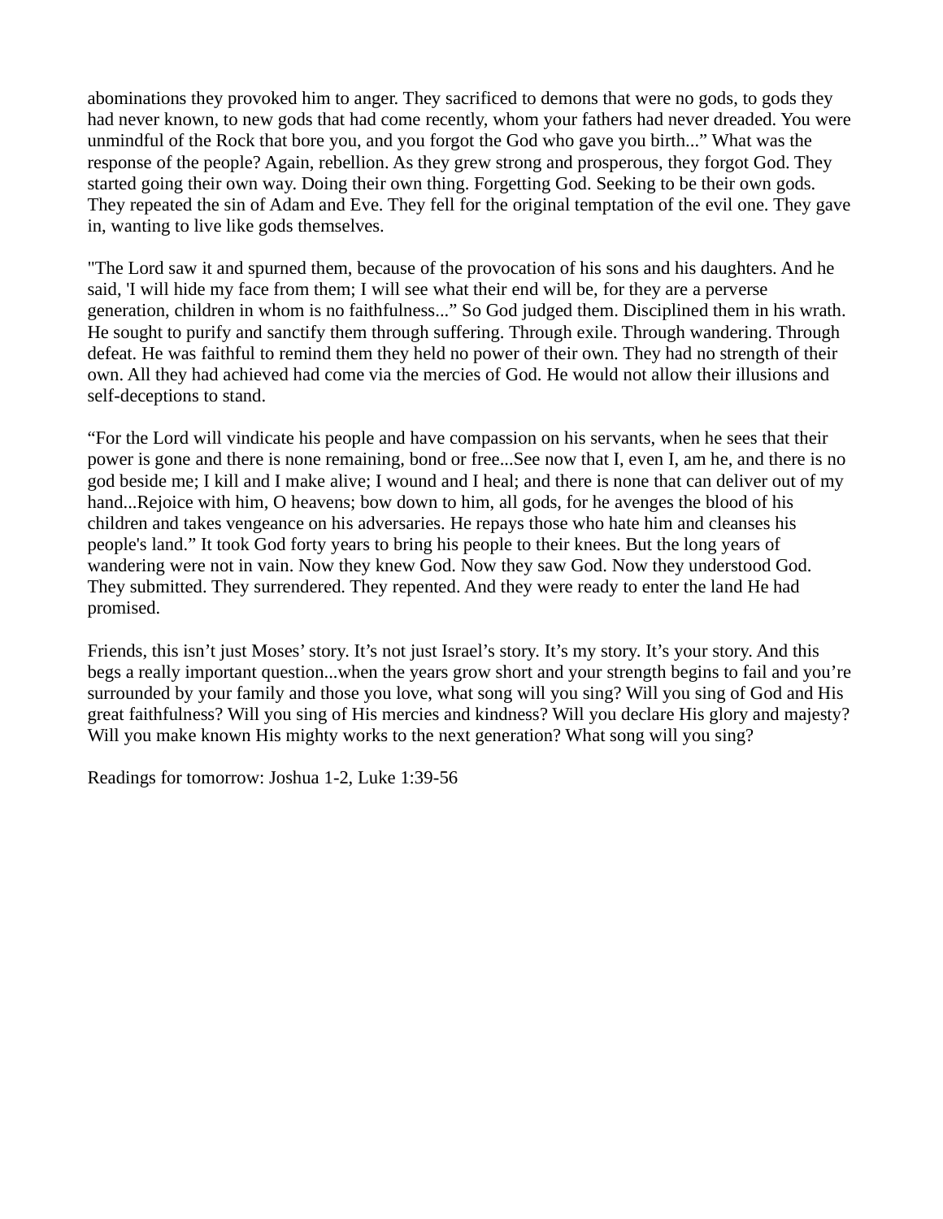abominations they provoked him to anger. They sacrificed to demons that were no gods, to gods they had never known, to new gods that had come recently, whom your fathers had never dreaded. You were unmindful of the Rock that bore you, and you forgot the God who gave you birth..." What was the response of the people? Again, rebellion. As they grew strong and prosperous, they forgot God. They started going their own way. Doing their own thing. Forgetting God. Seeking to be their own gods. They repeated the sin of Adam and Eve. They fell for the original temptation of the evil one. They gave in, wanting to live like gods themselves.

"The Lord saw it and spurned them, because of the provocation of his sons and his daughters. And he said, 'I will hide my face from them; I will see what their end will be, for they are a perverse generation, children in whom is no faithfulness..." So God judged them. Disciplined them in his wrath. He sought to purify and sanctify them through suffering. Through exile. Through wandering. Through defeat. He was faithful to remind them they held no power of their own. They had no strength of their own. All they had achieved had come via the mercies of God. He would not allow their illusions and self-deceptions to stand.

"For the Lord will vindicate his people and have compassion on his servants, when he sees that their power is gone and there is none remaining, bond or free...See now that I, even I, am he, and there is no god beside me; I kill and I make alive; I wound and I heal; and there is none that can deliver out of my hand...Rejoice with him, O heavens; bow down to him, all gods, for he avenges the blood of his children and takes vengeance on his adversaries. He repays those who hate him and cleanses his people's land." It took God forty years to bring his people to their knees. But the long years of wandering were not in vain. Now they knew God. Now they saw God. Now they understood God. They submitted. They surrendered. They repented. And they were ready to enter the land He had promised.

Friends, this isn't just Moses' story. It's not just Israel's story. It's my story. It's your story. And this begs a really important question...when the years grow short and your strength begins to fail and you're surrounded by your family and those you love, what song will you sing? Will you sing of God and His great faithfulness? Will you sing of His mercies and kindness? Will you declare His glory and majesty? Will you make known His mighty works to the next generation? What song will you sing?

Readings for tomorrow: Joshua 1-2, Luke 1:39-56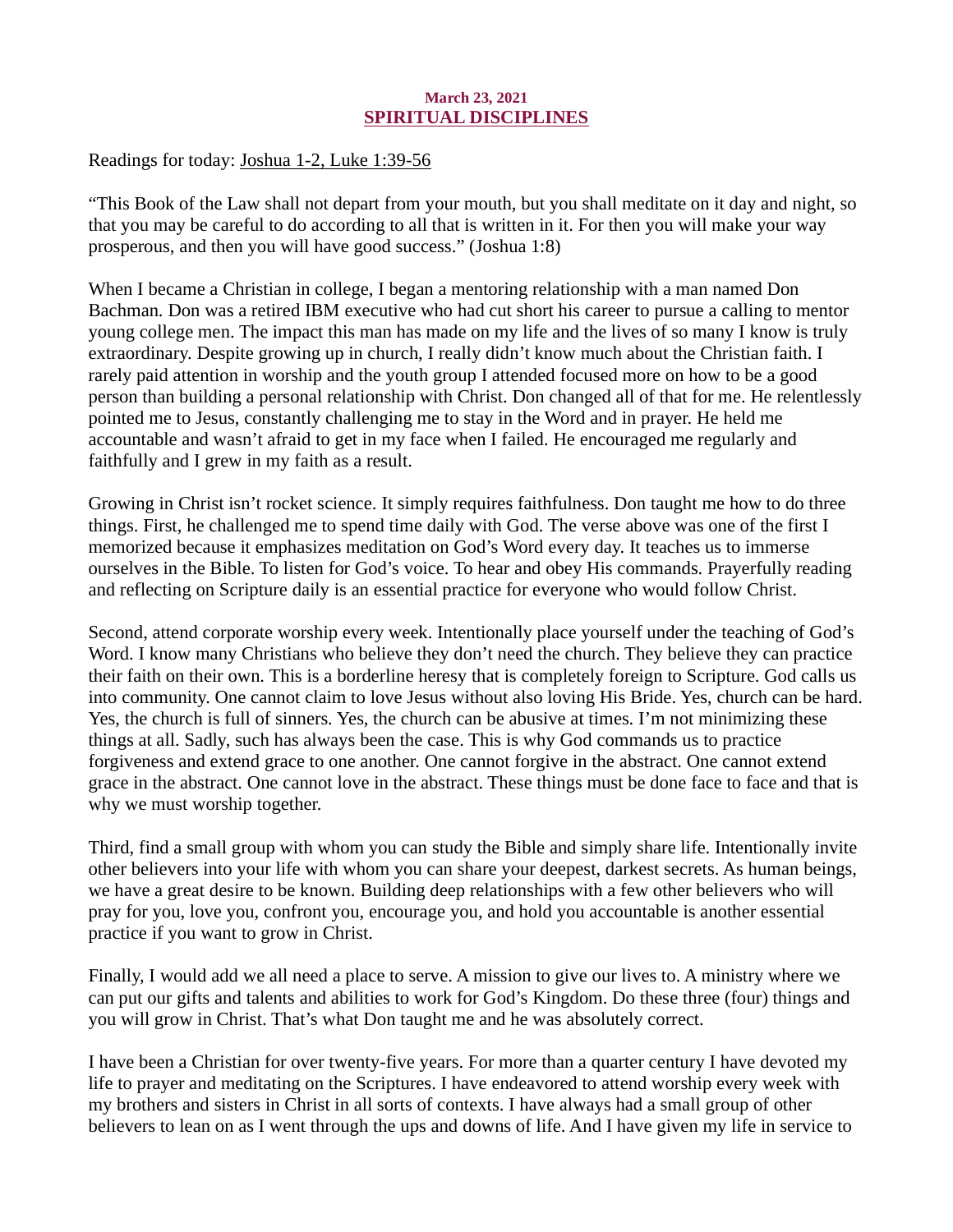March 23, 2021

## SPIRITUAL DISCIPLINES

Readings for today: Joshua 1-2, Luke 1:39-56

"This Book of the Law shall not depart from your mouth, but you shall meditate on it day and night, so that you may be careful to do according to all that is written in it. For then you will make your way prosperous, and then you will have good success." (Joshua 1:8)

When I became a Christian in college, I began a mentoring relationship with a man named Don Bachman. Don was a retired IBM executive who had cut short his career to pursue a calling to mentor young college men. The impact this man has made on my life and the lives of so many I know is truly extraordinary. Despite growing up in church, I really didn't know much about the Christian faith. I rarely paid attention in worship and the youth group I attended focused more on how to be a good person than building a personal relationship with Christ. Don changed all of that for me. He relentlessly pointed me to Jesus, constantly challenging me to stay in the Word and in prayer. He held me accountable and wasn't afraid to get in my face when I failed. He encouraged me regularly and faithfully and I grew in my faith as a result.

Growing in Christ isn't rocket science. It simply requires faithfulness. Don taught me how to do three things. First, he challenged me to spend time daily with God. The verse above was one of the first I memorized because it emphasizes meditation on God's Word every day. It teaches us to immerse ourselves in the Bible. To listen for God's voice. To hear and obey His commands. Prayerfully reading and reflecting on Scripture daily is an essential practice for everyone who would follow Christ.

Second, attend corporate worship every week. Intentionally place yourself under the teaching of God's Word. I know many Christians who believe they don't need the church. They believe they can practice their faith on their own. This is a borderline heresy that is completely foreign to Scripture. God calls us into community. One cannot claim to love Jesus without also loving His Bride. Yes, church can be hard. Yes, the church is full of sinners. Yes, the church can be abusive at times. I'm not minimizing these things at all. Sadly, such has always been the case. This is why God commands us to practice forgiveness and extend grace to one another. One cannot forgive in the abstract. One cannot extend grace in the abstract. One cannot love in the abstract. These things must be done face to face and that is why we must worship together.

Third, find a small group with whom you can study the Bible and simply share life. Intentionally invite other believers into your life with whom you can share your deepest, darkest secrets. As human beings, we have a great desire to be known. Building deep relationships with a few other believers who will pray for you, love you, confront you, encourage you, and hold you accountable is another essential practice if you want to grow in Christ.

Finally, I would add we all need a place to serve. A mission to give our lives to. A ministry where we can put our gifts and talents and abilities to work for God's Kingdom. Do these three (four) things and you will grow in Christ. That's what Don taught me and he was absolutely correct.

I have been a Christian for over twenty-five years. For more than a quarter century I have devoted my life to prayer and meditating on the Scriptures. I have endeavored to attend worship every week with my brothers and sisters in Christ in all sorts of contexts. I have always had a small group of other believers to lean on as I went through the ups and downs of life. And I have given my life in service to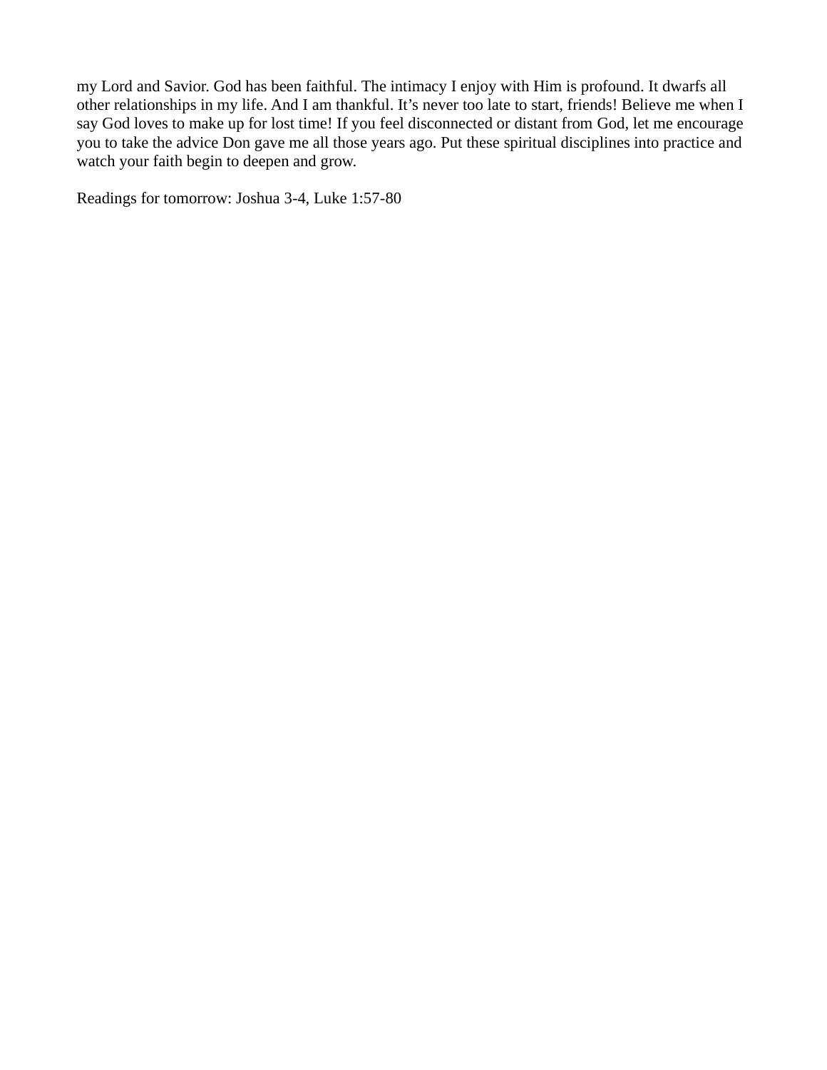my Lord and Savior. God has been faithful. The intimacy I enjoy with Him is profound. It dwarfs all other relationships in my life. And I am thankful. It's never too late to start, friends! Believe me when I say God loves to make up for lost time! If you feel disconnected or distant from God, let me encourage you to take the advice Don gave me all those years ago. Put these spiritual disciplines into practice and watch your faith begin to deepen and grow.

Readings for tomorrow: Joshua 3-4, Luke 1:57-80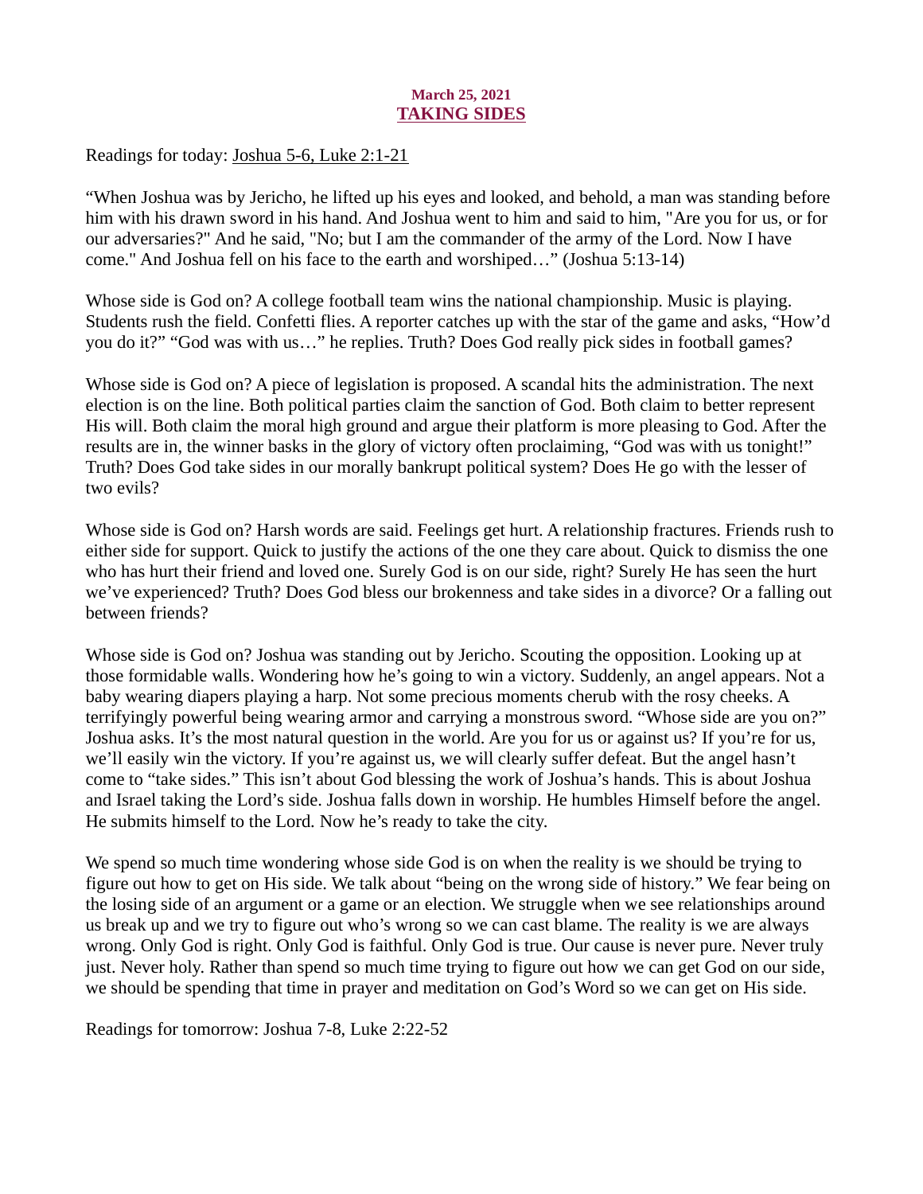**March 25, 2021**

## TAKING SIDES

Readings for today: Joshua 5-6, Luke 2:1-21

"When Joshua was by Jericho, he lifted up his eyes and looked, and behold, a man was standing before him with his drawn sword in his hand. And Joshua went to him and said to him, "Are you for us, or for our adversaries?" And he said, "No; but I am the commander of the army of the Lord. Now I have come." And Joshua fell on his face to the earth and worshiped…" (Joshua 5:13-14)

Whose side is God on? A college football team wins the national championship. Music is playing. Students rush the field. Confetti flies. A reporter catches up with the star of the game and asks, "How'd you do it?" "God was with us…" he replies. Truth? Does God really pick sides in football games?

Whose side is God on? A piece of legislation is proposed. A scandal hits the administration. The next election is on the line. Both political parties claim the sanction of God. Both claim to better represent His will. Both claim the moral high ground and argue their platform is more pleasing to God. After the results are in, the winner basks in the glory of victory often proclaiming, "God was with us tonight!" Truth? Does God take sides in our morally bankrupt political system? Does He go with the lesser of two evils?

Whose side is God on? Harsh words are said. Feelings get hurt. A relationship fractures. Friends rush to either side for support. Quick to justify the actions of the one they care about. Quick to dismiss the one who has hurt their friend and loved one. Surely God is on our side, right? Surely He has seen the hurt we've experienced? Truth? Does God bless our brokenness and take sides in a divorce? Or a falling out between friends?

Whose side is God on? Joshua was standing out by Jericho. Scouting the opposition. Looking up at those formidable walls. Wondering how he's going to win a victory. Suddenly, an angel appears. Not a baby wearing diapers playing a harp. Not some precious moments cherub with the rosy cheeks. A terrifyingly powerful being wearing armor and carrying a monstrous sword. "Whose side are you on?" Joshua asks. It's the most natural question in the world. Are you for us or against us? If you're for us, we'll easily win the victory. If you're against us, we will clearly suffer defeat. But the angel hasn't come to "take sides." This isn't about God blessing the work of Joshua's hands. This is about Joshua and Israel taking the Lord's side. Joshua falls down in worship. He humbles Himself before the angel. He submits himself to the Lord. Now he's ready to take the city.

We spend so much time wondering whose side God is on when the reality is we should be trying to figure out how to get on His side. We talk about "being on the wrong side of history." We fear being on the losing side of an argument or a game or an election. We struggle when we see relationships around us break up and we try to figure out who's wrong so we can cast blame. The reality is we are always wrong. Only God is right. Only God is faithful. Only God is true. Our cause is never pure. Never truly just. Never holy. Rather than spend so much time trying to figure out how we can get God on our side, we should be spending that time in prayer and meditation on God's Word so we can get on His side.

Readings for tomorrow: Joshua 7-8, Luke 2:22-52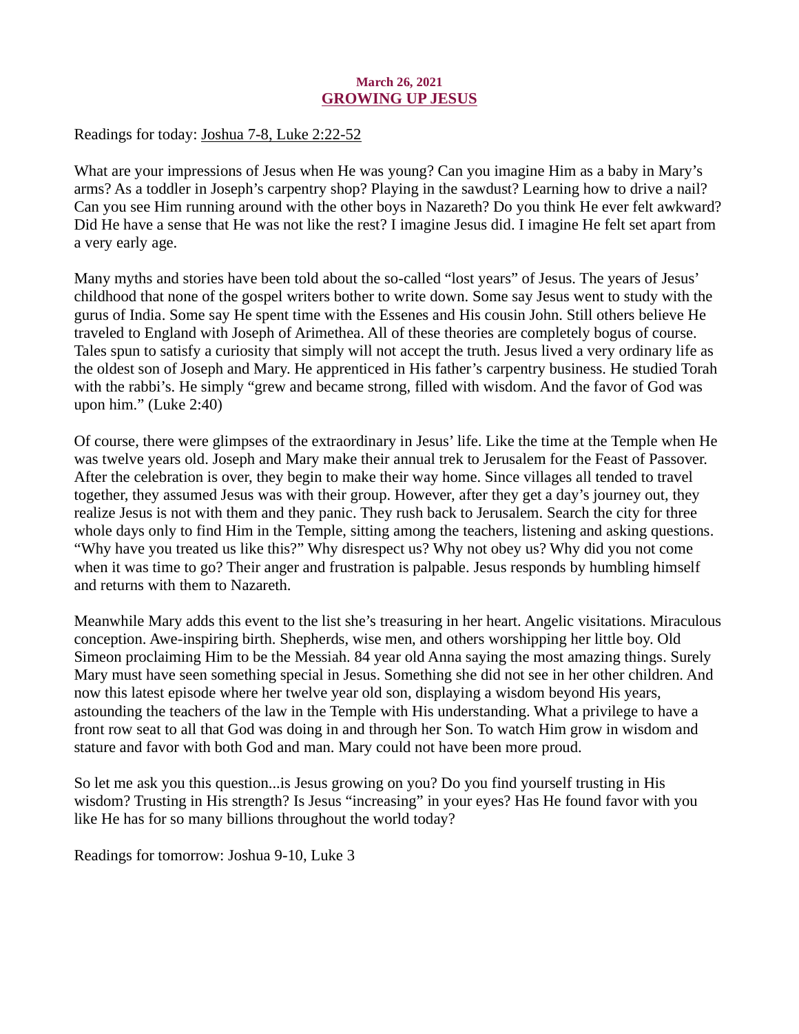**March 26, 2021**

# GROWING UP JESUS

Readings for today: Joshua 7-8, Luke 2:22-52

What are your impressions of Jesus when He was young? Can you imagine Him as a baby in Mary's arms? As a toddler in Joseph's carpentry shop? Playing in the sawdust? Learning how to drive a nail? Can you see Him running around with the other boys in Nazareth? Do you think He ever felt awkward? Did He have a sense that He was not like the rest? I imagine Jesus did. I imagine He felt set apart from a very early age.

Many myths and stories have been told about the so-called "lost years" of Jesus. The years of Jesus' childhood that none of the gospel writers bother to write down. Some say Jesus went to study with the gurus of India. Some say He spent time with the Essenes and His cousin John. Still others believe He traveled to England with Joseph of Arimethea. All of these theories are completely bogus of course. Tales spun to satisfy a curiosity that simply will not accept the truth. Jesus lived a very ordinary life as the oldest son of Joseph and Mary. He apprenticed in His father's carpentry business. He studied Torah with the rabbi's. He simply "grew and became strong, filled with wisdom. And the favor of God was upon him." (Luke 2:40)

Of course, there were glimpses of the extraordinary in Jesus' life. Like the time at the Temple when He was twelve years old. Joseph and Mary make their annual trek to Jerusalem for the Feast of Passover. After the celebration is over, they begin to make their way home. Since villages all tended to travel together, they assumed Jesus was with their group. However, after they get a day's journey out, they realize Jesus is not with them and they panic. They rush back to Jerusalem. Search the city for three whole days only to find Him in the Temple, sitting among the teachers, listening and asking questions. "Why have you treated us like this?" Why disrespect us? Why not obey us? Why did you not come when it was time to go? Their anger and frustration is palpable. Jesus responds by humbling himself and returns with them to Nazareth.

Meanwhile Mary adds this event to the list she's treasuring in her heart. Angelic visitations. Miraculous conception. Awe-inspiring birth. Shepherds, wise men, and others worshipping her little boy. Old Simeon proclaiming Him to be the Messiah. 84 year old Anna saying the most amazing things. Surely Mary must have seen something special in Jesus. Something she did not see in her other children. And now this latest episode where her twelve year old son, displaying a wisdom beyond His years, astounding the teachers of the law in the Temple with His understanding. What a privilege to have a front row seat to all that God was doing in and through her Son. To watch Him grow in wisdom and stature and favor with both God and man. Mary could not have been more proud.

So let me ask you this question...is Jesus growing on you? Do you find yourself trusting in His wisdom? Trusting in His strength? Is Jesus "increasing" in your eyes? Has He found favor with you like He has for so many billions throughout the world today?

Readings for tomorrow: Joshua 9-10, Luke 3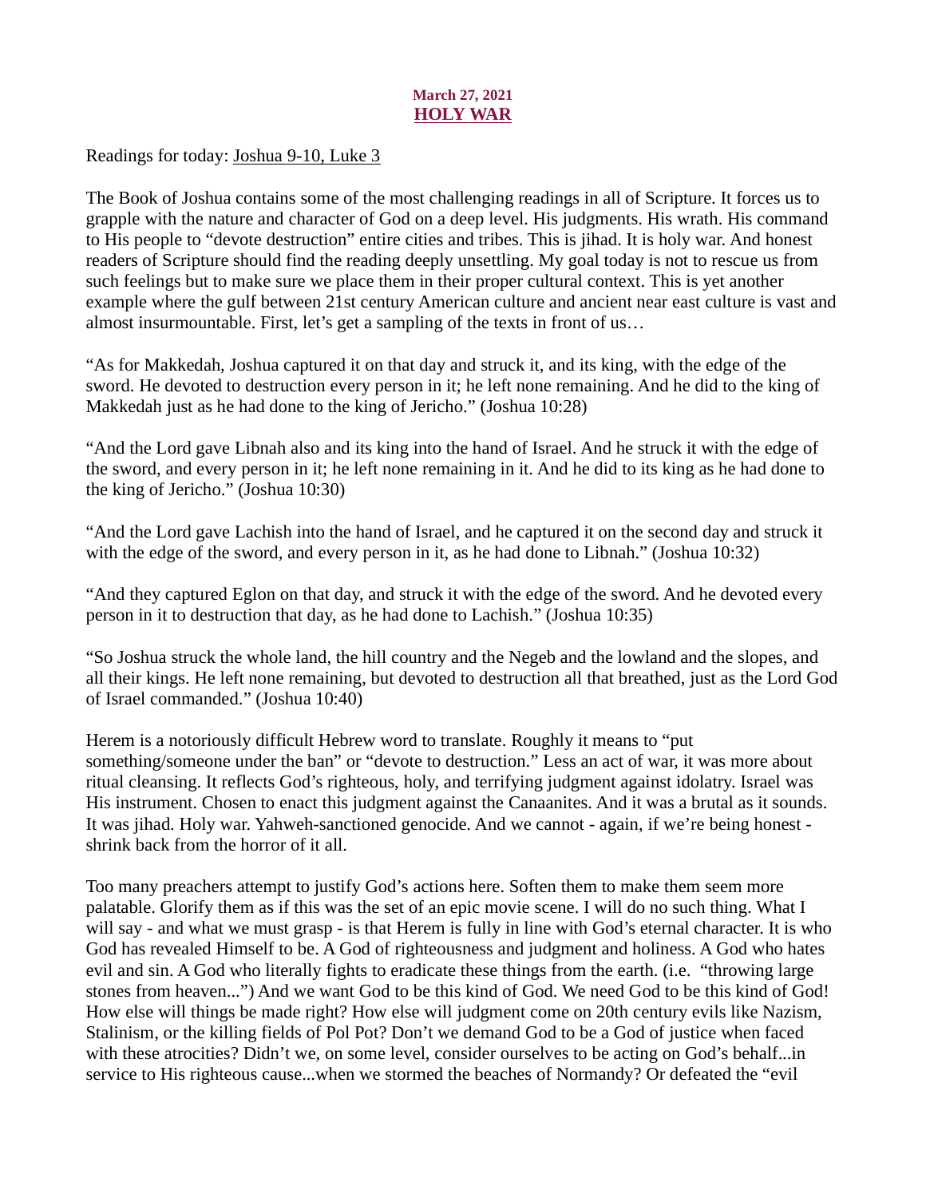**March 27, 2021**
**HOLY WAR**

Readings for today: Joshua 9-10, Luke 3

The Book of Joshua contains some of the most challenging readings in all of Scripture. It forces us to grapple with the nature and character of God on a deep level. His judgments. His wrath. His command to His people to "devote destruction" entire cities and tribes. This is jihad. It is holy war. And honest readers of Scripture should find the reading deeply unsettling. My goal today is not to rescue us from such feelings but to make sure we place them in their proper cultural context. This is yet another example where the gulf between 21st century American culture and ancient near east culture is vast and almost insurmountable. First, let's get a sampling of the texts in front of us…

"As for Makkedah, Joshua captured it on that day and struck it, and its king, with the edge of the sword. He devoted to destruction every person in it; he left none remaining. And he did to the king of Makkedah just as he had done to the king of Jericho." (Joshua 10:28)

"And the Lord gave Libnah also and its king into the hand of Israel. And he struck it with the edge of the sword, and every person in it; he left none remaining in it. And he did to its king as he had done to the king of Jericho." (Joshua 10:30)

"And the Lord gave Lachish into the hand of Israel, and he captured it on the second day and struck it with the edge of the sword, and every person in it, as he had done to Libnah." (Joshua 10:32)

"And they captured Eglon on that day, and struck it with the edge of the sword. And he devoted every person in it to destruction that day, as he had done to Lachish." (Joshua 10:35)

"So Joshua struck the whole land, the hill country and the Negeb and the lowland and the slopes, and all their kings. He left none remaining, but devoted to destruction all that breathed, just as the Lord God of Israel commanded." (Joshua 10:40)

Herem is a notoriously difficult Hebrew word to translate. Roughly it means to "put something/someone under the ban" or "devote to destruction." Less an act of war, it was more about ritual cleansing. It reflects God's righteous, holy, and terrifying judgment against idolatry. Israel was His instrument. Chosen to enact this judgment against the Canaanites. And it was a brutal as it sounds. It was jihad. Holy war. Yahweh-sanctioned genocide. And we cannot - again, if we're being honest - shrink back from the horror of it all.

Too many preachers attempt to justify God's actions here. Soften them to make them seem more palatable. Glorify them as if this was the set of an epic movie scene. I will do no such thing. What I will say - and what we must grasp - is that Herem is fully in line with God's eternal character. It is who God has revealed Himself to be. A God of righteousness and judgment and holiness. A God who hates evil and sin. A God who literally fights to eradicate these things from the earth. (i.e. "throwing large stones from heaven...") And we want God to be this kind of God. We need God to be this kind of God! How else will things be made right? How else will judgment come on 20th century evils like Nazism, Stalinism, or the killing fields of Pol Pot? Don't we demand God to be a God of justice when faced with these atrocities? Didn't we, on some level, consider ourselves to be acting on God's behalf...in service to His righteous cause...when we stormed the beaches of Normandy? Or defeated the "evil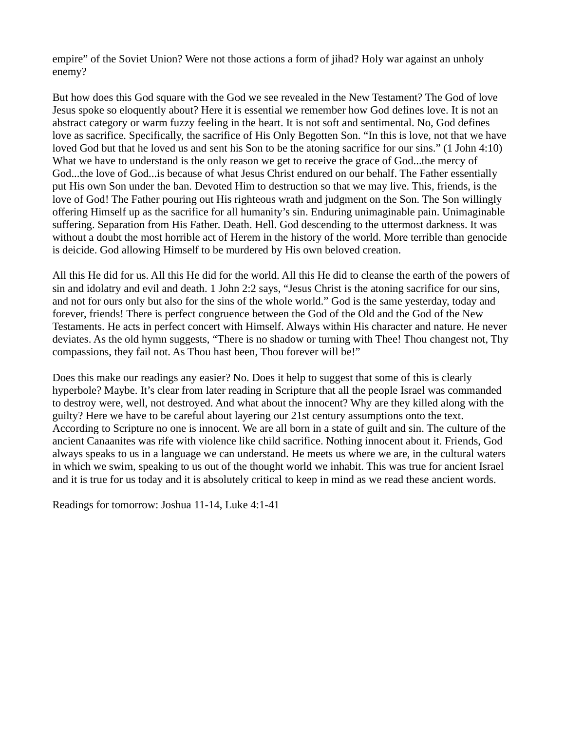empire" of the Soviet Union? Were not those actions a form of jihad? Holy war against an unholy enemy?

But how does this God square with the God we see revealed in the New Testament? The God of love Jesus spoke so eloquently about? Here it is essential we remember how God defines love. It is not an abstract category or warm fuzzy feeling in the heart. It is not soft and sentimental. No, God defines love as sacrifice. Specifically, the sacrifice of His Only Begotten Son. "In this is love, not that we have loved God but that he loved us and sent his Son to be the atoning sacrifice for our sins." (1 John 4:10) What we have to understand is the only reason we get to receive the grace of God...the mercy of God...the love of God...is because of what Jesus Christ endured on our behalf. The Father essentially put His own Son under the ban. Devoted Him to destruction so that we may live. This, friends, is the love of God! The Father pouring out His righteous wrath and judgment on the Son. The Son willingly offering Himself up as the sacrifice for all humanity's sin. Enduring unimaginable pain. Unimaginable suffering. Separation from His Father. Death. Hell. God descending to the uttermost darkness. It was without a doubt the most horrible act of Herem in the history of the world. More terrible than genocide is deicide. God allowing Himself to be murdered by His own beloved creation.

All this He did for us. All this He did for the world. All this He did to cleanse the earth of the powers of sin and idolatry and evil and death. 1 John 2:2 says, "Jesus Christ is the atoning sacrifice for our sins, and not for ours only but also for the sins of the whole world." God is the same yesterday, today and forever, friends! There is perfect congruence between the God of the Old and the God of the New Testaments. He acts in perfect concert with Himself. Always within His character and nature. He never deviates. As the old hymn suggests, "There is no shadow or turning with Thee! Thou changest not, Thy compassions, they fail not. As Thou hast been, Thou forever will be!"

Does this make our readings any easier? No. Does it help to suggest that some of this is clearly hyperbole? Maybe. It's clear from later reading in Scripture that all the people Israel was commanded to destroy were, well, not destroyed. And what about the innocent? Why are they killed along with the guilty? Here we have to be careful about layering our 21st century assumptions onto the text. According to Scripture no one is innocent. We are all born in a state of guilt and sin. The culture of the ancient Canaanites was rife with violence like child sacrifice. Nothing innocent about it. Friends, God always speaks to us in a language we can understand. He meets us where we are, in the cultural waters in which we swim, speaking to us out of the thought world we inhabit. This was true for ancient Israel and it is true for us today and it is absolutely critical to keep in mind as we read these ancient words.

Readings for tomorrow: Joshua 11-14, Luke 4:1-41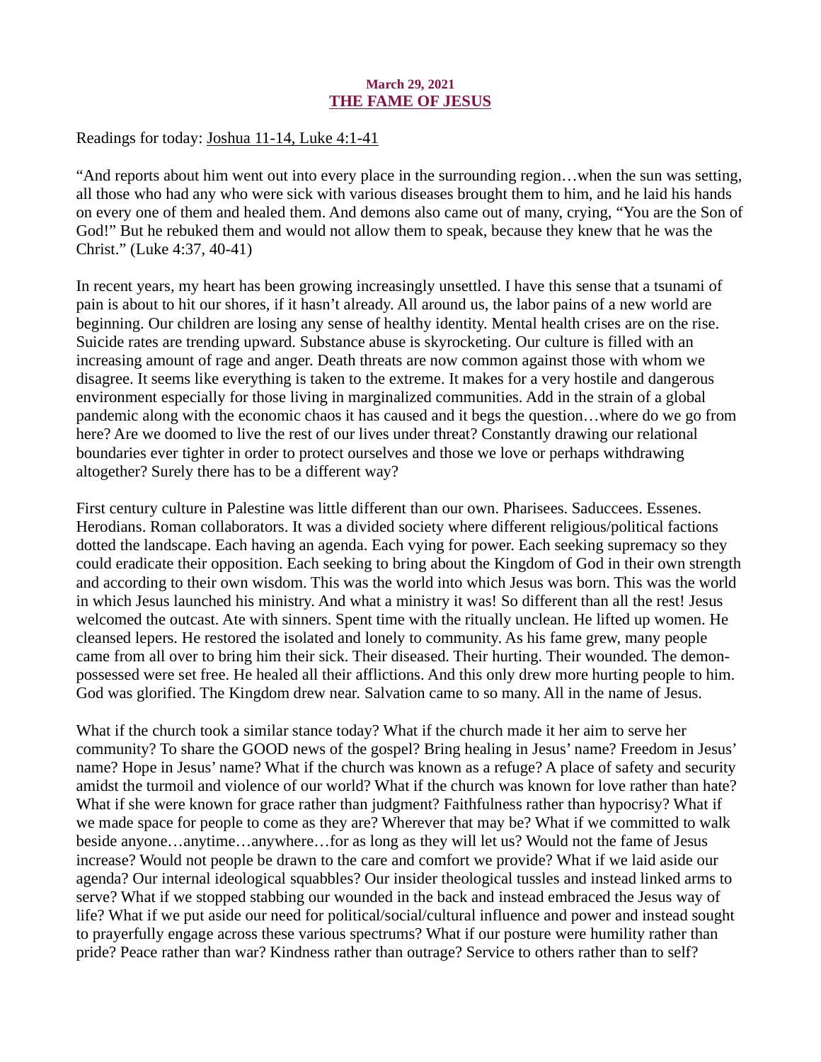**March 29, 2021**

## THE FAME OF JESUS

Readings for today: Joshua 11-14, Luke 4:1-41

"And reports about him went out into every place in the surrounding region…when the sun was setting, all those who had any who were sick with various diseases brought them to him, and he laid his hands on every one of them and healed them. And demons also came out of many, crying, "You are the Son of God!" But he rebuked them and would not allow them to speak, because they knew that he was the Christ." (Luke 4:37, 40-41)

In recent years, my heart has been growing increasingly unsettled. I have this sense that a tsunami of pain is about to hit our shores, if it hasn't already. All around us, the labor pains of a new world are beginning. Our children are losing any sense of healthy identity. Mental health crises are on the rise. Suicide rates are trending upward. Substance abuse is skyrocketing. Our culture is filled with an increasing amount of rage and anger. Death threats are now common against those with whom we disagree. It seems like everything is taken to the extreme. It makes for a very hostile and dangerous environment especially for those living in marginalized communities. Add in the strain of a global pandemic along with the economic chaos it has caused and it begs the question…where do we go from here? Are we doomed to live the rest of our lives under threat? Constantly drawing our relational boundaries ever tighter in order to protect ourselves and those we love or perhaps withdrawing altogether? Surely there has to be a different way?

First century culture in Palestine was little different than our own. Pharisees. Saduccees. Essenes. Herodians. Roman collaborators. It was a divided society where different religious/political factions dotted the landscape. Each having an agenda. Each vying for power. Each seeking supremacy so they could eradicate their opposition. Each seeking to bring about the Kingdom of God in their own strength and according to their own wisdom. This was the world into which Jesus was born. This was the world in which Jesus launched his ministry. And what a ministry it was! So different than all the rest! Jesus welcomed the outcast. Ate with sinners. Spent time with the ritually unclean. He lifted up women. He cleansed lepers. He restored the isolated and lonely to community. As his fame grew, many people came from all over to bring him their sick. Their diseased. Their hurting. Their wounded. The demon-possessed were set free. He healed all their afflictions. And this only drew more hurting people to him. God was glorified. The Kingdom drew near. Salvation came to so many. All in the name of Jesus.

What if the church took a similar stance today? What if the church made it her aim to serve her community? To share the GOOD news of the gospel? Bring healing in Jesus' name? Freedom in Jesus' name? Hope in Jesus' name? What if the church was known as a refuge? A place of safety and security amidst the turmoil and violence of our world? What if the church was known for love rather than hate? What if she were known for grace rather than judgment? Faithfulness rather than hypocrisy? What if we made space for people to come as they are? Wherever that may be? What if we committed to walk beside anyone…anytime…anywhere…for as long as they will let us? Would not the fame of Jesus increase? Would not people be drawn to the care and comfort we provide? What if we laid aside our agenda? Our internal ideological squabbles? Our insider theological tussles and instead linked arms to serve? What if we stopped stabbing our wounded in the back and instead embraced the Jesus way of life? What if we put aside our need for political/social/cultural influence and power and instead sought to prayerfully engage across these various spectrums? What if our posture were humility rather than pride? Peace rather than war? Kindness rather than outrage? Service to others rather than to self?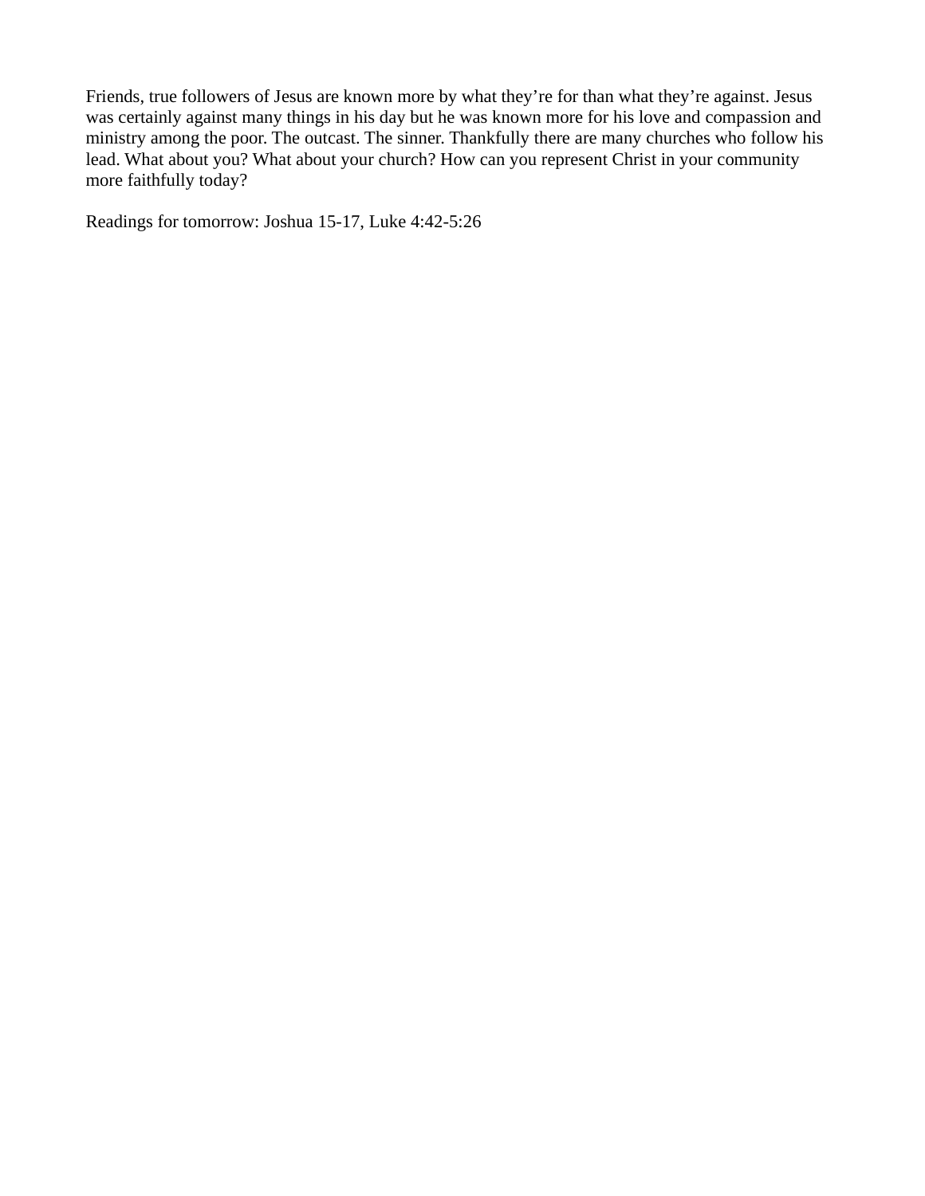Friends, true followers of Jesus are known more by what they're for than what they're against. Jesus was certainly against many things in his day but he was known more for his love and compassion and ministry among the poor. The outcast. The sinner. Thankfully there are many churches who follow his lead. What about you? What about your church? How can you represent Christ in your community more faithfully today?

Readings for tomorrow: Joshua 15-17, Luke 4:42-5:26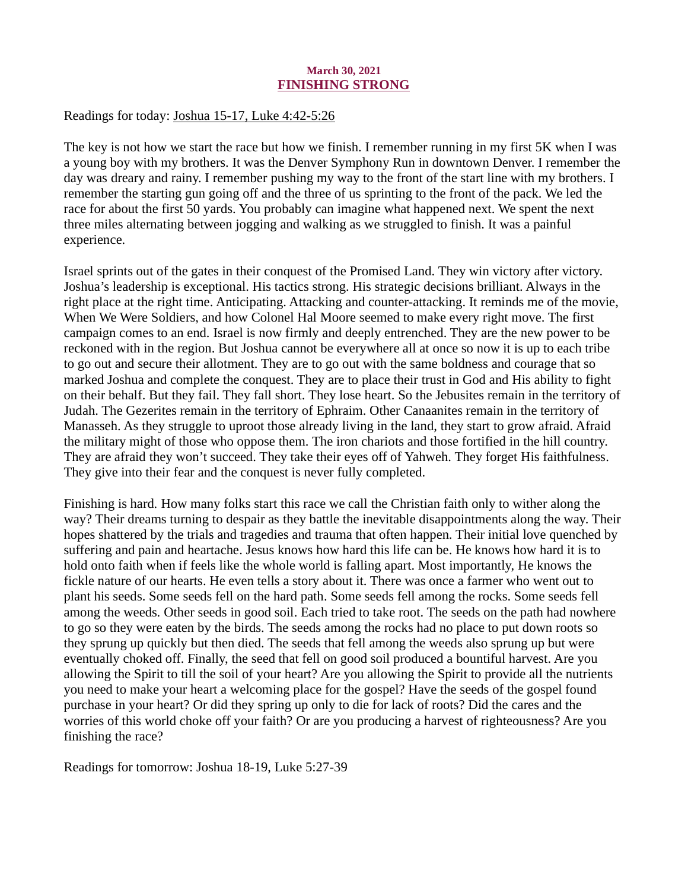**March 30, 2021**

# FINISHING STRONG

Readings for today: Joshua 15-17, Luke 4:42-5:26

The key is not how we start the race but how we finish. I remember running in my first 5K when I was a young boy with my brothers. It was the Denver Symphony Run in downtown Denver. I remember the day was dreary and rainy. I remember pushing my way to the front of the start line with my brothers. I remember the starting gun going off and the three of us sprinting to the front of the pack. We led the race for about the first 50 yards. You probably can imagine what happened next. We spent the next three miles alternating between jogging and walking as we struggled to finish. It was a painful experience.

Israel sprints out of the gates in their conquest of the Promised Land. They win victory after victory. Joshua's leadership is exceptional. His tactics strong. His strategic decisions brilliant. Always in the right place at the right time. Anticipating. Attacking and counter-attacking. It reminds me of the movie, When We Were Soldiers, and how Colonel Hal Moore seemed to make every right move. The first campaign comes to an end. Israel is now firmly and deeply entrenched. They are the new power to be reckoned with in the region. But Joshua cannot be everywhere all at once so now it is up to each tribe to go out and secure their allotment. They are to go out with the same boldness and courage that so marked Joshua and complete the conquest. They are to place their trust in God and His ability to fight on their behalf. But they fail. They fall short. They lose heart. So the Jebusites remain in the territory of Judah. The Gezerites remain in the territory of Ephraim. Other Canaanites remain in the territory of Manasseh. As they struggle to uproot those already living in the land, they start to grow afraid. Afraid the military might of those who oppose them. The iron chariots and those fortified in the hill country. They are afraid they won't succeed. They take their eyes off of Yahweh. They forget His faithfulness. They give into their fear and the conquest is never fully completed.

Finishing is hard. How many folks start this race we call the Christian faith only to wither along the way? Their dreams turning to despair as they battle the inevitable disappointments along the way. Their hopes shattered by the trials and tragedies and trauma that often happen. Their initial love quenched by suffering and pain and heartache. Jesus knows how hard this life can be. He knows how hard it is to hold onto faith when if feels like the whole world is falling apart. Most importantly, He knows the fickle nature of our hearts. He even tells a story about it. There was once a farmer who went out to plant his seeds. Some seeds fell on the hard path. Some seeds fell among the rocks. Some seeds fell among the weeds. Other seeds in good soil. Each tried to take root. The seeds on the path had nowhere to go so they were eaten by the birds. The seeds among the rocks had no place to put down roots so they sprung up quickly but then died. The seeds that fell among the weeds also sprung up but were eventually choked off. Finally, the seed that fell on good soil produced a bountiful harvest. Are you allowing the Spirit to till the soil of your heart? Are you allowing the Spirit to provide all the nutrients you need to make your heart a welcoming place for the gospel? Have the seeds of the gospel found purchase in your heart? Or did they spring up only to die for lack of roots? Did the cares and the worries of this world choke off your faith? Or are you producing a harvest of righteousness? Are you finishing the race?

Readings for tomorrow: Joshua 18-19, Luke 5:27-39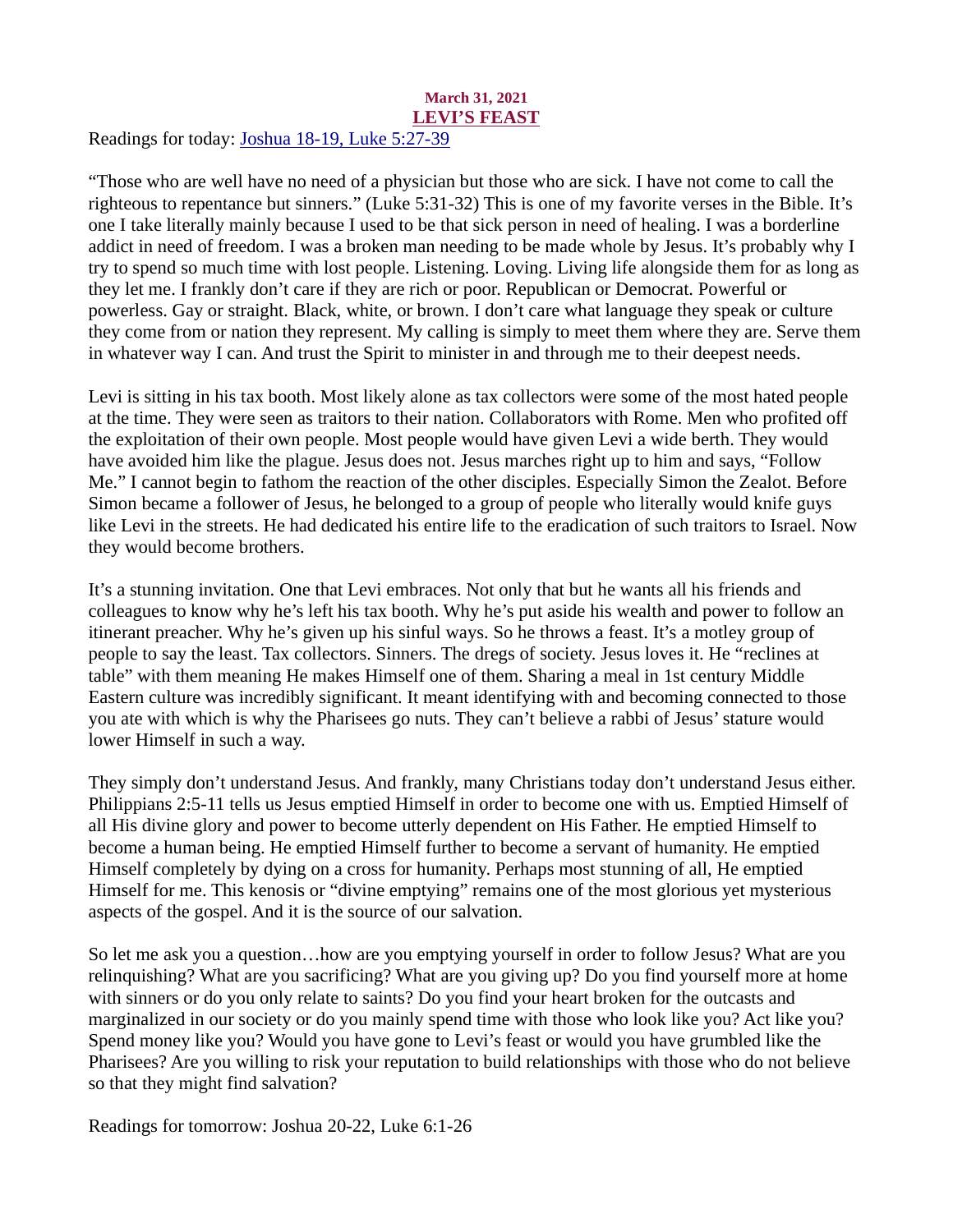**March 31, 2021**

# LEVI'S FEAST

Readings for today: Joshua 18-19, Luke 5:27-39

"Those who are well have no need of a physician but those who are sick. I have not come to call the righteous to repentance but sinners." (Luke 5:31-32) This is one of my favorite verses in the Bible. It's one I take literally mainly because I used to be that sick person in need of healing. I was a borderline addict in need of freedom. I was a broken man needing to be made whole by Jesus. It's probably why I try to spend so much time with lost people. Listening. Loving. Living life alongside them for as long as they let me. I frankly don't care if they are rich or poor. Republican or Democrat. Powerful or powerless. Gay or straight. Black, white, or brown. I don't care what language they speak or culture they come from or nation they represent. My calling is simply to meet them where they are. Serve them in whatever way I can. And trust the Spirit to minister in and through me to their deepest needs.

Levi is sitting in his tax booth. Most likely alone as tax collectors were some of the most hated people at the time. They were seen as traitors to their nation. Collaborators with Rome. Men who profited off the exploitation of their own people. Most people would have given Levi a wide berth. They would have avoided him like the plague. Jesus does not. Jesus marches right up to him and says, "Follow Me." I cannot begin to fathom the reaction of the other disciples. Especially Simon the Zealot. Before Simon became a follower of Jesus, he belonged to a group of people who literally would knife guys like Levi in the streets. He had dedicated his entire life to the eradication of such traitors to Israel. Now they would become brothers.

It's a stunning invitation. One that Levi embraces. Not only that but he wants all his friends and colleagues to know why he's left his tax booth. Why he's put aside his wealth and power to follow an itinerant preacher. Why he's given up his sinful ways. So he throws a feast. It's a motley group of people to say the least. Tax collectors. Sinners. The dregs of society. Jesus loves it. He "reclines at table" with them meaning He makes Himself one of them. Sharing a meal in 1st century Middle Eastern culture was incredibly significant. It meant identifying with and becoming connected to those you ate with which is why the Pharisees go nuts. They can't believe a rabbi of Jesus' stature would lower Himself in such a way.

They simply don't understand Jesus. And frankly, many Christians today don't understand Jesus either. Philippians 2:5-11 tells us Jesus emptied Himself in order to become one with us. Emptied Himself of all His divine glory and power to become utterly dependent on His Father. He emptied Himself to become a human being. He emptied Himself further to become a servant of humanity. He emptied Himself completely by dying on a cross for humanity. Perhaps most stunning of all, He emptied Himself for me. This kenosis or "divine emptying" remains one of the most glorious yet mysterious aspects of the gospel. And it is the source of our salvation.

So let me ask you a question…how are you emptying yourself in order to follow Jesus? What are you relinquishing? What are you sacrificing? What are you giving up? Do you find yourself more at home with sinners or do you only relate to saints? Do you find your heart broken for the outcasts and marginalized in our society or do you mainly spend time with those who look like you? Act like you? Spend money like you? Would you have gone to Levi's feast or would you have grumbled like the Pharisees? Are you willing to risk your reputation to build relationships with those who do not believe so that they might find salvation?

Readings for tomorrow: Joshua 20-22, Luke 6:1-26